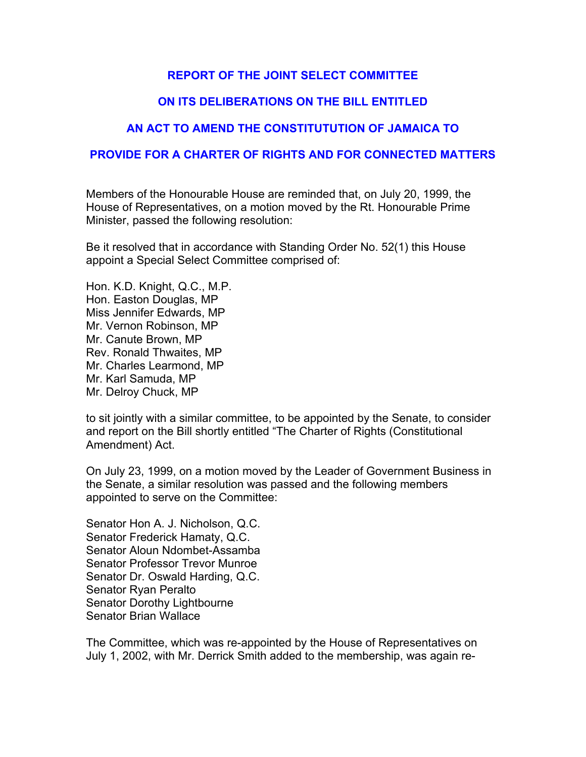# REPORT OF THE JOINT SELECT COMMITTEE

# ON ITS DELIBERATIONS ON THE BILL ENTITLED

# AN ACT TO AMEND THE CONSTITUTUTION OF JAMAICA TO

# PROVIDE FOR A CHARTER OF RIGHTS AND FOR CONNECTED MATTERS

Members of the Honourable House are reminded that, on July 20, 1999, the House of Representatives, on a motion moved by the Rt. Honourable Prime Minister, passed the following resolution:

Be it resolved that in accordance with Standing Order No. 52(1) this House appoint a Special Select Committee comprised of:

Hon. K.D. Knight, Q.C., M.P.
Hon. Easton Douglas, MP
Miss Jennifer Edwards, MP
Mr. Vernon Robinson, MP
Mr. Canute Brown, MP
Rev. Ronald Thwaites, MP
Mr. Charles Learmond, MP
Mr. Karl Samuda, MP
Mr. Delroy Chuck, MP

to sit jointly with a similar committee, to be appointed by the Senate, to consider and report on the Bill shortly entitled "The Charter of Rights (Constitutional Amendment) Act.

On July 23, 1999, on a motion moved by the Leader of Government Business in the Senate, a similar resolution was passed and the following members appointed to serve on the Committee:

Senator Hon A. J. Nicholson, Q.C.
Senator Frederick Hamaty, Q.C.
Senator Aloun Ndombet-Assamba
Senator Professor Trevor Munroe
Senator Dr. Oswald Harding, Q.C.
Senator Ryan Peralto
Senator Dorothy Lightbourne
Senator Brian Wallace

The Committee, which was re-appointed by the House of Representatives on July 1, 2002, with Mr. Derrick Smith added to the membership, was again re-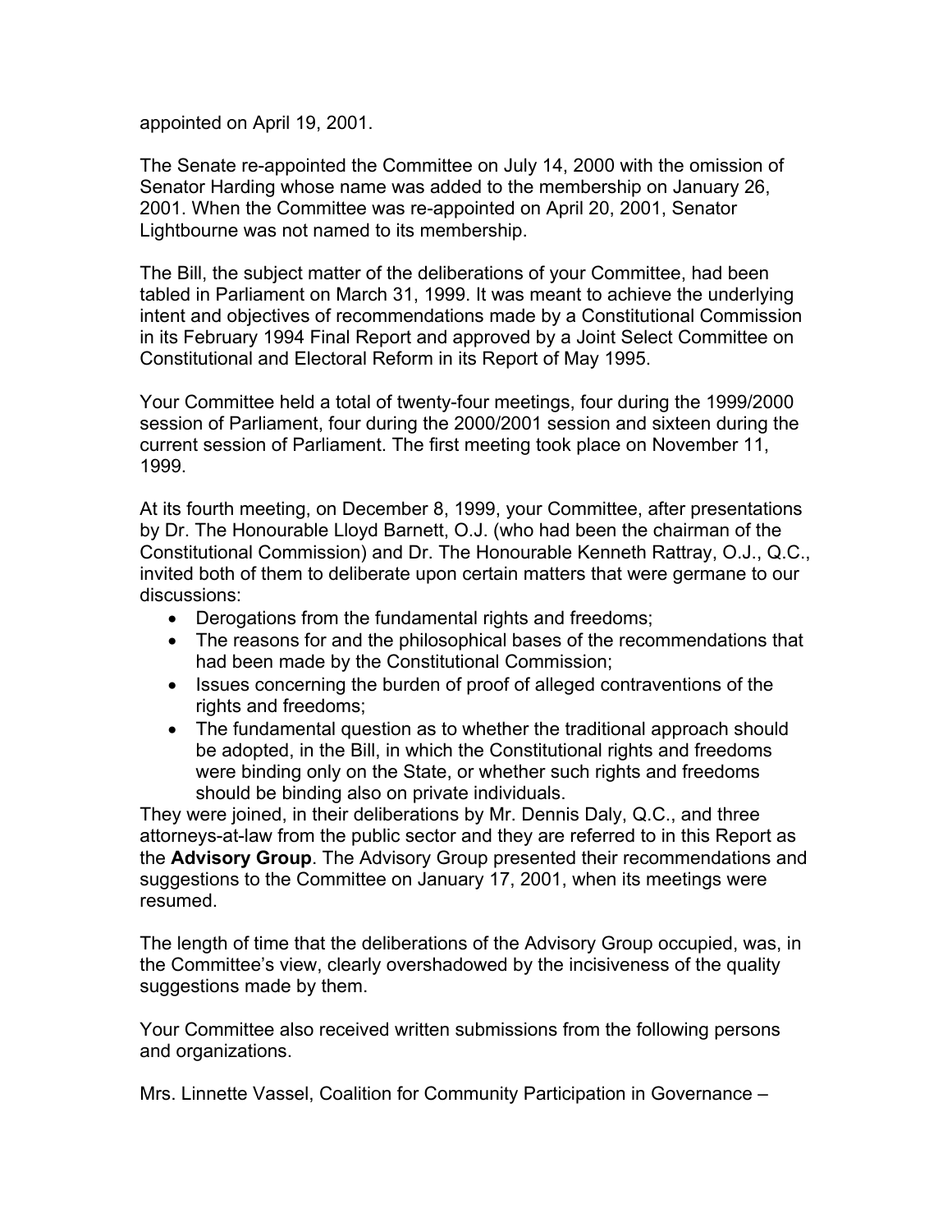appointed on April 19, 2001.

The Senate re-appointed the Committee on July 14, 2000 with the omission of Senator Harding whose name was added to the membership on January 26, 2001. When the Committee was re-appointed on April 20, 2001, Senator Lightbourne was not named to its membership.

The Bill, the subject matter of the deliberations of your Committee, had been tabled in Parliament on March 31, 1999. It was meant to achieve the underlying intent and objectives of recommendations made by a Constitutional Commission in its February 1994 Final Report and approved by a Joint Select Committee on Constitutional and Electoral Reform in its Report of May 1995.

Your Committee held a total of twenty-four meetings, four during the 1999/2000 session of Parliament, four during the 2000/2001 session and sixteen during the current session of Parliament. The first meeting took place on November 11, 1999.

At its fourth meeting, on December 8, 1999, your Committee, after presentations by Dr. The Honourable Lloyd Barnett, O.J. (who had been the chairman of the Constitutional Commission) and Dr. The Honourable Kenneth Rattray, O.J., Q.C., invited both of them to deliberate upon certain matters that were germane to our discussions:

- Derogations from the fundamental rights and freedoms;
- The reasons for and the philosophical bases of the recommendations that had been made by the Constitutional Commission;
- Issues concerning the burden of proof of alleged contraventions of the rights and freedoms;
- The fundamental question as to whether the traditional approach should be adopted, in the Bill, in which the Constitutional rights and freedoms were binding only on the State, or whether such rights and freedoms should be binding also on private individuals.

They were joined, in their deliberations by Mr. Dennis Daly, Q.C., and three attorneys-at-law from the public sector and they are referred to in this Report as the **Advisory Group**. The Advisory Group presented their recommendations and suggestions to the Committee on January 17, 2001, when its meetings were resumed.

The length of time that the deliberations of the Advisory Group occupied, was, in the Committee's view, clearly overshadowed by the incisiveness of the quality suggestions made by them.

Your Committee also received written submissions from the following persons and organizations.

Mrs. Linnette Vassel, Coalition for Community Participation in Governance –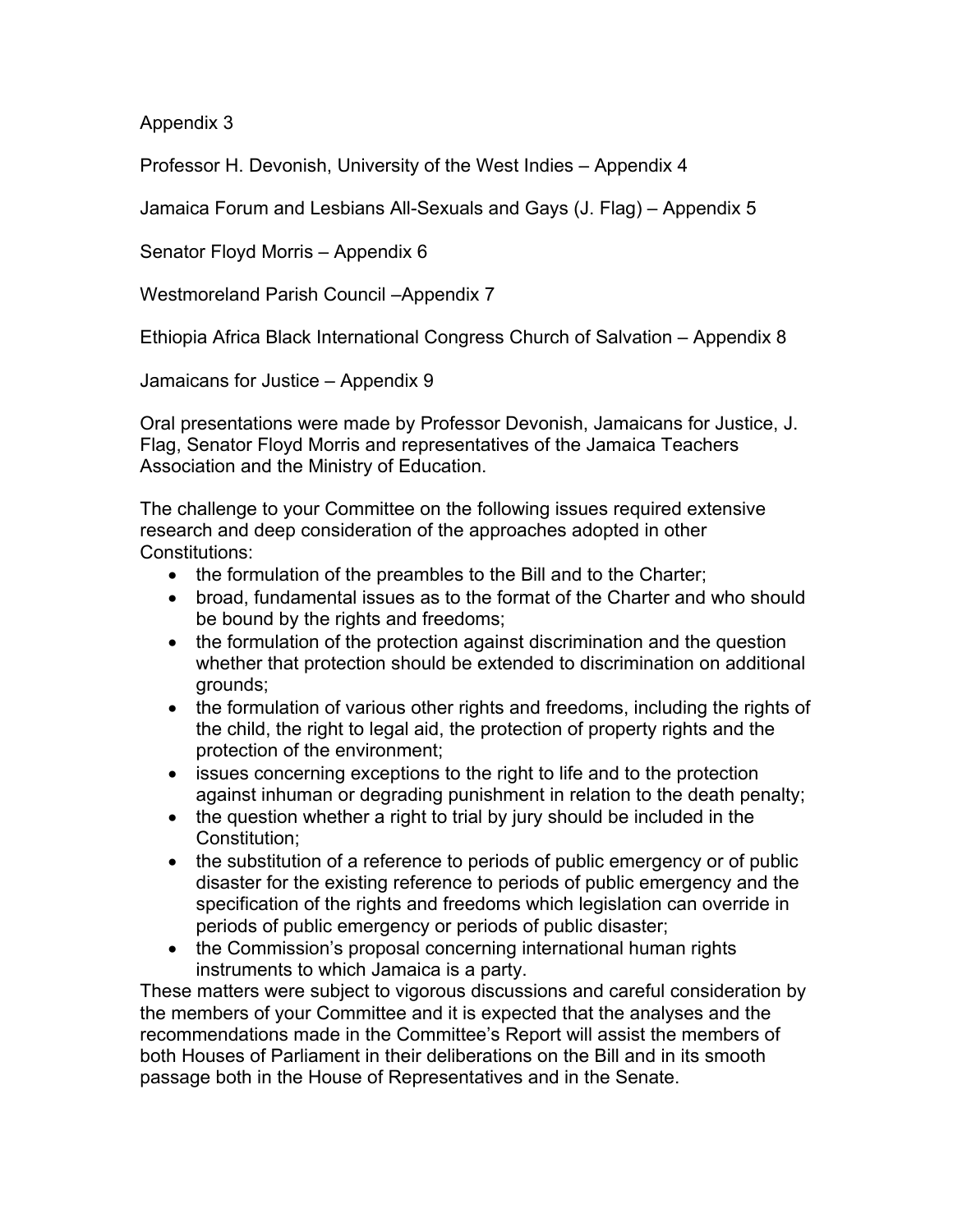Appendix 3

Professor H. Devonish, University of the West Indies – Appendix 4

Jamaica Forum and Lesbians All-Sexuals and Gays (J. Flag) – Appendix 5

Senator Floyd Morris – Appendix 6

Westmoreland Parish Council –Appendix 7

Ethiopia Africa Black International Congress Church of Salvation – Appendix 8

Jamaicans for Justice – Appendix 9

Oral presentations were made by Professor Devonish, Jamaicans for Justice, J. Flag, Senator Floyd Morris and representatives of the Jamaica Teachers Association and the Ministry of Education.

The challenge to your Committee on the following issues required extensive research and deep consideration of the approaches adopted in other Constitutions:

- the formulation of the preambles to the Bill and to the Charter;
- broad, fundamental issues as to the format of the Charter and who should be bound by the rights and freedoms;
- the formulation of the protection against discrimination and the question whether that protection should be extended to discrimination on additional grounds;
- the formulation of various other rights and freedoms, including the rights of the child, the right to legal aid, the protection of property rights and the protection of the environment;
- issues concerning exceptions to the right to life and to the protection against inhuman or degrading punishment in relation to the death penalty;
- the question whether a right to trial by jury should be included in the Constitution;
- the substitution of a reference to periods of public emergency or of public disaster for the existing reference to periods of public emergency and the specification of the rights and freedoms which legislation can override in periods of public emergency or periods of public disaster;
- the Commission's proposal concerning international human rights instruments to which Jamaica is a party.

These matters were subject to vigorous discussions and careful consideration by the members of your Committee and it is expected that the analyses and the recommendations made in the Committee's Report will assist the members of both Houses of Parliament in their deliberations on the Bill and in its smooth passage both in the House of Representatives and in the Senate.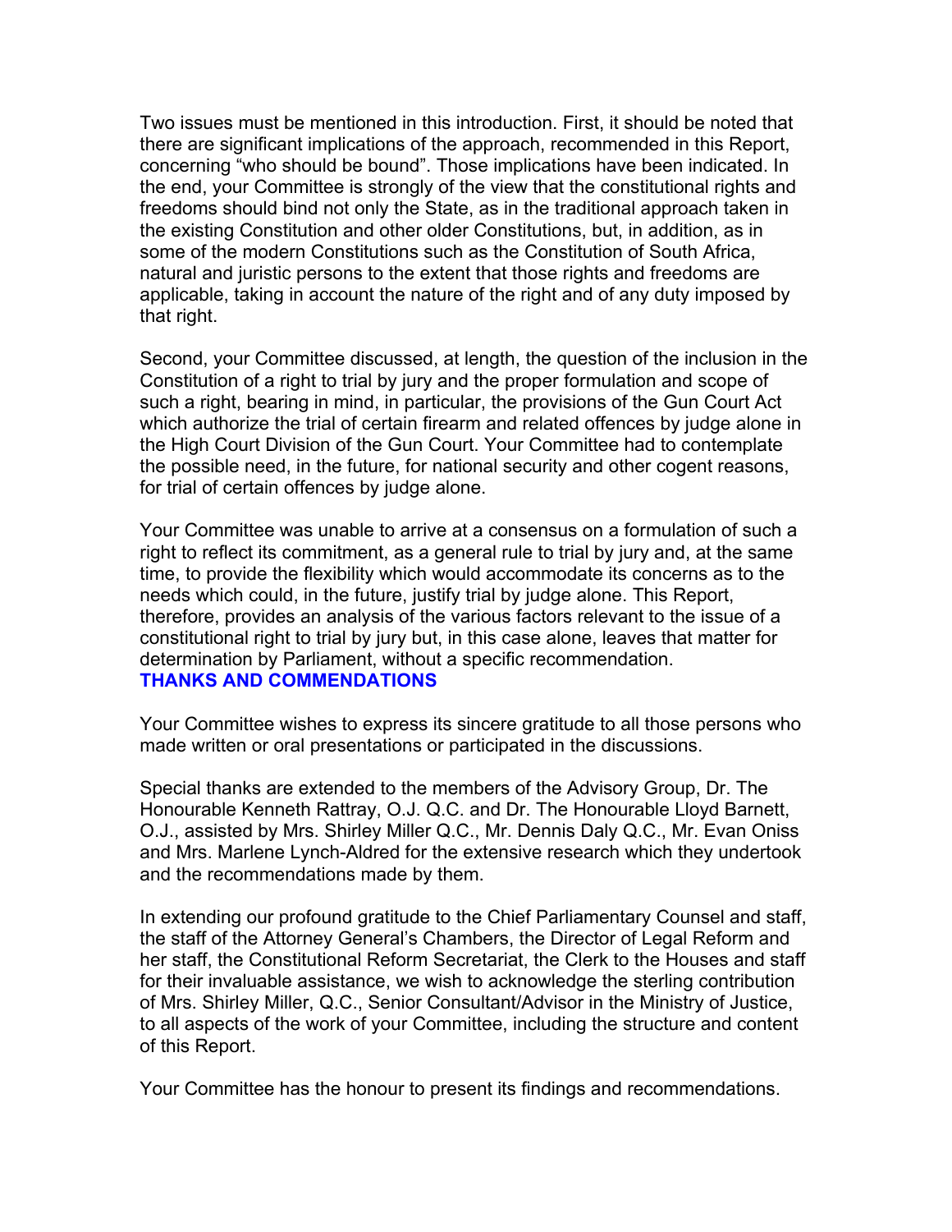Two issues must be mentioned in this introduction. First, it should be noted that there are significant implications of the approach, recommended in this Report, concerning "who should be bound". Those implications have been indicated. In the end, your Committee is strongly of the view that the constitutional rights and freedoms should bind not only the State, as in the traditional approach taken in the existing Constitution and other older Constitutions, but, in addition, as in some of the modern Constitutions such as the Constitution of South Africa, natural and juristic persons to the extent that those rights and freedoms are applicable, taking in account the nature of the right and of any duty imposed by that right.

Second, your Committee discussed, at length, the question of the inclusion in the Constitution of a right to trial by jury and the proper formulation and scope of such a right, bearing in mind, in particular, the provisions of the Gun Court Act which authorize the trial of certain firearm and related offences by judge alone in the High Court Division of the Gun Court. Your Committee had to contemplate the possible need, in the future, for national security and other cogent reasons, for trial of certain offences by judge alone.

Your Committee was unable to arrive at a consensus on a formulation of such a right to reflect its commitment, as a general rule to trial by jury and, at the same time, to provide the flexibility which would accommodate its concerns as to the needs which could, in the future, justify trial by judge alone. This Report, therefore, provides an analysis of the various factors relevant to the issue of a constitutional right to trial by jury but, in this case alone, leaves that matter for determination by Parliament, without a specific recommendation.

## THANKS AND COMMENDATIONS

Your Committee wishes to express its sincere gratitude to all those persons who made written or oral presentations or participated in the discussions.

Special thanks are extended to the members of the Advisory Group, Dr. The Honourable Kenneth Rattray, O.J. Q.C. and Dr. The Honourable Lloyd Barnett, O.J., assisted by Mrs. Shirley Miller Q.C., Mr. Dennis Daly Q.C., Mr. Evan Oniss and Mrs. Marlene Lynch-Aldred for the extensive research which they undertook and the recommendations made by them.

In extending our profound gratitude to the Chief Parliamentary Counsel and staff, the staff of the Attorney General's Chambers, the Director of Legal Reform and her staff, the Constitutional Reform Secretariat, the Clerk to the Houses and staff for their invaluable assistance, we wish to acknowledge the sterling contribution of Mrs. Shirley Miller, Q.C., Senior Consultant/Advisor in the Ministry of Justice, to all aspects of the work of your Committee, including the structure and content of this Report.

Your Committee has the honour to present its findings and recommendations.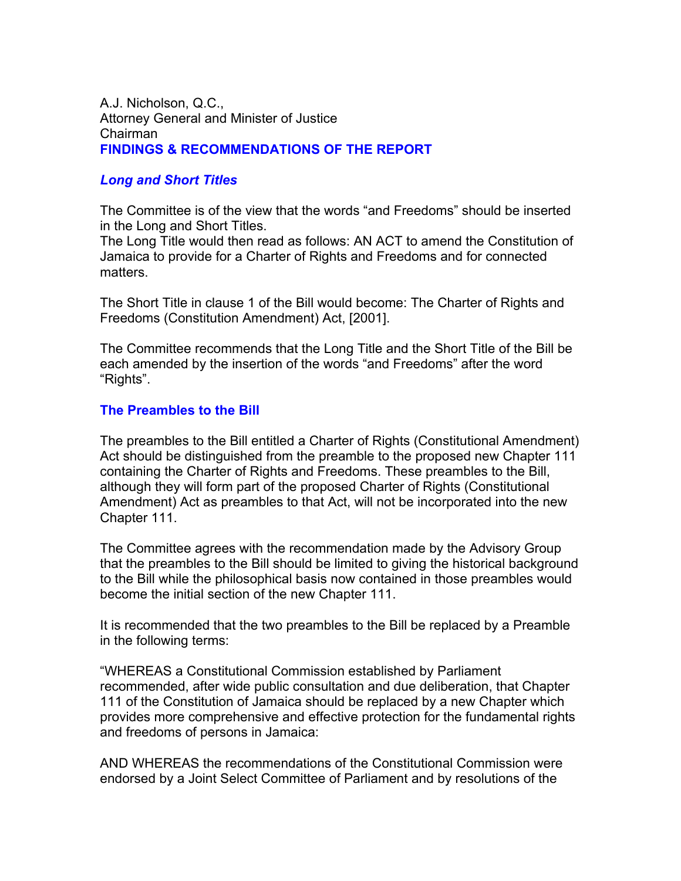A.J. Nicholson, Q.C.,
Attorney General and Minister of Justice
Chairman

## FINDINGS & RECOMMENDATIONS OF THE REPORT

### *Long and Short Titles*

The Committee is of the view that the words "and Freedoms" should be inserted in the Long and Short Titles.
The Long Title would then read as follows: AN ACT to amend the Constitution of Jamaica to provide for a Charter of Rights and Freedoms and for connected matters.

The Short Title in clause 1 of the Bill would become: The Charter of Rights and Freedoms (Constitution Amendment) Act, [2001].

The Committee recommends that the Long Title and the Short Title of the Bill be each amended by the insertion of the words "and Freedoms" after the word "Rights".

### The Preambles to the Bill

The preambles to the Bill entitled a Charter of Rights (Constitutional Amendment) Act should be distinguished from the preamble to the proposed new Chapter 111 containing the Charter of Rights and Freedoms. These preambles to the Bill, although they will form part of the proposed Charter of Rights (Constitutional Amendment) Act as preambles to that Act, will not be incorporated into the new Chapter 111.

The Committee agrees with the recommendation made by the Advisory Group that the preambles to the Bill should be limited to giving the historical background to the Bill while the philosophical basis now contained in those preambles would become the initial section of the new Chapter 111.

It is recommended that the two preambles to the Bill be replaced by a Preamble in the following terms:

"WHEREAS a Constitutional Commission established by Parliament recommended, after wide public consultation and due deliberation, that Chapter 111 of the Constitution of Jamaica should be replaced by a new Chapter which provides more comprehensive and effective protection for the fundamental rights and freedoms of persons in Jamaica:

AND WHEREAS the recommendations of the Constitutional Commission were endorsed by a Joint Select Committee of Parliament and by resolutions of the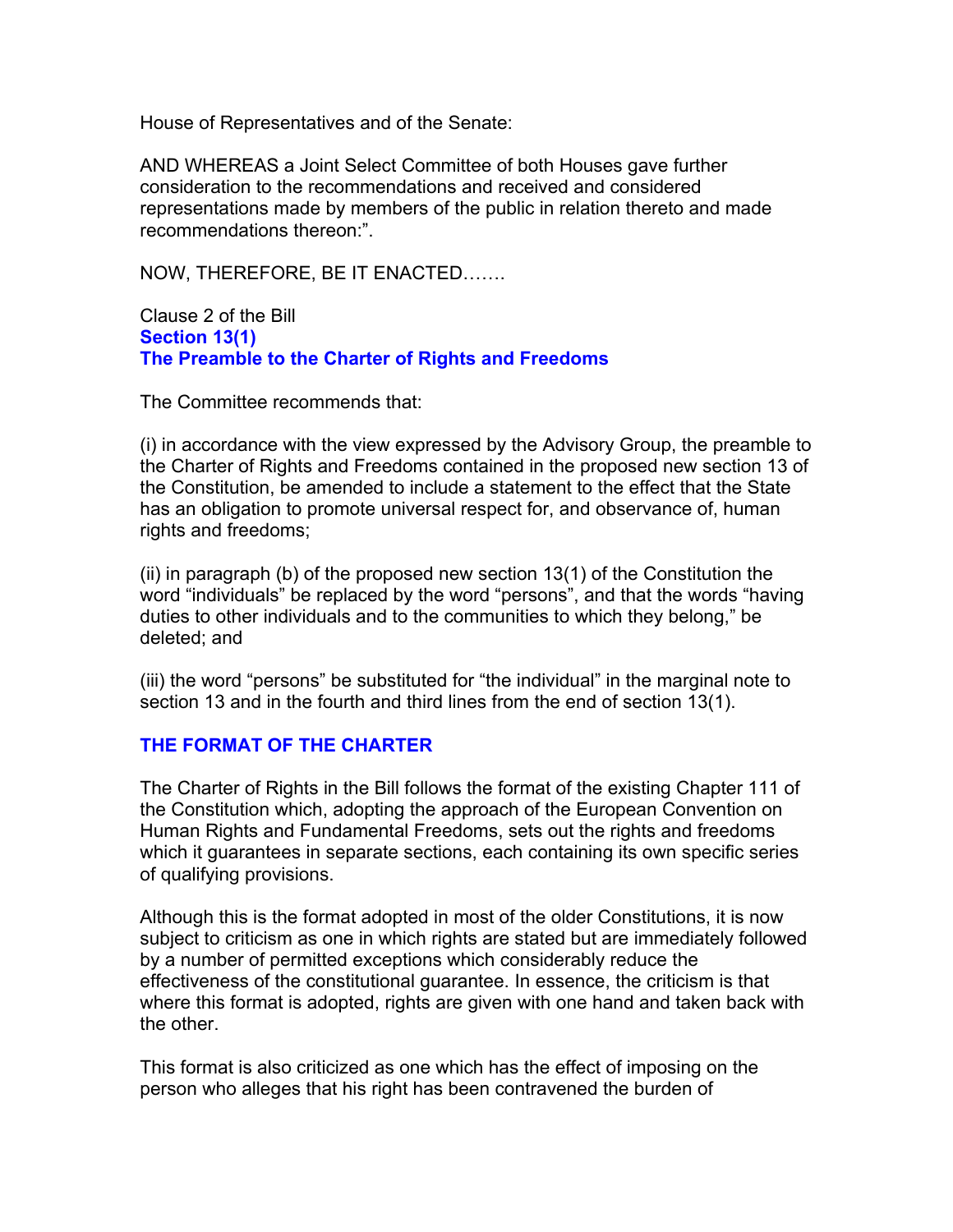House of Representatives and of the Senate:

AND WHEREAS a Joint Select Committee of both Houses gave further consideration to the recommendations and received and considered representations made by members of the public in relation thereto and made recommendations thereon:".

NOW, THEREFORE, BE IT ENACTED…….

Clause 2 of the Bill
**Section 13(1)**
**The Preamble to the Charter of Rights and Freedoms**

The Committee recommends that:

(i) in accordance with the view expressed by the Advisory Group, the preamble to the Charter of Rights and Freedoms contained in the proposed new section 13 of the Constitution, be amended to include a statement to the effect that the State has an obligation to promote universal respect for, and observance of, human rights and freedoms;

(ii) in paragraph (b) of the proposed new section 13(1) of the Constitution the word "individuals" be replaced by the word "persons", and that the words "having duties to other individuals and to the communities to which they belong," be deleted; and

(iii) the word "persons" be substituted for "the individual" in the marginal note to section 13 and in the fourth and third lines from the end of section 13(1).

## THE FORMAT OF THE CHARTER

The Charter of Rights in the Bill follows the format of the existing Chapter 111 of the Constitution which, adopting the approach of the European Convention on Human Rights and Fundamental Freedoms, sets out the rights and freedoms which it guarantees in separate sections, each containing its own specific series of qualifying provisions.

Although this is the format adopted in most of the older Constitutions, it is now subject to criticism as one in which rights are stated but are immediately followed by a number of permitted exceptions which considerably reduce the effectiveness of the constitutional guarantee. In essence, the criticism is that where this format is adopted, rights are given with one hand and taken back with the other.

This format is also criticized as one which has the effect of imposing on the person who alleges that his right has been contravened the burden of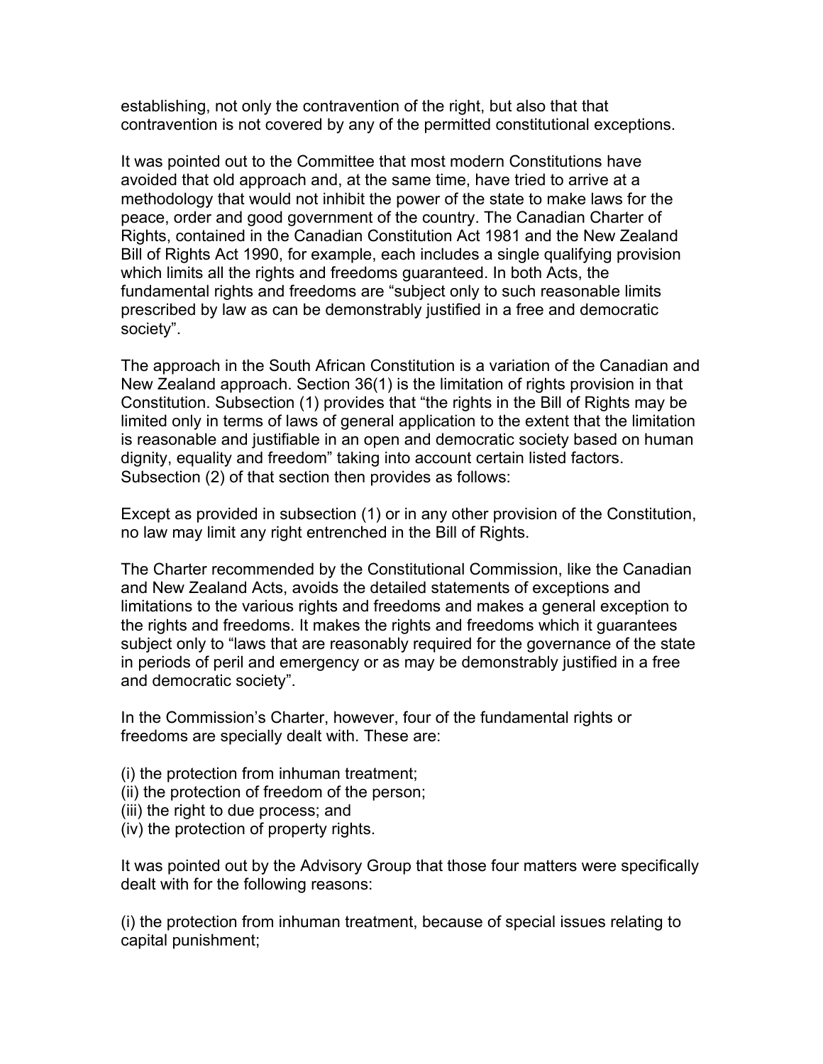establishing, not only the contravention of the right, but also that that contravention is not covered by any of the permitted constitutional exceptions.

It was pointed out to the Committee that most modern Constitutions have avoided that old approach and, at the same time, have tried to arrive at a methodology that would not inhibit the power of the state to make laws for the peace, order and good government of the country. The Canadian Charter of Rights, contained in the Canadian Constitution Act 1981 and the New Zealand Bill of Rights Act 1990, for example, each includes a single qualifying provision which limits all the rights and freedoms guaranteed. In both Acts, the fundamental rights and freedoms are "subject only to such reasonable limits prescribed by law as can be demonstrably justified in a free and democratic society".

The approach in the South African Constitution is a variation of the Canadian and New Zealand approach. Section 36(1) is the limitation of rights provision in that Constitution. Subsection (1) provides that "the rights in the Bill of Rights may be limited only in terms of laws of general application to the extent that the limitation is reasonable and justifiable in an open and democratic society based on human dignity, equality and freedom" taking into account certain listed factors. Subsection (2) of that section then provides as follows:

Except as provided in subsection (1) or in any other provision of the Constitution, no law may limit any right entrenched in the Bill of Rights.

The Charter recommended by the Constitutional Commission, like the Canadian and New Zealand Acts, avoids the detailed statements of exceptions and limitations to the various rights and freedoms and makes a general exception to the rights and freedoms. It makes the rights and freedoms which it guarantees subject only to "laws that are reasonably required for the governance of the state in periods of peril and emergency or as may be demonstrably justified in a free and democratic society".

In the Commission's Charter, however, four of the fundamental rights or freedoms are specially dealt with. These are:

(i) the protection from inhuman treatment;
(ii) the protection of freedom of the person;
(iii) the right to due process; and
(iv) the protection of property rights.

It was pointed out by the Advisory Group that those four matters were specifically dealt with for the following reasons:

(i) the protection from inhuman treatment, because of special issues relating to capital punishment;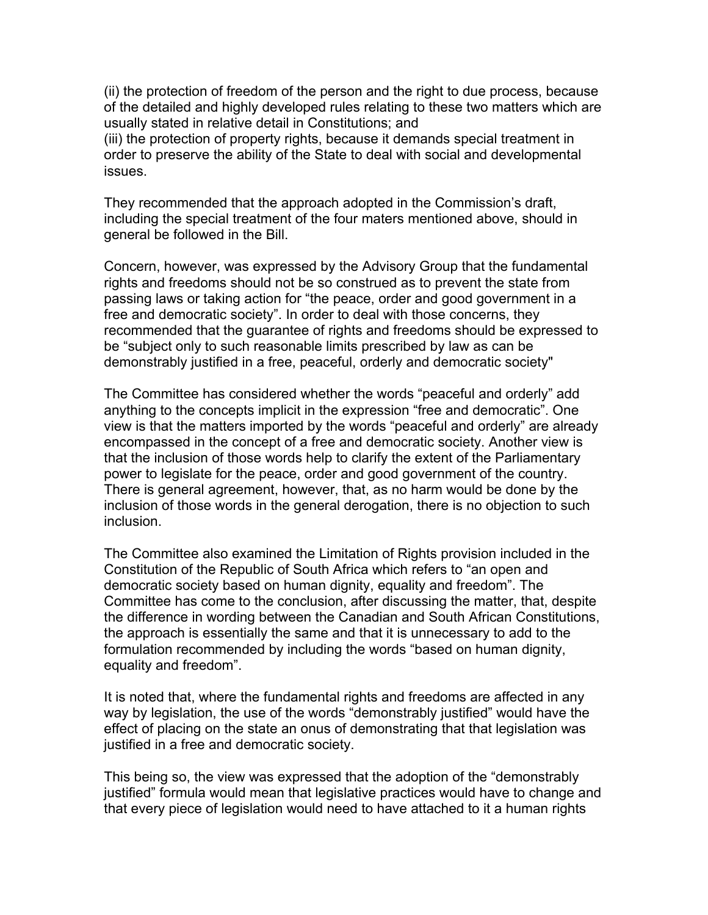(ii) the protection of freedom of the person and the right to due process, because of the detailed and highly developed rules relating to these two matters which are usually stated in relative detail in Constitutions; and
(iii) the protection of property rights, because it demands special treatment in order to preserve the ability of the State to deal with social and developmental issues.

They recommended that the approach adopted in the Commission's draft, including the special treatment of the four maters mentioned above, should in general be followed in the Bill.

Concern, however, was expressed by the Advisory Group that the fundamental rights and freedoms should not be so construed as to prevent the state from passing laws or taking action for "the peace, order and good government in a free and democratic society". In order to deal with those concerns, they recommended that the guarantee of rights and freedoms should be expressed to be "subject only to such reasonable limits prescribed by law as can be demonstrably justified in a free, peaceful, orderly and democratic society"

The Committee has considered whether the words "peaceful and orderly" add anything to the concepts implicit in the expression "free and democratic". One view is that the matters imported by the words "peaceful and orderly" are already encompassed in the concept of a free and democratic society. Another view is that the inclusion of those words help to clarify the extent of the Parliamentary power to legislate for the peace, order and good government of the country. There is general agreement, however, that, as no harm would be done by the inclusion of those words in the general derogation, there is no objection to such inclusion.

The Committee also examined the Limitation of Rights provision included in the Constitution of the Republic of South Africa which refers to "an open and democratic society based on human dignity, equality and freedom". The Committee has come to the conclusion, after discussing the matter, that, despite the difference in wording between the Canadian and South African Constitutions, the approach is essentially the same and that it is unnecessary to add to the formulation recommended by including the words "based on human dignity, equality and freedom".

It is noted that, where the fundamental rights and freedoms are affected in any way by legislation, the use of the words "demonstrably justified" would have the effect of placing on the state an onus of demonstrating that that legislation was justified in a free and democratic society.

This being so, the view was expressed that the adoption of the "demonstrably justified" formula would mean that legislative practices would have to change and that every piece of legislation would need to have attached to it a human rights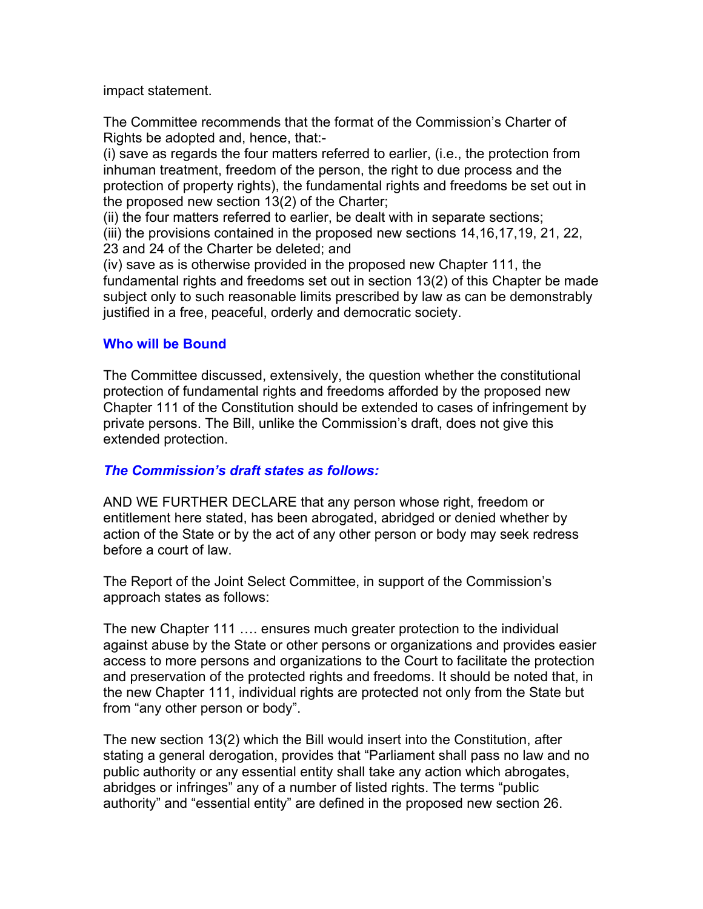impact statement.

The Committee recommends that the format of the Commission's Charter of Rights be adopted and, hence, that:-

(i) save as regards the four matters referred to earlier, (i.e., the protection from inhuman treatment, freedom of the person, the right to due process and the protection of property rights), the fundamental rights and freedoms be set out in the proposed new section 13(2) of the Charter;

(ii) the four matters referred to earlier, be dealt with in separate sections;

(iii) the provisions contained in the proposed new sections 14,16,17,19, 21, 22, 23 and 24 of the Charter be deleted; and

(iv) save as is otherwise provided in the proposed new Chapter 111, the fundamental rights and freedoms set out in section 13(2) of this Chapter be made subject only to such reasonable limits prescribed by law as can be demonstrably justified in a free, peaceful, orderly and democratic society.

## Who will be Bound

The Committee discussed, extensively, the question whether the constitutional protection of fundamental rights and freedoms afforded by the proposed new Chapter 111 of the Constitution should be extended to cases of infringement by private persons. The Bill, unlike the Commission's draft, does not give this extended protection.

### *The Commission's draft states as follows:*

AND WE FURTHER DECLARE that any person whose right, freedom or entitlement here stated, has been abrogated, abridged or denied whether by action of the State or by the act of any other person or body may seek redress before a court of law.

The Report of the Joint Select Committee, in support of the Commission's approach states as follows:

The new Chapter 111 …. ensures much greater protection to the individual against abuse by the State or other persons or organizations and provides easier access to more persons and organizations to the Court to facilitate the protection and preservation of the protected rights and freedoms. It should be noted that, in the new Chapter 111, individual rights are protected not only from the State but from "any other person or body".

The new section 13(2) which the Bill would insert into the Constitution, after stating a general derogation, provides that "Parliament shall pass no law and no public authority or any essential entity shall take any action which abrogates, abridges or infringes" any of a number of listed rights. The terms "public authority" and "essential entity" are defined in the proposed new section 26.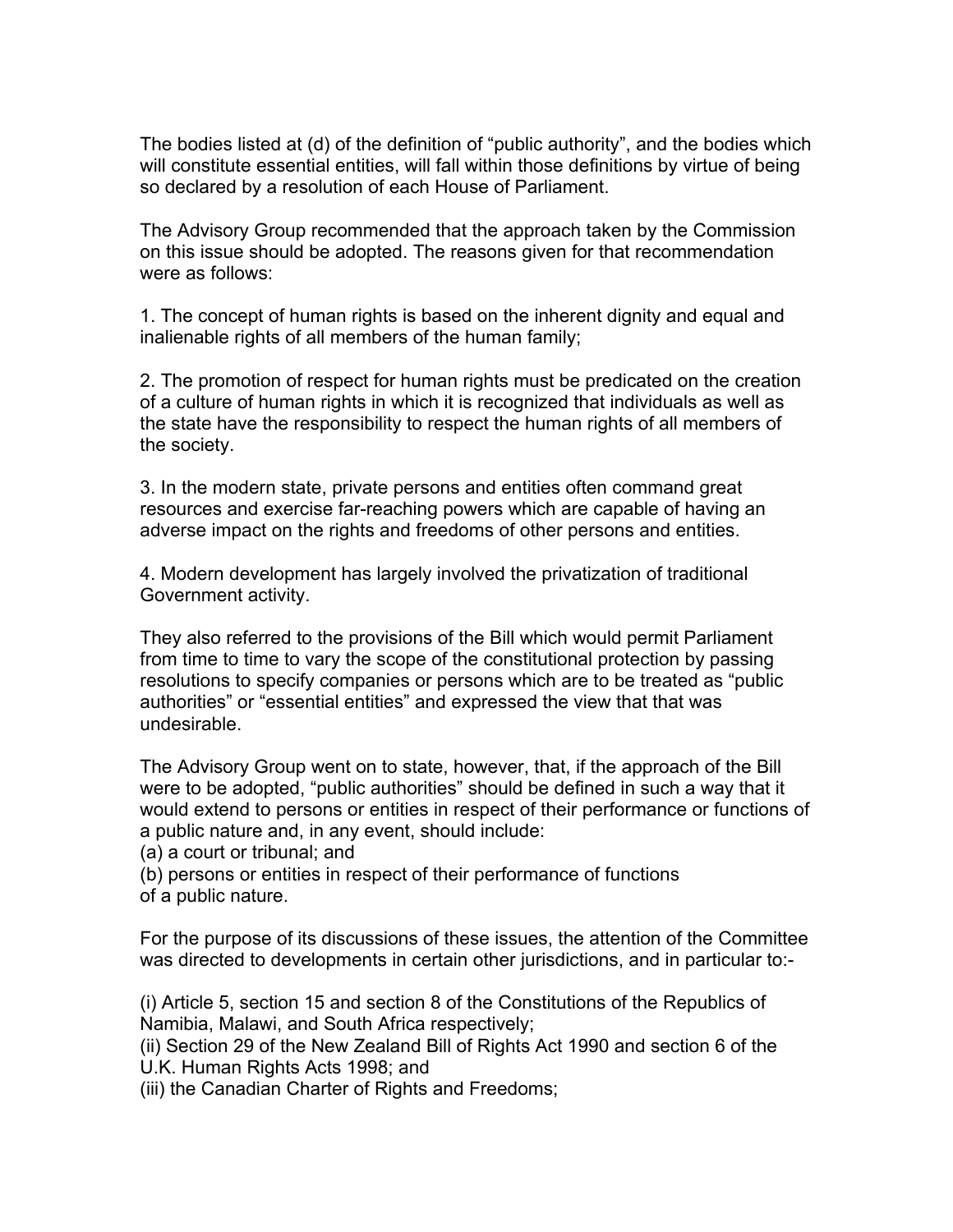The bodies listed at (d) of the definition of "public authority", and the bodies which will constitute essential entities, will fall within those definitions by virtue of being so declared by a resolution of each House of Parliament.

The Advisory Group recommended that the approach taken by the Commission on this issue should be adopted. The reasons given for that recommendation were as follows:

1. The concept of human rights is based on the inherent dignity and equal and inalienable rights of all members of the human family;

2. The promotion of respect for human rights must be predicated on the creation of a culture of human rights in which it is recognized that individuals as well as the state have the responsibility to respect the human rights of all members of the society.

3. In the modern state, private persons and entities often command great resources and exercise far-reaching powers which are capable of having an adverse impact on the rights and freedoms of other persons and entities.

4. Modern development has largely involved the privatization of traditional Government activity.

They also referred to the provisions of the Bill which would permit Parliament from time to time to vary the scope of the constitutional protection by passing resolutions to specify companies or persons which are to be treated as "public authorities" or "essential entities" and expressed the view that that was undesirable.

The Advisory Group went on to state, however, that, if the approach of the Bill were to be adopted, "public authorities" should be defined in such a way that it would extend to persons or entities in respect of their performance or functions of a public nature and, in any event, should include:

(a) a court or tribunal; and

(b) persons or entities in respect of their performance of functions of a public nature.

For the purpose of its discussions of these issues, the attention of the Committee was directed to developments in certain other jurisdictions, and in particular to:-

(i) Article 5, section 15 and section 8 of the Constitutions of the Republics of Namibia, Malawi, and South Africa respectively;

(ii) Section 29 of the New Zealand Bill of Rights Act 1990 and section 6 of the U.K. Human Rights Acts 1998; and

(iii) the Canadian Charter of Rights and Freedoms;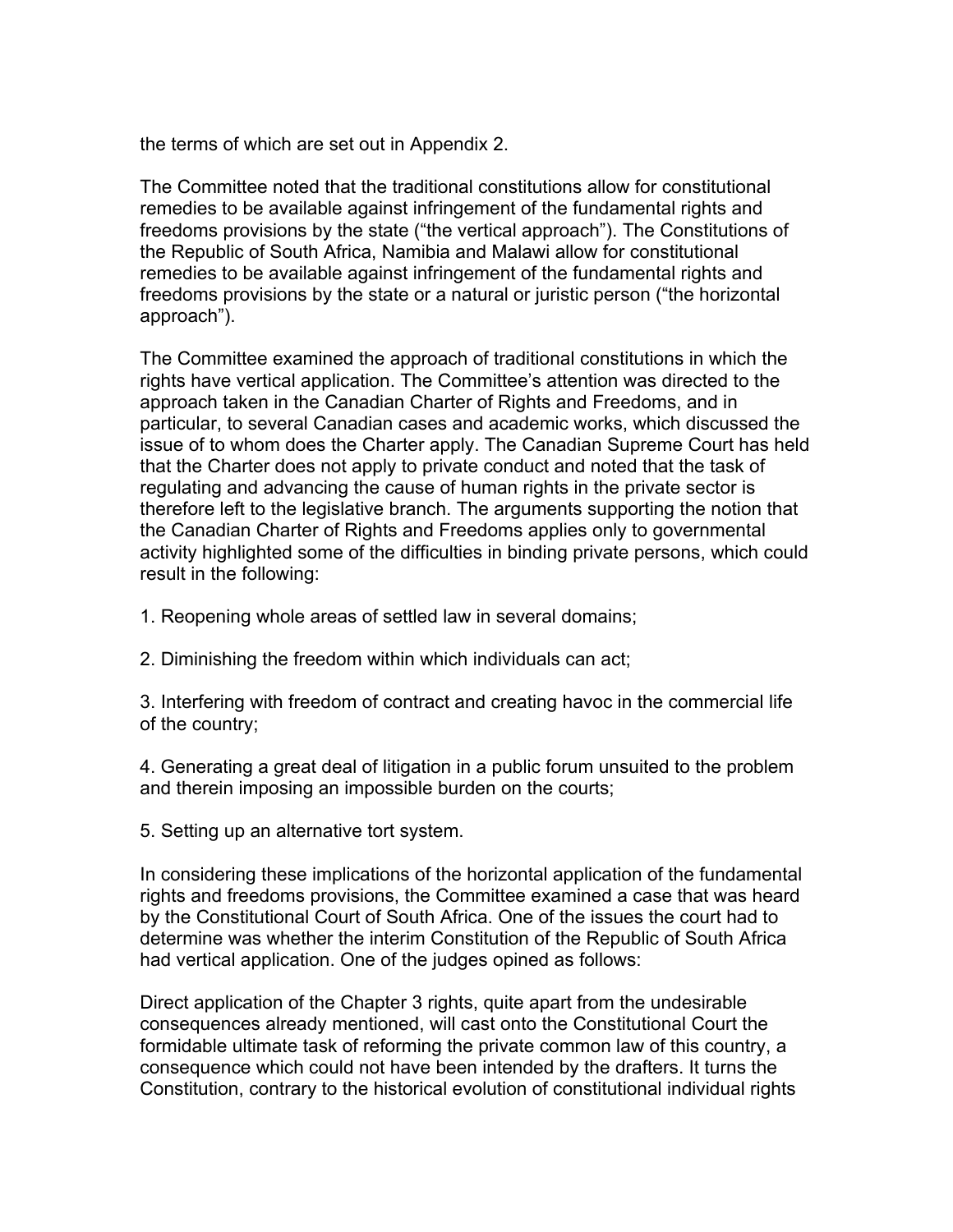the terms of which are set out in Appendix 2.

The Committee noted that the traditional constitutions allow for constitutional remedies to be available against infringement of the fundamental rights and freedoms provisions by the state (“the vertical approach”). The Constitutions of the Republic of South Africa, Namibia and Malawi allow for constitutional remedies to be available against infringement of the fundamental rights and freedoms provisions by the state or a natural or juristic person (“the horizontal approach”).

The Committee examined the approach of traditional constitutions in which the rights have vertical application. The Committee’s attention was directed to the approach taken in the Canadian Charter of Rights and Freedoms, and in particular, to several Canadian cases and academic works, which discussed the issue of to whom does the Charter apply. The Canadian Supreme Court has held that the Charter does not apply to private conduct and noted that the task of regulating and advancing the cause of human rights in the private sector is therefore left to the legislative branch. The arguments supporting the notion that the Canadian Charter of Rights and Freedoms applies only to governmental activity highlighted some of the difficulties in binding private persons, which could result in the following:

1. Reopening whole areas of settled law in several domains;

2. Diminishing the freedom within which individuals can act;

3. Interfering with freedom of contract and creating havoc in the commercial life of the country;

4. Generating a great deal of litigation in a public forum unsuited to the problem and therein imposing an impossible burden on the courts;

5. Setting up an alternative tort system.

In considering these implications of the horizontal application of the fundamental rights and freedoms provisions, the Committee examined a case that was heard by the Constitutional Court of South Africa. One of the issues the court had to determine was whether the interim Constitution of the Republic of South Africa had vertical application. One of the judges opined as follows:

Direct application of the Chapter 3 rights, quite apart from the undesirable consequences already mentioned, will cast onto the Constitutional Court the formidable ultimate task of reforming the private common law of this country, a consequence which could not have been intended by the drafters. It turns the Constitution, contrary to the historical evolution of constitutional individual rights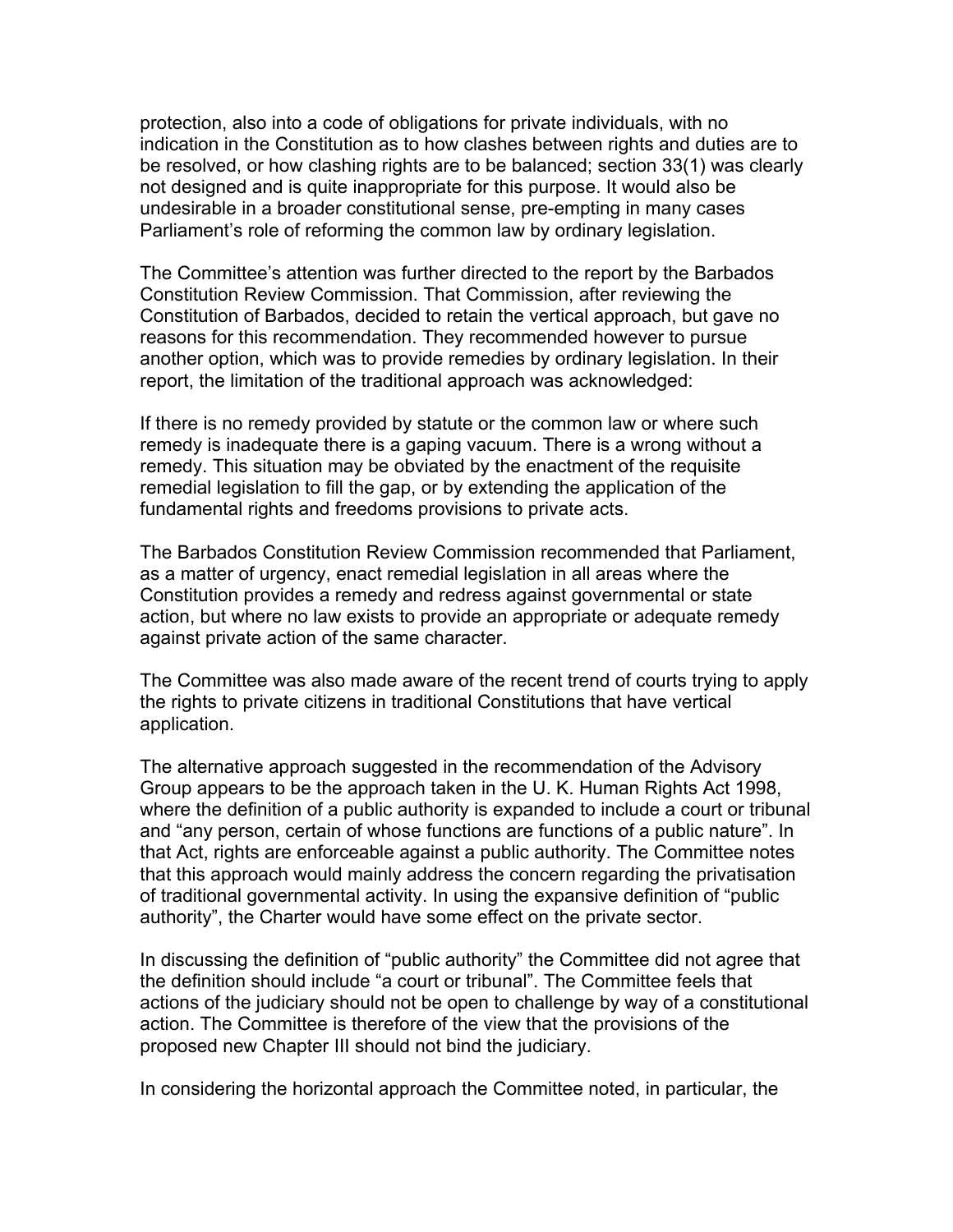protection, also into a code of obligations for private individuals, with no indication in the Constitution as to how clashes between rights and duties are to be resolved, or how clashing rights are to be balanced; section 33(1) was clearly not designed and is quite inappropriate for this purpose. It would also be undesirable in a broader constitutional sense, pre-empting in many cases Parliament's role of reforming the common law by ordinary legislation.

The Committee's attention was further directed to the report by the Barbados Constitution Review Commission. That Commission, after reviewing the Constitution of Barbados, decided to retain the vertical approach, but gave no reasons for this recommendation. They recommended however to pursue another option, which was to provide remedies by ordinary legislation. In their report, the limitation of the traditional approach was acknowledged:

If there is no remedy provided by statute or the common law or where such remedy is inadequate there is a gaping vacuum. There is a wrong without a remedy. This situation may be obviated by the enactment of the requisite remedial legislation to fill the gap, or by extending the application of the fundamental rights and freedoms provisions to private acts.

The Barbados Constitution Review Commission recommended that Parliament, as a matter of urgency, enact remedial legislation in all areas where the Constitution provides a remedy and redress against governmental or state action, but where no law exists to provide an appropriate or adequate remedy against private action of the same character.

The Committee was also made aware of the recent trend of courts trying to apply the rights to private citizens in traditional Constitutions that have vertical application.

The alternative approach suggested in the recommendation of the Advisory Group appears to be the approach taken in the U. K. Human Rights Act 1998, where the definition of a public authority is expanded to include a court or tribunal and "any person, certain of whose functions are functions of a public nature". In that Act, rights are enforceable against a public authority. The Committee notes that this approach would mainly address the concern regarding the privatisation of traditional governmental activity. In using the expansive definition of "public authority", the Charter would have some effect on the private sector.

In discussing the definition of "public authority" the Committee did not agree that the definition should include "a court or tribunal". The Committee feels that actions of the judiciary should not be open to challenge by way of a constitutional action. The Committee is therefore of the view that the provisions of the proposed new Chapter III should not bind the judiciary.

In considering the horizontal approach the Committee noted, in particular, the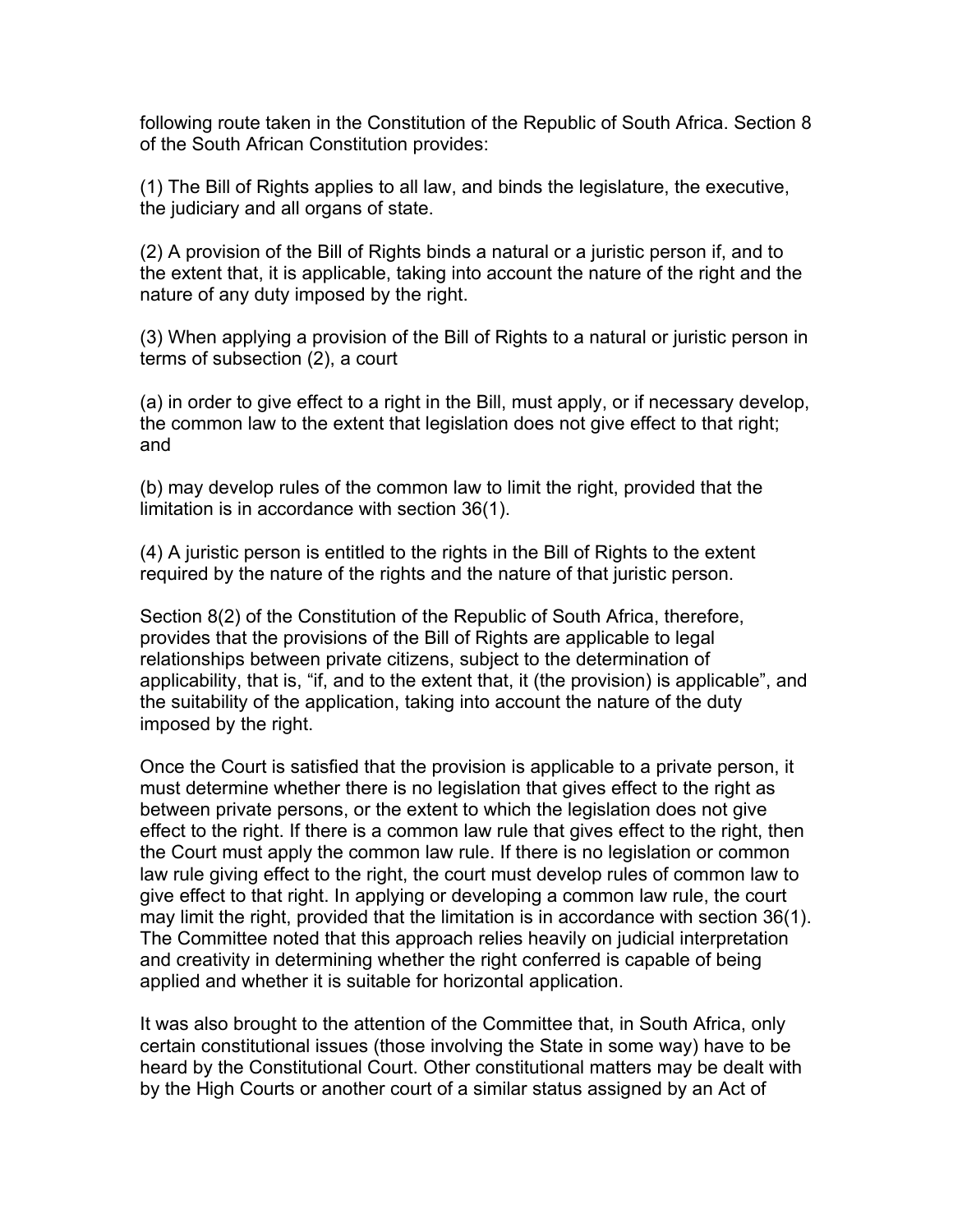following route taken in the Constitution of the Republic of South Africa. Section 8 of the South African Constitution provides:

(1) The Bill of Rights applies to all law, and binds the legislature, the executive, the judiciary and all organs of state.

(2) A provision of the Bill of Rights binds a natural or a juristic person if, and to the extent that, it is applicable, taking into account the nature of the right and the nature of any duty imposed by the right.

(3) When applying a provision of the Bill of Rights to a natural or juristic person in terms of subsection (2), a court

(a) in order to give effect to a right in the Bill, must apply, or if necessary develop, the common law to the extent that legislation does not give effect to that right; and

(b) may develop rules of the common law to limit the right, provided that the limitation is in accordance with section 36(1).

(4) A juristic person is entitled to the rights in the Bill of Rights to the extent required by the nature of the rights and the nature of that juristic person.

Section 8(2) of the Constitution of the Republic of South Africa, therefore, provides that the provisions of the Bill of Rights are applicable to legal relationships between private citizens, subject to the determination of applicability, that is, "if, and to the extent that, it (the provision) is applicable", and the suitability of the application, taking into account the nature of the duty imposed by the right.

Once the Court is satisfied that the provision is applicable to a private person, it must determine whether there is no legislation that gives effect to the right as between private persons, or the extent to which the legislation does not give effect to the right. If there is a common law rule that gives effect to the right, then the Court must apply the common law rule. If there is no legislation or common law rule giving effect to the right, the court must develop rules of common law to give effect to that right. In applying or developing a common law rule, the court may limit the right, provided that the limitation is in accordance with section 36(1). The Committee noted that this approach relies heavily on judicial interpretation and creativity in determining whether the right conferred is capable of being applied and whether it is suitable for horizontal application.

It was also brought to the attention of the Committee that, in South Africa, only certain constitutional issues (those involving the State in some way) have to be heard by the Constitutional Court. Other constitutional matters may be dealt with by the High Courts or another court of a similar status assigned by an Act of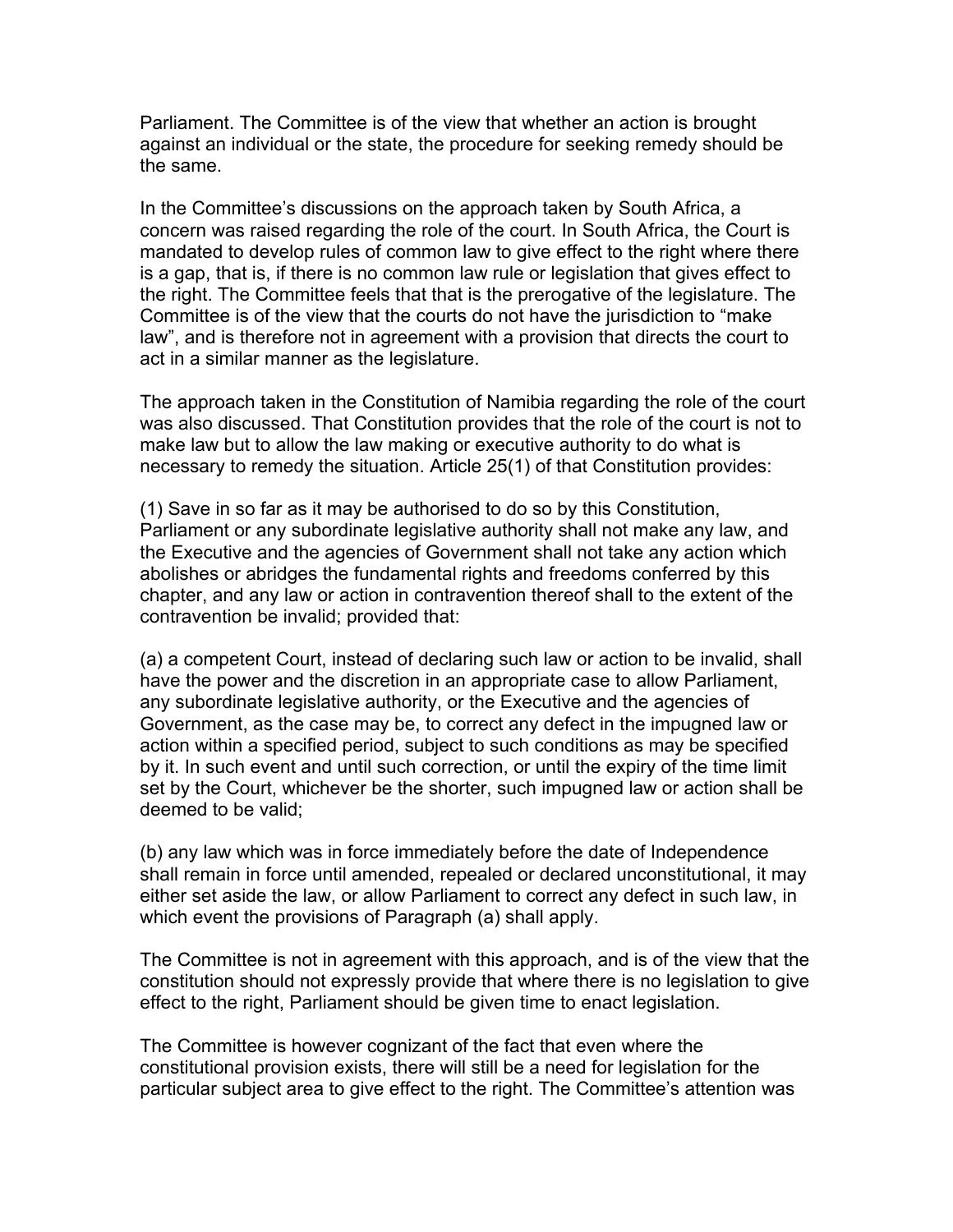Parliament. The Committee is of the view that whether an action is brought against an individual or the state, the procedure for seeking remedy should be the same.

In the Committee's discussions on the approach taken by South Africa, a concern was raised regarding the role of the court. In South Africa, the Court is mandated to develop rules of common law to give effect to the right where there is a gap, that is, if there is no common law rule or legislation that gives effect to the right. The Committee feels that that is the prerogative of the legislature. The Committee is of the view that the courts do not have the jurisdiction to "make law", and is therefore not in agreement with a provision that directs the court to act in a similar manner as the legislature.

The approach taken in the Constitution of Namibia regarding the role of the court was also discussed. That Constitution provides that the role of the court is not to make law but to allow the law making or executive authority to do what is necessary to remedy the situation. Article 25(1) of that Constitution provides:

(1) Save in so far as it may be authorised to do so by this Constitution, Parliament or any subordinate legislative authority shall not make any law, and the Executive and the agencies of Government shall not take any action which abolishes or abridges the fundamental rights and freedoms conferred by this chapter, and any law or action in contravention thereof shall to the extent of the contravention be invalid; provided that:

(a) a competent Court, instead of declaring such law or action to be invalid, shall have the power and the discretion in an appropriate case to allow Parliament, any subordinate legislative authority, or the Executive and the agencies of Government, as the case may be, to correct any defect in the impugned law or action within a specified period, subject to such conditions as may be specified by it. In such event and until such correction, or until the expiry of the time limit set by the Court, whichever be the shorter, such impugned law or action shall be deemed to be valid;

(b) any law which was in force immediately before the date of Independence shall remain in force until amended, repealed or declared unconstitutional, it may either set aside the law, or allow Parliament to correct any defect in such law, in which event the provisions of Paragraph (a) shall apply.

The Committee is not in agreement with this approach, and is of the view that the constitution should not expressly provide that where there is no legislation to give effect to the right, Parliament should be given time to enact legislation.

The Committee is however cognizant of the fact that even where the constitutional provision exists, there will still be a need for legislation for the particular subject area to give effect to the right. The Committee's attention was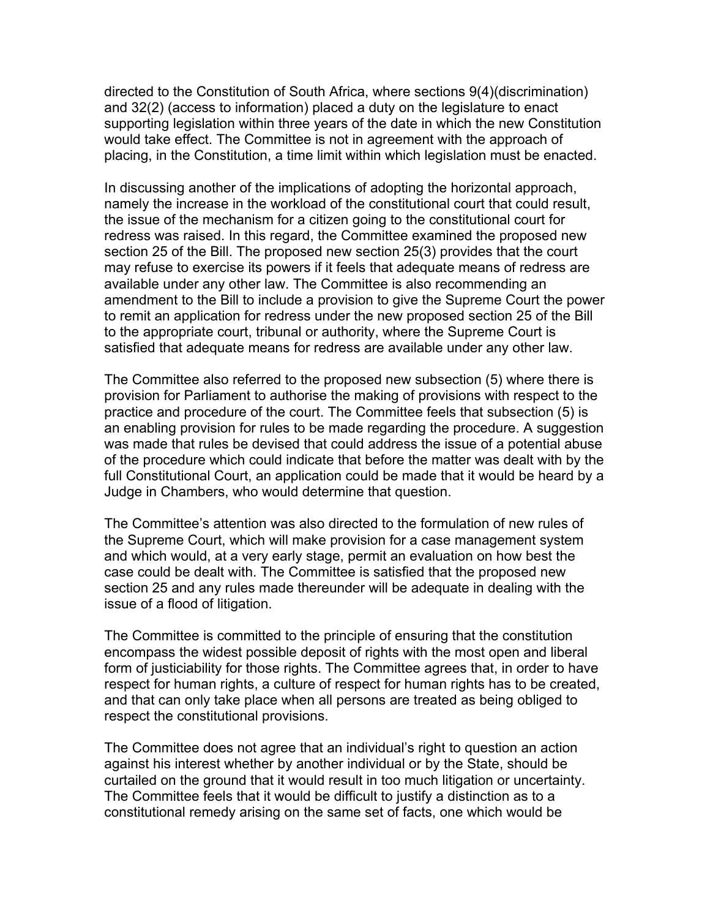directed to the Constitution of South Africa, where sections 9(4)(discrimination) and 32(2) (access to information) placed a duty on the legislature to enact supporting legislation within three years of the date in which the new Constitution would take effect. The Committee is not in agreement with the approach of placing, in the Constitution, a time limit within which legislation must be enacted.

In discussing another of the implications of adopting the horizontal approach, namely the increase in the workload of the constitutional court that could result, the issue of the mechanism for a citizen going to the constitutional court for redress was raised. In this regard, the Committee examined the proposed new section 25 of the Bill. The proposed new section 25(3) provides that the court may refuse to exercise its powers if it feels that adequate means of redress are available under any other law. The Committee is also recommending an amendment to the Bill to include a provision to give the Supreme Court the power to remit an application for redress under the new proposed section 25 of the Bill to the appropriate court, tribunal or authority, where the Supreme Court is satisfied that adequate means for redress are available under any other law.

The Committee also referred to the proposed new subsection (5) where there is provision for Parliament to authorise the making of provisions with respect to the practice and procedure of the court. The Committee feels that subsection (5) is an enabling provision for rules to be made regarding the procedure. A suggestion was made that rules be devised that could address the issue of a potential abuse of the procedure which could indicate that before the matter was dealt with by the full Constitutional Court, an application could be made that it would be heard by a Judge in Chambers, who would determine that question.

The Committee's attention was also directed to the formulation of new rules of the Supreme Court, which will make provision for a case management system and which would, at a very early stage, permit an evaluation on how best the case could be dealt with. The Committee is satisfied that the proposed new section 25 and any rules made thereunder will be adequate in dealing with the issue of a flood of litigation.

The Committee is committed to the principle of ensuring that the constitution encompass the widest possible deposit of rights with the most open and liberal form of justiciability for those rights. The Committee agrees that, in order to have respect for human rights, a culture of respect for human rights has to be created, and that can only take place when all persons are treated as being obliged to respect the constitutional provisions.

The Committee does not agree that an individual's right to question an action against his interest whether by another individual or by the State, should be curtailed on the ground that it would result in too much litigation or uncertainty. The Committee feels that it would be difficult to justify a distinction as to a constitutional remedy arising on the same set of facts, one which would be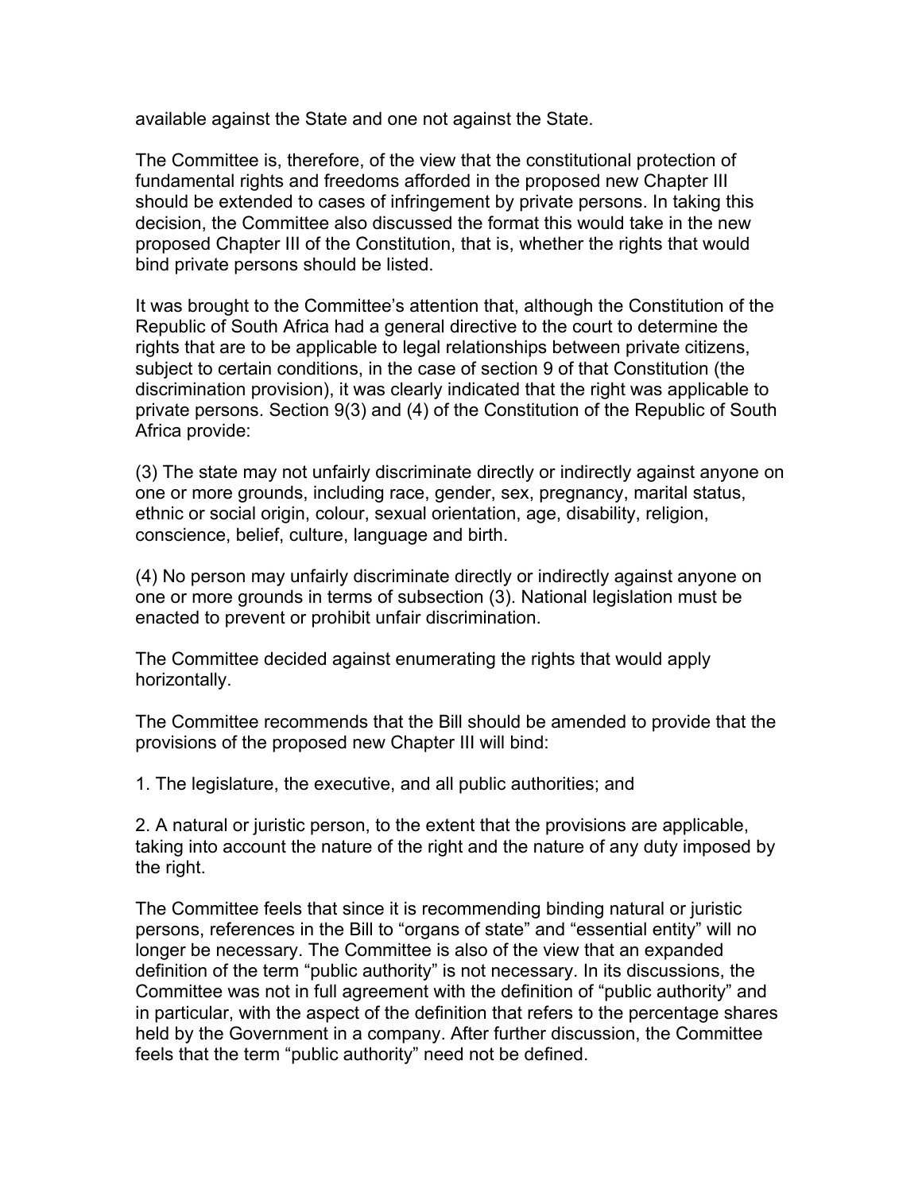available against the State and one not against the State.

The Committee is, therefore, of the view that the constitutional protection of fundamental rights and freedoms afforded in the proposed new Chapter III should be extended to cases of infringement by private persons. In taking this decision, the Committee also discussed the format this would take in the new proposed Chapter III of the Constitution, that is, whether the rights that would bind private persons should be listed.

It was brought to the Committee's attention that, although the Constitution of the Republic of South Africa had a general directive to the court to determine the rights that are to be applicable to legal relationships between private citizens, subject to certain conditions, in the case of section 9 of that Constitution (the discrimination provision), it was clearly indicated that the right was applicable to private persons. Section 9(3) and (4) of the Constitution of the Republic of South Africa provide:

(3) The state may not unfairly discriminate directly or indirectly against anyone on one or more grounds, including race, gender, sex, pregnancy, marital status, ethnic or social origin, colour, sexual orientation, age, disability, religion, conscience, belief, culture, language and birth.

(4) No person may unfairly discriminate directly or indirectly against anyone on one or more grounds in terms of subsection (3). National legislation must be enacted to prevent or prohibit unfair discrimination.

The Committee decided against enumerating the rights that would apply horizontally.

The Committee recommends that the Bill should be amended to provide that the provisions of the proposed new Chapter III will bind:

1. The legislature, the executive, and all public authorities; and

2. A natural or juristic person, to the extent that the provisions are applicable, taking into account the nature of the right and the nature of any duty imposed by the right.

The Committee feels that since it is recommending binding natural or juristic persons, references in the Bill to "organs of state" and "essential entity" will no longer be necessary. The Committee is also of the view that an expanded definition of the term "public authority" is not necessary. In its discussions, the Committee was not in full agreement with the definition of "public authority" and in particular, with the aspect of the definition that refers to the percentage shares held by the Government in a company. After further discussion, the Committee feels that the term "public authority" need not be defined.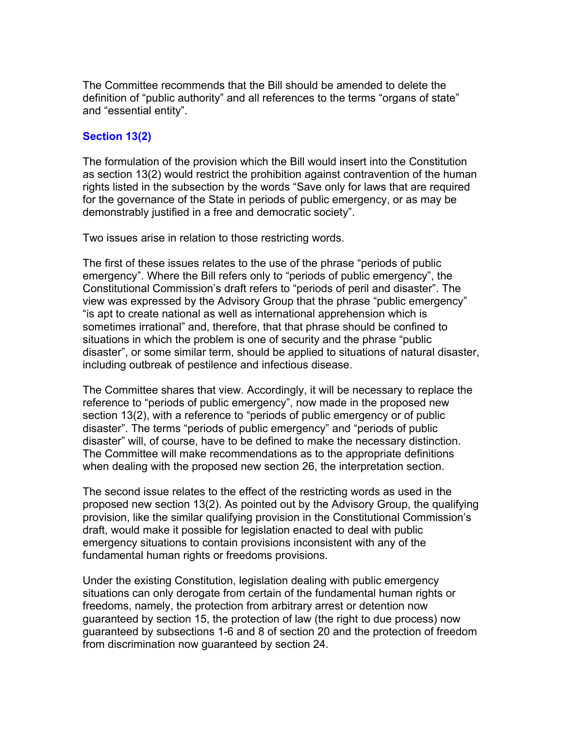The Committee recommends that the Bill should be amended to delete the definition of "public authority" and all references to the terms "organs of state" and "essential entity".

### Section 13(2)

The formulation of the provision which the Bill would insert into the Constitution as section 13(2) would restrict the prohibition against contravention of the human rights listed in the subsection by the words "Save only for laws that are required for the governance of the State in periods of public emergency, or as may be demonstrably justified in a free and democratic society".

Two issues arise in relation to those restricting words.

The first of these issues relates to the use of the phrase "periods of public emergency". Where the Bill refers only to "periods of public emergency", the Constitutional Commission's draft refers to "periods of peril and disaster". The view was expressed by the Advisory Group that the phrase "public emergency" "is apt to create national as well as international apprehension which is sometimes irrational" and, therefore, that that phrase should be confined to situations in which the problem is one of security and the phrase "public disaster", or some similar term, should be applied to situations of natural disaster, including outbreak of pestilence and infectious disease.

The Committee shares that view. Accordingly, it will be necessary to replace the reference to "periods of public emergency", now made in the proposed new section 13(2), with a reference to "periods of public emergency or of public disaster". The terms "periods of public emergency" and "periods of public disaster" will, of course, have to be defined to make the necessary distinction. The Committee will make recommendations as to the appropriate definitions when dealing with the proposed new section 26, the interpretation section.

The second issue relates to the effect of the restricting words as used in the proposed new section 13(2). As pointed out by the Advisory Group, the qualifying provision, like the similar qualifying provision in the Constitutional Commission's draft, would make it possible for legislation enacted to deal with public emergency situations to contain provisions inconsistent with any of the fundamental human rights or freedoms provisions.

Under the existing Constitution, legislation dealing with public emergency situations can only derogate from certain of the fundamental human rights or freedoms, namely, the protection from arbitrary arrest or detention now guaranteed by section 15, the protection of law (the right to due process) now guaranteed by subsections 1-6 and 8 of section 20 and the protection of freedom from discrimination now guaranteed by section 24.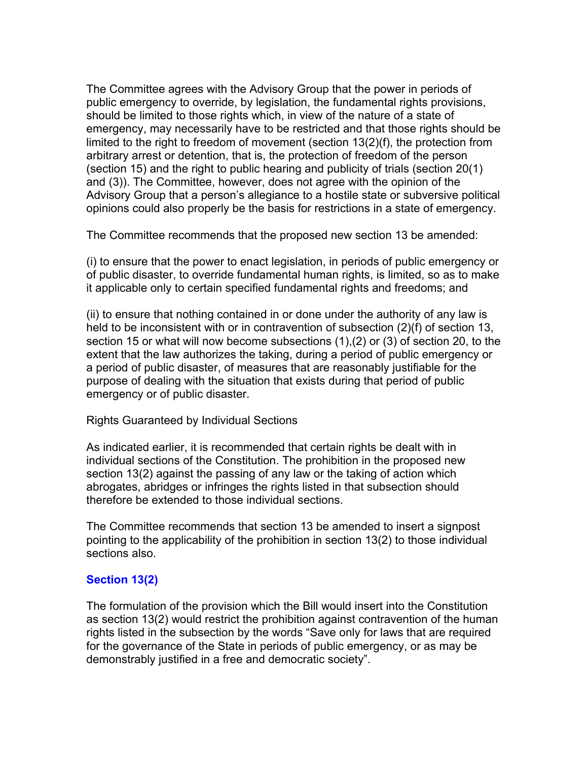The Committee agrees with the Advisory Group that the power in periods of public emergency to override, by legislation, the fundamental rights provisions, should be limited to those rights which, in view of the nature of a state of emergency, may necessarily have to be restricted and that those rights should be limited to the right to freedom of movement (section 13(2)(f), the protection from arbitrary arrest or detention, that is, the protection of freedom of the person (section 15) and the right to public hearing and publicity of trials (section 20(1) and (3)). The Committee, however, does not agree with the opinion of the Advisory Group that a person's allegiance to a hostile state or subversive political opinions could also properly be the basis for restrictions in a state of emergency.

The Committee recommends that the proposed new section 13 be amended:

(i) to ensure that the power to enact legislation, in periods of public emergency or of public disaster, to override fundamental human rights, is limited, so as to make it applicable only to certain specified fundamental rights and freedoms; and

(ii) to ensure that nothing contained in or done under the authority of any law is held to be inconsistent with or in contravention of subsection (2)(f) of section 13, section 15 or what will now become subsections (1),(2) or (3) of section 20, to the extent that the law authorizes the taking, during a period of public emergency or a period of public disaster, of measures that are reasonably justifiable for the purpose of dealing with the situation that exists during that period of public emergency or of public disaster.

Rights Guaranteed by Individual Sections

As indicated earlier, it is recommended that certain rights be dealt with in individual sections of the Constitution. The prohibition in the proposed new section 13(2) against the passing of any law or the taking of action which abrogates, abridges or infringes the rights listed in that subsection should therefore be extended to those individual sections.

The Committee recommends that section 13 be amended to insert a signpost pointing to the applicability of the prohibition in section 13(2) to those individual sections also.

### Section 13(2)

The formulation of the provision which the Bill would insert into the Constitution as section 13(2) would restrict the prohibition against contravention of the human rights listed in the subsection by the words "Save only for laws that are required for the governance of the State in periods of public emergency, or as may be demonstrably justified in a free and democratic society".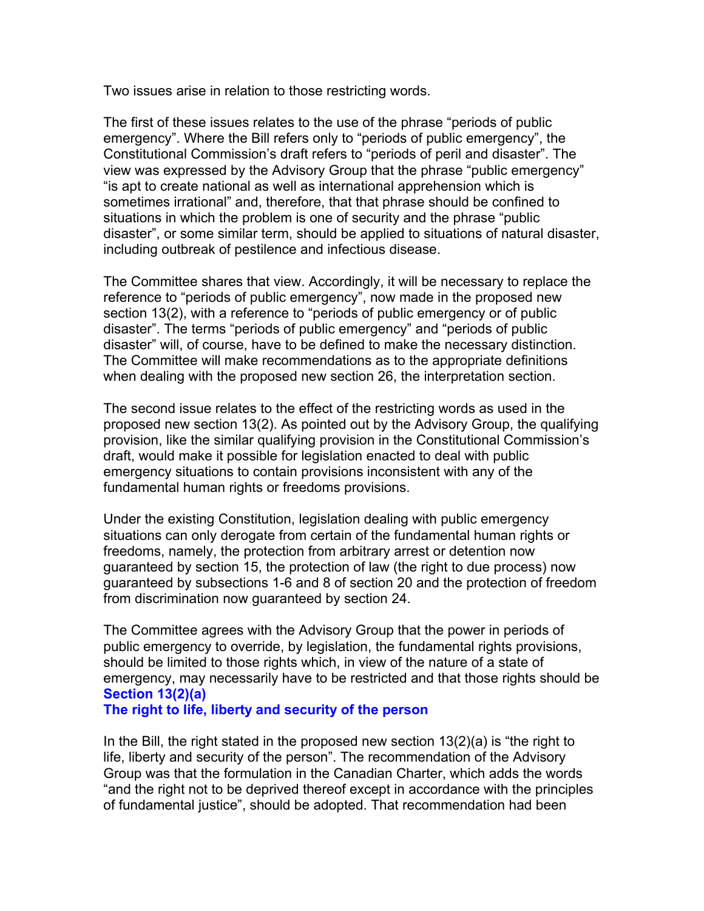Two issues arise in relation to those restricting words.

The first of these issues relates to the use of the phrase "periods of public emergency". Where the Bill refers only to "periods of public emergency", the Constitutional Commission's draft refers to "periods of peril and disaster". The view was expressed by the Advisory Group that the phrase "public emergency" "is apt to create national as well as international apprehension which is sometimes irrational" and, therefore, that that phrase should be confined to situations in which the problem is one of security and the phrase "public disaster", or some similar term, should be applied to situations of natural disaster, including outbreak of pestilence and infectious disease.

The Committee shares that view. Accordingly, it will be necessary to replace the reference to "periods of public emergency", now made in the proposed new section 13(2), with a reference to "periods of public emergency or of public disaster". The terms "periods of public emergency" and "periods of public disaster" will, of course, have to be defined to make the necessary distinction. The Committee will make recommendations as to the appropriate definitions when dealing with the proposed new section 26, the interpretation section.

The second issue relates to the effect of the restricting words as used in the proposed new section 13(2). As pointed out by the Advisory Group, the qualifying provision, like the similar qualifying provision in the Constitutional Commission's draft, would make it possible for legislation enacted to deal with public emergency situations to contain provisions inconsistent with any of the fundamental human rights or freedoms provisions.

Under the existing Constitution, legislation dealing with public emergency situations can only derogate from certain of the fundamental human rights or freedoms, namely, the protection from arbitrary arrest or detention now guaranteed by section 15, the protection of law (the right to due process) now guaranteed by subsections 1-6 and 8 of section 20 and the protection of freedom from discrimination now guaranteed by section 24.

The Committee agrees with the Advisory Group that the power in periods of public emergency to override, by legislation, the fundamental rights provisions, should be limited to those rights which, in view of the nature of a state of emergency, may necessarily have to be restricted and that those rights should be

### Section 13(2)(a)
### The right to life, liberty and security of the person

In the Bill, the right stated in the proposed new section 13(2)(a) is "the right to life, liberty and security of the person". The recommendation of the Advisory Group was that the formulation in the Canadian Charter, which adds the words "and the right not to be deprived thereof except in accordance with the principles of fundamental justice", should be adopted. That recommendation had been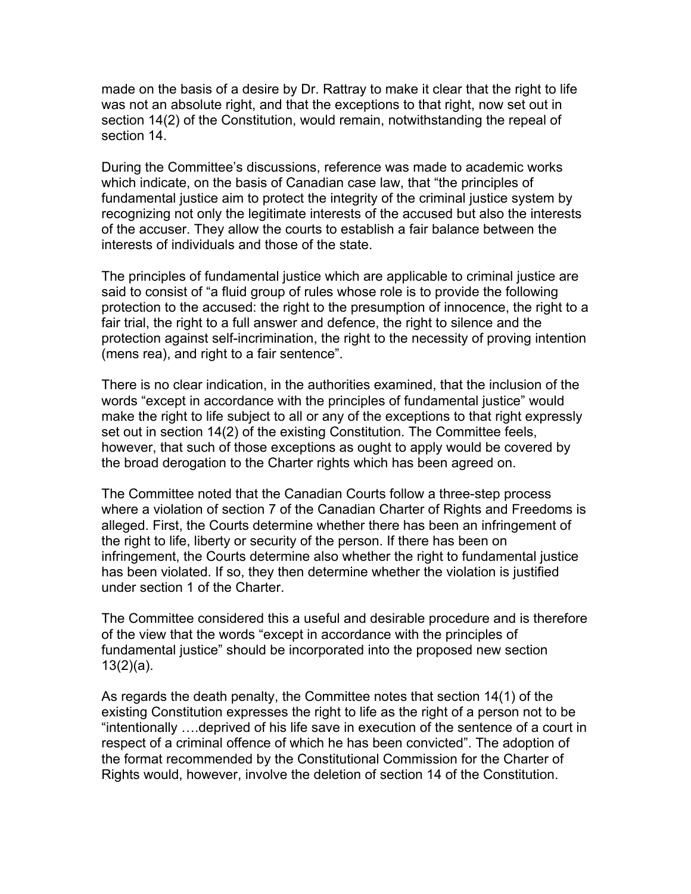made on the basis of a desire by Dr. Rattray to make it clear that the right to life was not an absolute right, and that the exceptions to that right, now set out in section 14(2) of the Constitution, would remain, notwithstanding the repeal of section 14.

During the Committee's discussions, reference was made to academic works which indicate, on the basis of Canadian case law, that "the principles of fundamental justice aim to protect the integrity of the criminal justice system by recognizing not only the legitimate interests of the accused but also the interests of the accuser. They allow the courts to establish a fair balance between the interests of individuals and those of the state.

The principles of fundamental justice which are applicable to criminal justice are said to consist of "a fluid group of rules whose role is to provide the following protection to the accused: the right to the presumption of innocence, the right to a fair trial, the right to a full answer and defence, the right to silence and the protection against self-incrimination, the right to the necessity of proving intention (mens rea), and right to a fair sentence".

There is no clear indication, in the authorities examined, that the inclusion of the words "except in accordance with the principles of fundamental justice" would make the right to life subject to all or any of the exceptions to that right expressly set out in section 14(2) of the existing Constitution. The Committee feels, however, that such of those exceptions as ought to apply would be covered by the broad derogation to the Charter rights which has been agreed on.

The Committee noted that the Canadian Courts follow a three-step process where a violation of section 7 of the Canadian Charter of Rights and Freedoms is alleged. First, the Courts determine whether there has been an infringement of the right to life, liberty or security of the person. If there has been on infringement, the Courts determine also whether the right to fundamental justice has been violated. If so, they then determine whether the violation is justified under section 1 of the Charter.

The Committee considered this a useful and desirable procedure and is therefore of the view that the words "except in accordance with the principles of fundamental justice" should be incorporated into the proposed new section 13(2)(a).

As regards the death penalty, the Committee notes that section 14(1) of the existing Constitution expresses the right to life as the right of a person not to be "intentionally ….deprived of his life save in execution of the sentence of a court in respect of a criminal offence of which he has been convicted". The adoption of the format recommended by the Constitutional Commission for the Charter of Rights would, however, involve the deletion of section 14 of the Constitution.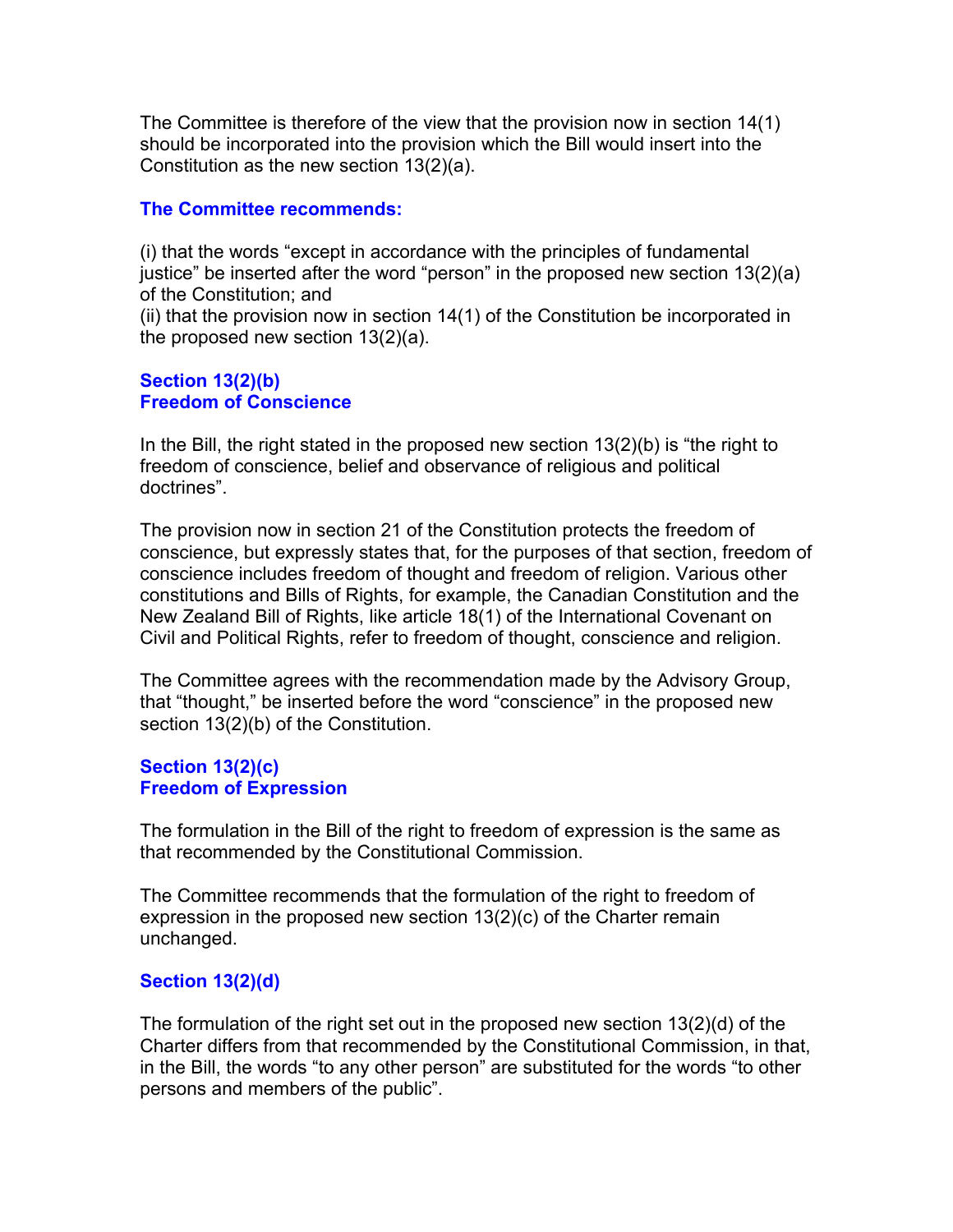The Committee is therefore of the view that the provision now in section 14(1) should be incorporated into the provision which the Bill would insert into the Constitution as the new section 13(2)(a).

**The Committee recommends:**

(i) that the words "except in accordance with the principles of fundamental justice" be inserted after the word "person" in the proposed new section 13(2)(a) of the Constitution; and
(ii) that the provision now in section 14(1) of the Constitution be incorporated in the proposed new section 13(2)(a).

### Section 13(2)(b)
### Freedom of Conscience

In the Bill, the right stated in the proposed new section 13(2)(b) is "the right to freedom of conscience, belief and observance of religious and political doctrines".

The provision now in section 21 of the Constitution protects the freedom of conscience, but expressly states that, for the purposes of that section, freedom of conscience includes freedom of thought and freedom of religion. Various other constitutions and Bills of Rights, for example, the Canadian Constitution and the New Zealand Bill of Rights, like article 18(1) of the International Covenant on Civil and Political Rights, refer to freedom of thought, conscience and religion.

The Committee agrees with the recommendation made by the Advisory Group, that "thought," be inserted before the word "conscience" in the proposed new section 13(2)(b) of the Constitution.

### Section 13(2)(c)
### Freedom of Expression

The formulation in the Bill of the right to freedom of expression is the same as that recommended by the Constitutional Commission.

The Committee recommends that the formulation of the right to freedom of expression in the proposed new section 13(2)(c) of the Charter remain unchanged.

### Section 13(2)(d)

The formulation of the right set out in the proposed new section 13(2)(d) of the Charter differs from that recommended by the Constitutional Commission, in that, in the Bill, the words "to any other person" are substituted for the words "to other persons and members of the public".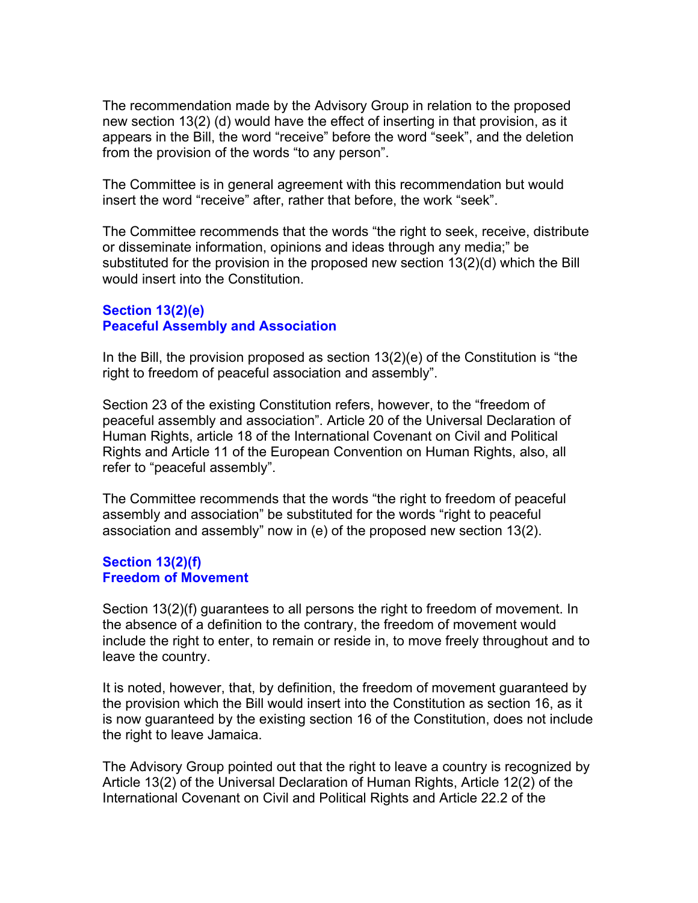The recommendation made by the Advisory Group in relation to the proposed new section 13(2) (d) would have the effect of inserting in that provision, as it appears in the Bill, the word "receive" before the word "seek", and the deletion from the provision of the words "to any person".

The Committee is in general agreement with this recommendation but would insert the word "receive" after, rather that before, the work "seek".

The Committee recommends that the words "the right to seek, receive, distribute or disseminate information, opinions and ideas through any media;" be substituted for the provision in the proposed new section 13(2)(d) which the Bill would insert into the Constitution.

### Section 13(2)(e)
### Peaceful Assembly and Association

In the Bill, the provision proposed as section 13(2)(e) of the Constitution is "the right to freedom of peaceful association and assembly".

Section 23 of the existing Constitution refers, however, to the "freedom of peaceful assembly and association". Article 20 of the Universal Declaration of Human Rights, article 18 of the International Covenant on Civil and Political Rights and Article 11 of the European Convention on Human Rights, also, all refer to "peaceful assembly".

The Committee recommends that the words "the right to freedom of peaceful assembly and association" be substituted for the words "right to peaceful association and assembly" now in (e) of the proposed new section 13(2).

### Section 13(2)(f)
### Freedom of Movement

Section 13(2)(f) guarantees to all persons the right to freedom of movement. In the absence of a definition to the contrary, the freedom of movement would include the right to enter, to remain or reside in, to move freely throughout and to leave the country.

It is noted, however, that, by definition, the freedom of movement guaranteed by the provision which the Bill would insert into the Constitution as section 16, as it is now guaranteed by the existing section 16 of the Constitution, does not include the right to leave Jamaica.

The Advisory Group pointed out that the right to leave a country is recognized by Article 13(2) of the Universal Declaration of Human Rights, Article 12(2) of the International Covenant on Civil and Political Rights and Article 22.2 of the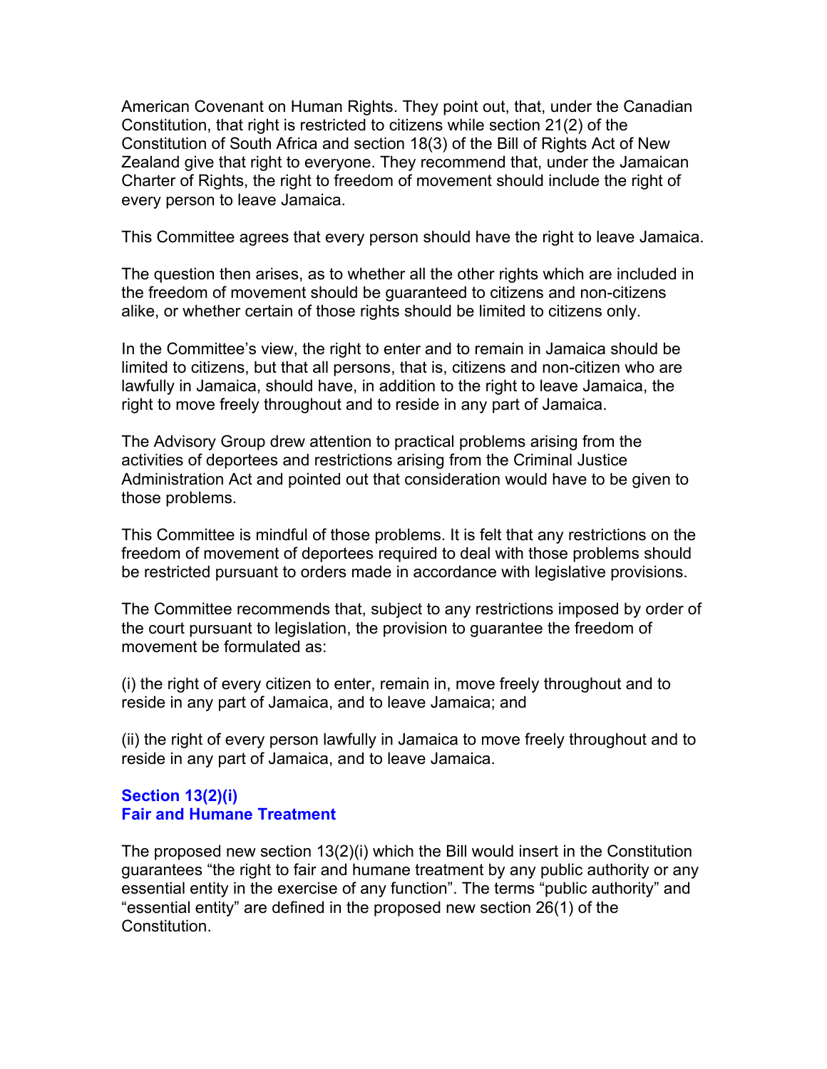American Covenant on Human Rights. They point out, that, under the Canadian Constitution, that right is restricted to citizens while section 21(2) of the Constitution of South Africa and section 18(3) of the Bill of Rights Act of New Zealand give that right to everyone. They recommend that, under the Jamaican Charter of Rights, the right to freedom of movement should include the right of every person to leave Jamaica.

This Committee agrees that every person should have the right to leave Jamaica.

The question then arises, as to whether all the other rights which are included in the freedom of movement should be guaranteed to citizens and non-citizens alike, or whether certain of those rights should be limited to citizens only.

In the Committee's view, the right to enter and to remain in Jamaica should be limited to citizens, but that all persons, that is, citizens and non-citizen who are lawfully in Jamaica, should have, in addition to the right to leave Jamaica, the right to move freely throughout and to reside in any part of Jamaica.

The Advisory Group drew attention to practical problems arising from the activities of deportees and restrictions arising from the Criminal Justice Administration Act and pointed out that consideration would have to be given to those problems.

This Committee is mindful of those problems. It is felt that any restrictions on the freedom of movement of deportees required to deal with those problems should be restricted pursuant to orders made in accordance with legislative provisions.

The Committee recommends that, subject to any restrictions imposed by order of the court pursuant to legislation, the provision to guarantee the freedom of movement be formulated as:

(i) the right of every citizen to enter, remain in, move freely throughout and to reside in any part of Jamaica, and to leave Jamaica; and

(ii) the right of every person lawfully in Jamaica to move freely throughout and to reside in any part of Jamaica, and to leave Jamaica.

### Section 13(2)(i)
### Fair and Humane Treatment

The proposed new section 13(2)(i) which the Bill would insert in the Constitution guarantees "the right to fair and humane treatment by any public authority or any essential entity in the exercise of any function". The terms "public authority" and "essential entity" are defined in the proposed new section 26(1) of the Constitution.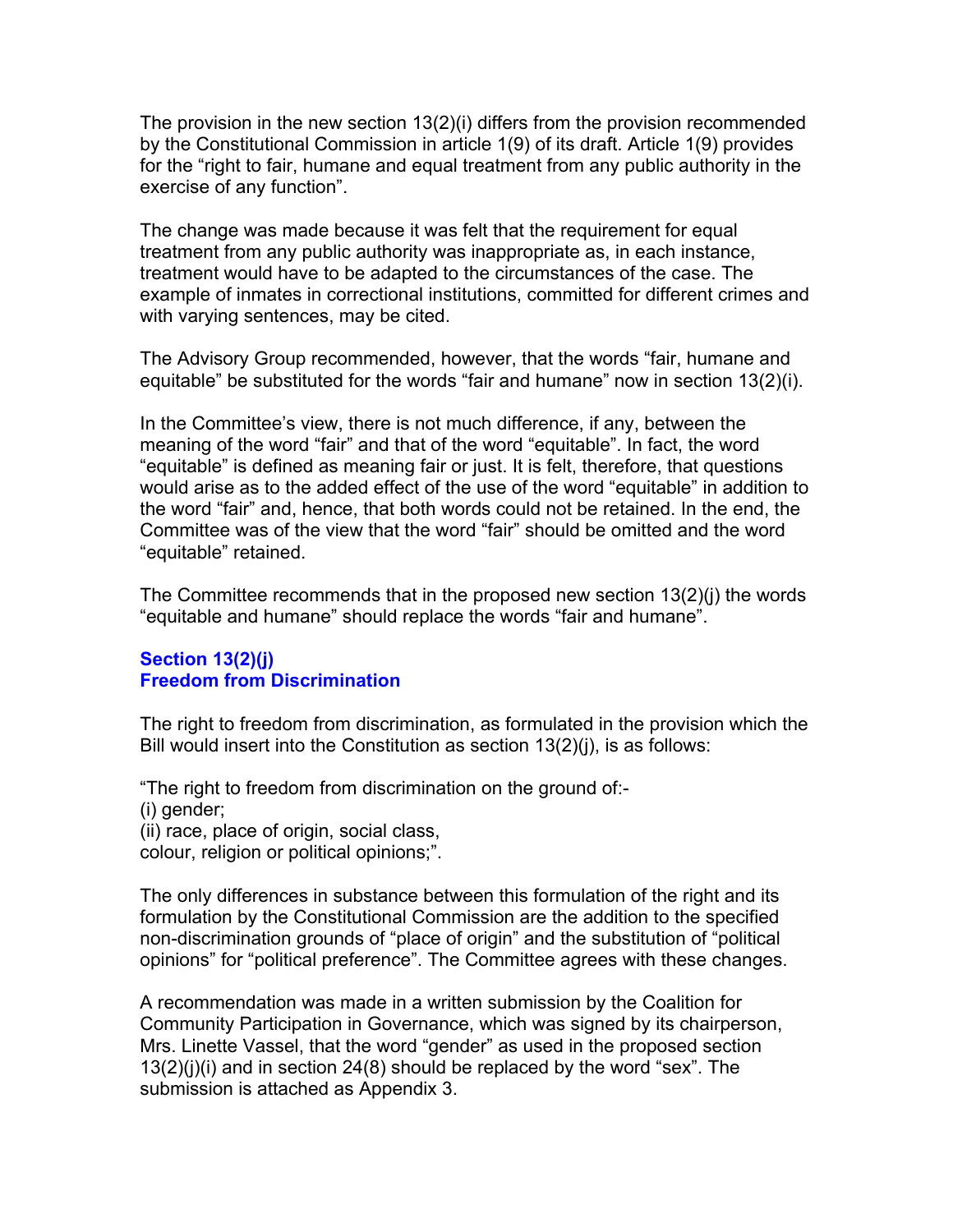The provision in the new section 13(2)(i) differs from the provision recommended by the Constitutional Commission in article 1(9) of its draft. Article 1(9) provides for the "right to fair, humane and equal treatment from any public authority in the exercise of any function".

The change was made because it was felt that the requirement for equal treatment from any public authority was inappropriate as, in each instance, treatment would have to be adapted to the circumstances of the case. The example of inmates in correctional institutions, committed for different crimes and with varying sentences, may be cited.

The Advisory Group recommended, however, that the words "fair, humane and equitable" be substituted for the words "fair and humane" now in section 13(2)(i).

In the Committee's view, there is not much difference, if any, between the meaning of the word "fair" and that of the word "equitable". In fact, the word "equitable" is defined as meaning fair or just. It is felt, therefore, that questions would arise as to the added effect of the use of the word "equitable" in addition to the word "fair" and, hence, that both words could not be retained. In the end, the Committee was of the view that the word "fair" should be omitted and the word "equitable" retained.

The Committee recommends that in the proposed new section 13(2)(j) the words "equitable and humane" should replace the words "fair and humane".

### Section 13(2)(j)
### Freedom from Discrimination

The right to freedom from discrimination, as formulated in the provision which the Bill would insert into the Constitution as section 13(2)(j), is as follows:

"The right to freedom from discrimination on the ground of:-
(i) gender;
(ii) race, place of origin, social class,
colour, religion or political opinions;".

The only differences in substance between this formulation of the right and its formulation by the Constitutional Commission are the addition to the specified non-discrimination grounds of "place of origin" and the substitution of "political opinions" for "political preference". The Committee agrees with these changes.

A recommendation was made in a written submission by the Coalition for Community Participation in Governance, which was signed by its chairperson, Mrs. Linette Vassel, that the word "gender" as used in the proposed section 13(2)(j)(i) and in section 24(8) should be replaced by the word "sex". The submission is attached as Appendix 3.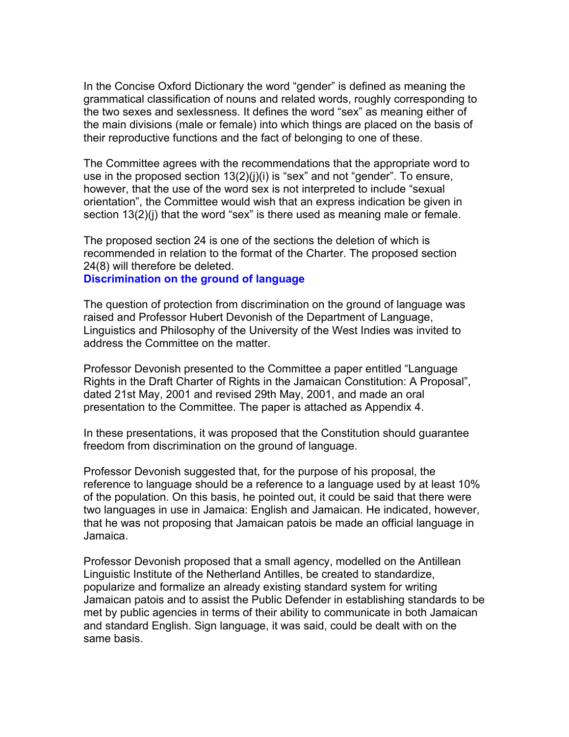In the Concise Oxford Dictionary the word “gender” is defined as meaning the grammatical classification of nouns and related words, roughly corresponding to the two sexes and sexlessness. It defines the word “sex” as meaning either of the main divisions (male or female) into which things are placed on the basis of their reproductive functions and the fact of belonging to one of these.

The Committee agrees with the recommendations that the appropriate word to use in the proposed section 13(2)(j)(i) is “sex” and not “gender”. To ensure, however, that the use of the word sex is not interpreted to include “sexual orientation”, the Committee would wish that an express indication be given in section 13(2)(j) that the word “sex” is there used as meaning male or female.

The proposed section 24 is one of the sections the deletion of which is recommended in relation to the format of the Charter. The proposed section 24(8) will therefore be deleted.

**Discrimination on the ground of language**

The question of protection from discrimination on the ground of language was raised and Professor Hubert Devonish of the Department of Language, Linguistics and Philosophy of the University of the West Indies was invited to address the Committee on the matter.

Professor Devonish presented to the Committee a paper entitled “Language Rights in the Draft Charter of Rights in the Jamaican Constitution: A Proposal”, dated 21st May, 2001 and revised 29th May, 2001, and made an oral presentation to the Committee. The paper is attached as Appendix 4.

In these presentations, it was proposed that the Constitution should guarantee freedom from discrimination on the ground of language.

Professor Devonish suggested that, for the purpose of his proposal, the reference to language should be a reference to a language used by at least 10% of the population. On this basis, he pointed out, it could be said that there were two languages in use in Jamaica: English and Jamaican. He indicated, however, that he was not proposing that Jamaican patois be made an official language in Jamaica.

Professor Devonish proposed that a small agency, modelled on the Antillean Linguistic Institute of the Netherland Antilles, be created to standardize, popularize and formalize an already existing standard system for writing Jamaican patois and to assist the Public Defender in establishing standards to be met by public agencies in terms of their ability to communicate in both Jamaican and standard English. Sign language, it was said, could be dealt with on the same basis.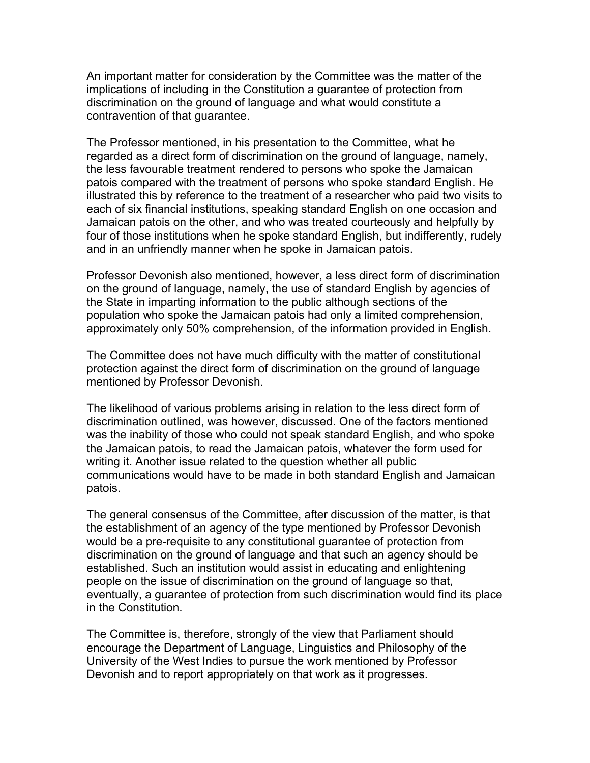An important matter for consideration by the Committee was the matter of the implications of including in the Constitution a guarantee of protection from discrimination on the ground of language and what would constitute a contravention of that guarantee.

The Professor mentioned, in his presentation to the Committee, what he regarded as a direct form of discrimination on the ground of language, namely, the less favourable treatment rendered to persons who spoke the Jamaican patois compared with the treatment of persons who spoke standard English. He illustrated this by reference to the treatment of a researcher who paid two visits to each of six financial institutions, speaking standard English on one occasion and Jamaican patois on the other, and who was treated courteously and helpfully by four of those institutions when he spoke standard English, but indifferently, rudely and in an unfriendly manner when he spoke in Jamaican patois.

Professor Devonish also mentioned, however, a less direct form of discrimination on the ground of language, namely, the use of standard English by agencies of the State in imparting information to the public although sections of the population who spoke the Jamaican patois had only a limited comprehension, approximately only 50% comprehension, of the information provided in English.

The Committee does not have much difficulty with the matter of constitutional protection against the direct form of discrimination on the ground of language mentioned by Professor Devonish.

The likelihood of various problems arising in relation to the less direct form of discrimination outlined, was however, discussed. One of the factors mentioned was the inability of those who could not speak standard English, and who spoke the Jamaican patois, to read the Jamaican patois, whatever the form used for writing it. Another issue related to the question whether all public communications would have to be made in both standard English and Jamaican patois.

The general consensus of the Committee, after discussion of the matter, is that the establishment of an agency of the type mentioned by Professor Devonish would be a pre-requisite to any constitutional guarantee of protection from discrimination on the ground of language and that such an agency should be established. Such an institution would assist in educating and enlightening people on the issue of discrimination on the ground of language so that, eventually, a guarantee of protection from such discrimination would find its place in the Constitution.

The Committee is, therefore, strongly of the view that Parliament should encourage the Department of Language, Linguistics and Philosophy of the University of the West Indies to pursue the work mentioned by Professor Devonish and to report appropriately on that work as it progresses.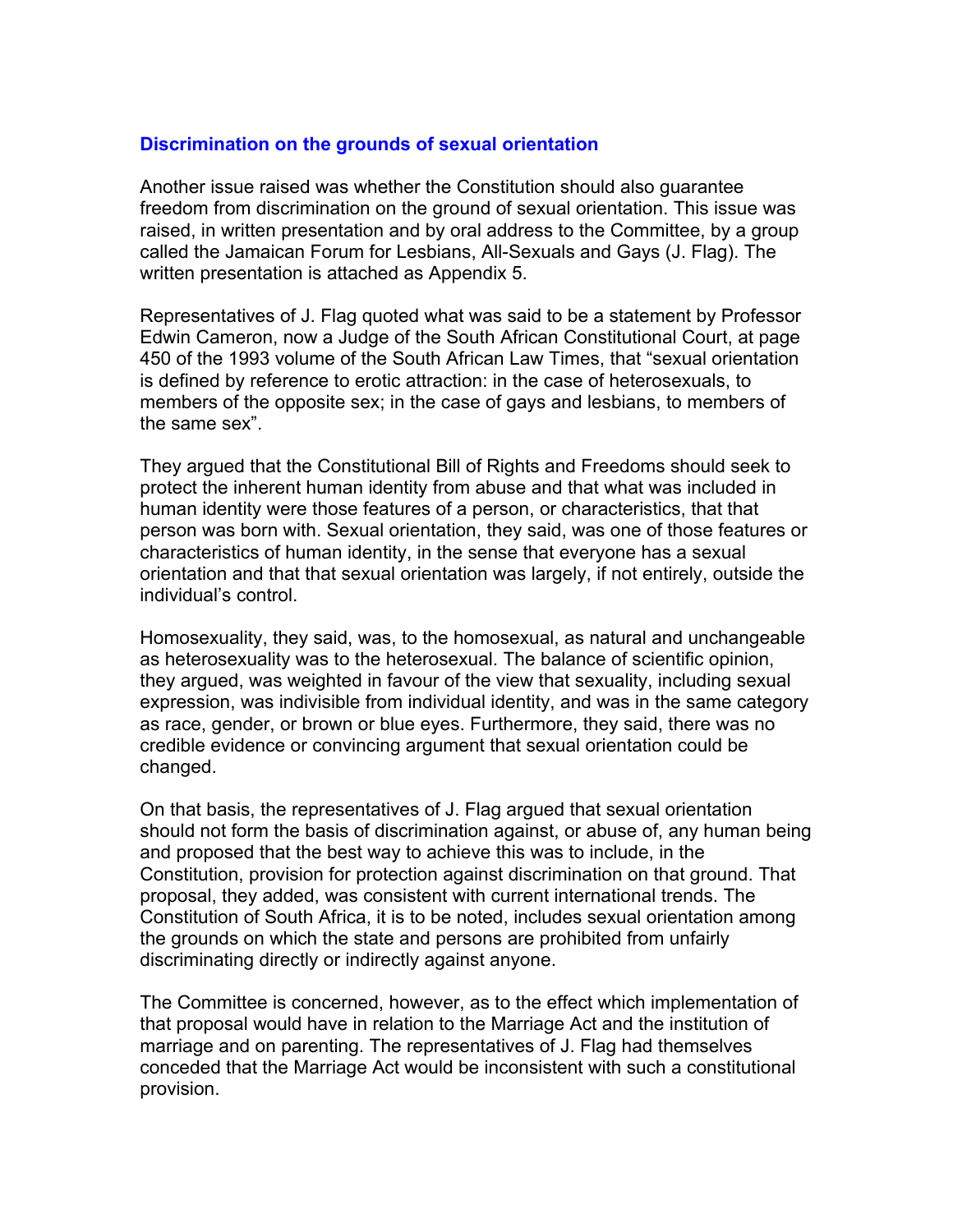### Discrimination on the grounds of sexual orientation

Another issue raised was whether the Constitution should also guarantee freedom from discrimination on the ground of sexual orientation. This issue was raised, in written presentation and by oral address to the Committee, by a group called the Jamaican Forum for Lesbians, All-Sexuals and Gays (J. Flag). The written presentation is attached as Appendix 5.

Representatives of J. Flag quoted what was said to be a statement by Professor Edwin Cameron, now a Judge of the South African Constitutional Court, at page 450 of the 1993 volume of the South African Law Times, that "sexual orientation is defined by reference to erotic attraction: in the case of heterosexuals, to members of the opposite sex; in the case of gays and lesbians, to members of the same sex".

They argued that the Constitutional Bill of Rights and Freedoms should seek to protect the inherent human identity from abuse and that what was included in human identity were those features of a person, or characteristics, that that person was born with. Sexual orientation, they said, was one of those features or characteristics of human identity, in the sense that everyone has a sexual orientation and that that sexual orientation was largely, if not entirely, outside the individual's control.

Homosexuality, they said, was, to the homosexual, as natural and unchangeable as heterosexuality was to the heterosexual. The balance of scientific opinion, they argued, was weighted in favour of the view that sexuality, including sexual expression, was indivisible from individual identity, and was in the same category as race, gender, or brown or blue eyes. Furthermore, they said, there was no credible evidence or convincing argument that sexual orientation could be changed.

On that basis, the representatives of J. Flag argued that sexual orientation should not form the basis of discrimination against, or abuse of, any human being and proposed that the best way to achieve this was to include, in the Constitution, provision for protection against discrimination on that ground. That proposal, they added, was consistent with current international trends. The Constitution of South Africa, it is to be noted, includes sexual orientation among the grounds on which the state and persons are prohibited from unfairly discriminating directly or indirectly against anyone.

The Committee is concerned, however, as to the effect which implementation of that proposal would have in relation to the Marriage Act and the institution of marriage and on parenting. The representatives of J. Flag had themselves conceded that the Marriage Act would be inconsistent with such a constitutional provision.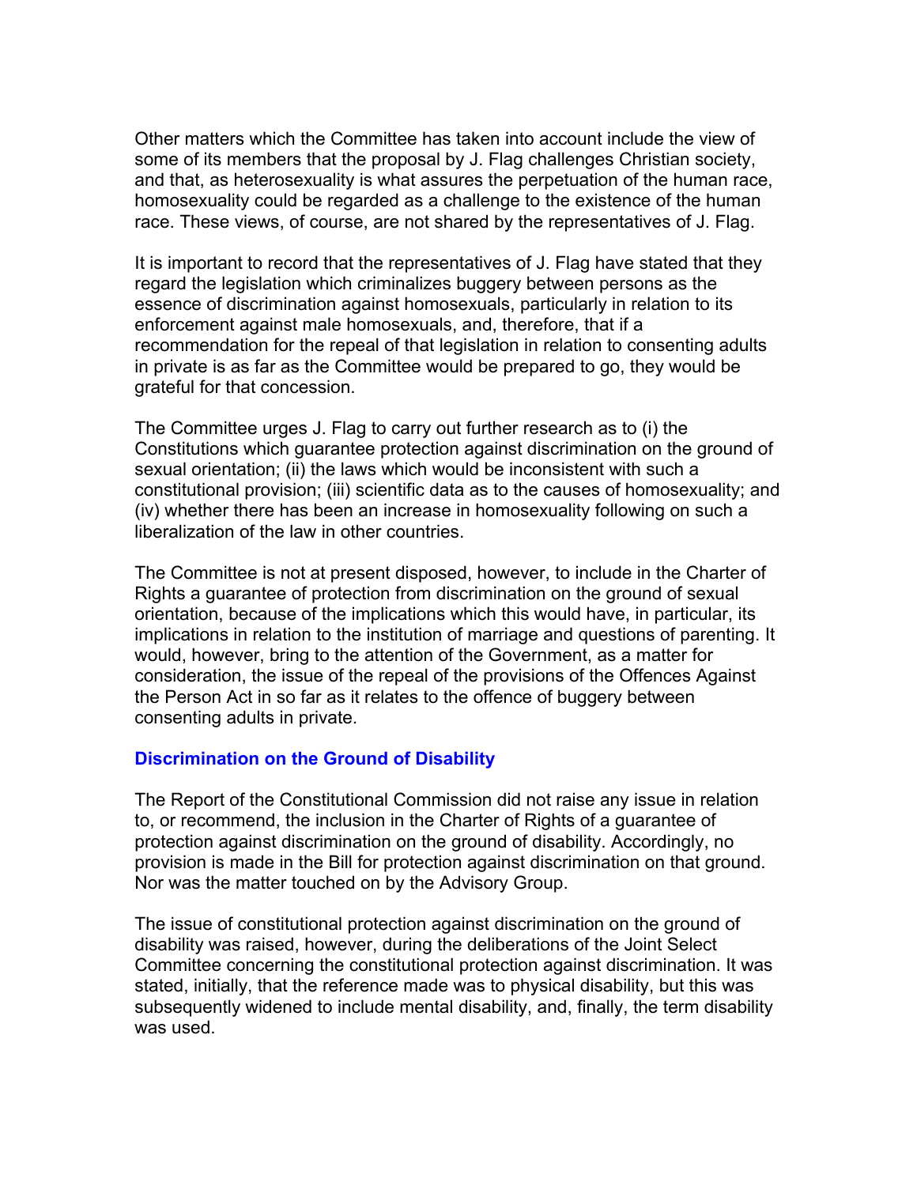Other matters which the Committee has taken into account include the view of some of its members that the proposal by J. Flag challenges Christian society, and that, as heterosexuality is what assures the perpetuation of the human race, homosexuality could be regarded as a challenge to the existence of the human race. These views, of course, are not shared by the representatives of J. Flag.

It is important to record that the representatives of J. Flag have stated that they regard the legislation which criminalizes buggery between persons as the essence of discrimination against homosexuals, particularly in relation to its enforcement against male homosexuals, and, therefore, that if a recommendation for the repeal of that legislation in relation to consenting adults in private is as far as the Committee would be prepared to go, they would be grateful for that concession.

The Committee urges J. Flag to carry out further research as to (i) the Constitutions which guarantee protection against discrimination on the ground of sexual orientation; (ii) the laws which would be inconsistent with such a constitutional provision; (iii) scientific data as to the causes of homosexuality; and (iv) whether there has been an increase in homosexuality following on such a liberalization of the law in other countries.

The Committee is not at present disposed, however, to include in the Charter of Rights a guarantee of protection from discrimination on the ground of sexual orientation, because of the implications which this would have, in particular, its implications in relation to the institution of marriage and questions of parenting. It would, however, bring to the attention of the Government, as a matter for consideration, the issue of the repeal of the provisions of the Offences Against the Person Act in so far as it relates to the offence of buggery between consenting adults in private.

### Discrimination on the Ground of Disability

The Report of the Constitutional Commission did not raise any issue in relation to, or recommend, the inclusion in the Charter of Rights of a guarantee of protection against discrimination on the ground of disability. Accordingly, no provision is made in the Bill for protection against discrimination on that ground. Nor was the matter touched on by the Advisory Group.

The issue of constitutional protection against discrimination on the ground of disability was raised, however, during the deliberations of the Joint Select Committee concerning the constitutional protection against discrimination. It was stated, initially, that the reference made was to physical disability, but this was subsequently widened to include mental disability, and, finally, the term disability was used.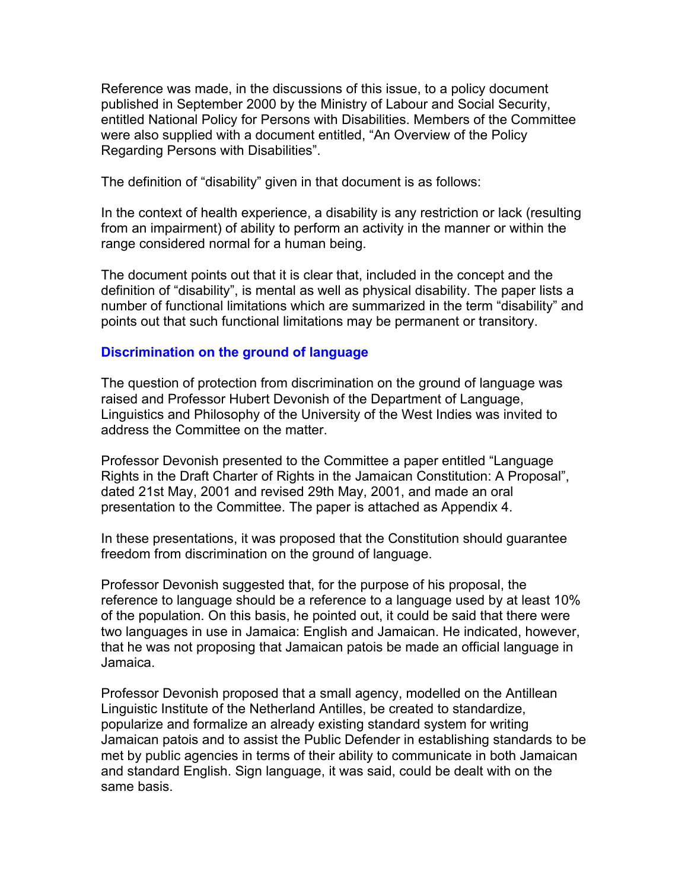Reference was made, in the discussions of this issue, to a policy document published in September 2000 by the Ministry of Labour and Social Security, entitled National Policy for Persons with Disabilities. Members of the Committee were also supplied with a document entitled, "An Overview of the Policy Regarding Persons with Disabilities".

The definition of "disability" given in that document is as follows:

In the context of health experience, a disability is any restriction or lack (resulting from an impairment) of ability to perform an activity in the manner or within the range considered normal for a human being.

The document points out that it is clear that, included in the concept and the definition of "disability", is mental as well as physical disability. The paper lists a number of functional limitations which are summarized in the term "disability" and points out that such functional limitations may be permanent or transitory.

### Discrimination on the ground of language

The question of protection from discrimination on the ground of language was raised and Professor Hubert Devonish of the Department of Language, Linguistics and Philosophy of the University of the West Indies was invited to address the Committee on the matter.

Professor Devonish presented to the Committee a paper entitled "Language Rights in the Draft Charter of Rights in the Jamaican Constitution: A Proposal", dated 21st May, 2001 and revised 29th May, 2001, and made an oral presentation to the Committee. The paper is attached as Appendix 4.

In these presentations, it was proposed that the Constitution should guarantee freedom from discrimination on the ground of language.

Professor Devonish suggested that, for the purpose of his proposal, the reference to language should be a reference to a language used by at least 10% of the population. On this basis, he pointed out, it could be said that there were two languages in use in Jamaica: English and Jamaican. He indicated, however, that he was not proposing that Jamaican patois be made an official language in Jamaica.

Professor Devonish proposed that a small agency, modelled on the Antillean Linguistic Institute of the Netherland Antilles, be created to standardize, popularize and formalize an already existing standard system for writing Jamaican patois and to assist the Public Defender in establishing standards to be met by public agencies in terms of their ability to communicate in both Jamaican and standard English. Sign language, it was said, could be dealt with on the same basis.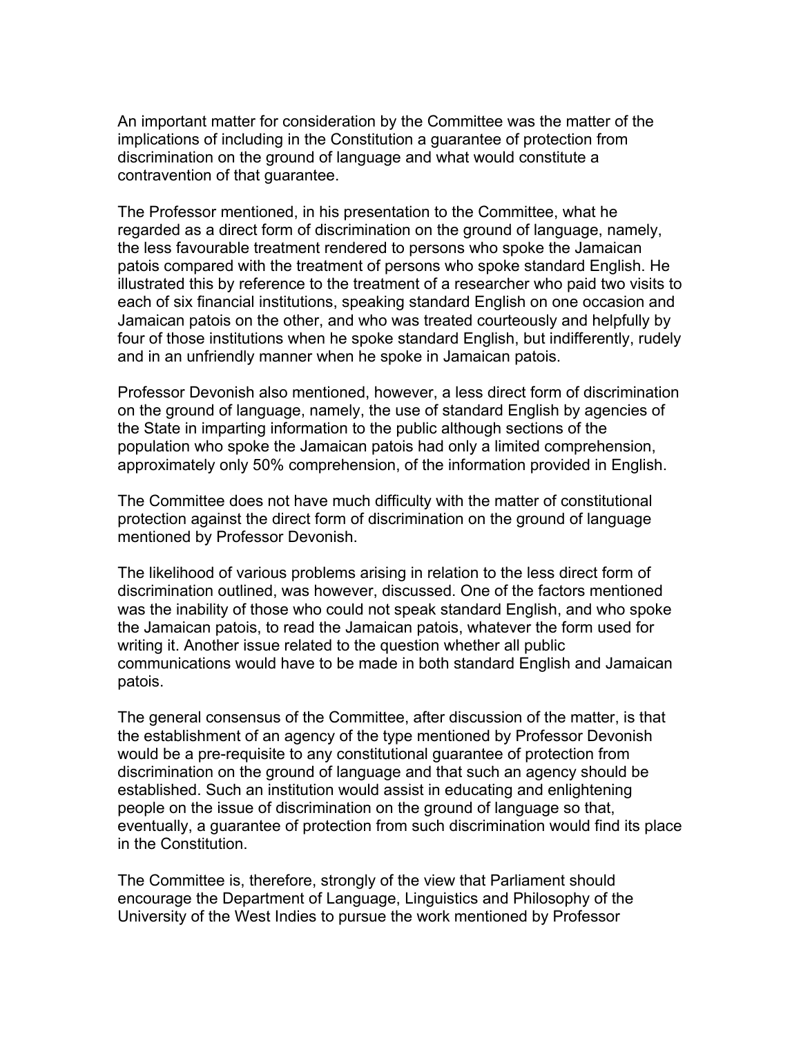An important matter for consideration by the Committee was the matter of the implications of including in the Constitution a guarantee of protection from discrimination on the ground of language and what would constitute a contravention of that guarantee.

The Professor mentioned, in his presentation to the Committee, what he regarded as a direct form of discrimination on the ground of language, namely, the less favourable treatment rendered to persons who spoke the Jamaican patois compared with the treatment of persons who spoke standard English. He illustrated this by reference to the treatment of a researcher who paid two visits to each of six financial institutions, speaking standard English on one occasion and Jamaican patois on the other, and who was treated courteously and helpfully by four of those institutions when he spoke standard English, but indifferently, rudely and in an unfriendly manner when he spoke in Jamaican patois.

Professor Devonish also mentioned, however, a less direct form of discrimination on the ground of language, namely, the use of standard English by agencies of the State in imparting information to the public although sections of the population who spoke the Jamaican patois had only a limited comprehension, approximately only 50% comprehension, of the information provided in English.

The Committee does not have much difficulty with the matter of constitutional protection against the direct form of discrimination on the ground of language mentioned by Professor Devonish.

The likelihood of various problems arising in relation to the less direct form of discrimination outlined, was however, discussed. One of the factors mentioned was the inability of those who could not speak standard English, and who spoke the Jamaican patois, to read the Jamaican patois, whatever the form used for writing it. Another issue related to the question whether all public communications would have to be made in both standard English and Jamaican patois.

The general consensus of the Committee, after discussion of the matter, is that the establishment of an agency of the type mentioned by Professor Devonish would be a pre-requisite to any constitutional guarantee of protection from discrimination on the ground of language and that such an agency should be established. Such an institution would assist in educating and enlightening people on the issue of discrimination on the ground of language so that, eventually, a guarantee of protection from such discrimination would find its place in the Constitution.

The Committee is, therefore, strongly of the view that Parliament should encourage the Department of Language, Linguistics and Philosophy of the University of the West Indies to pursue the work mentioned by Professor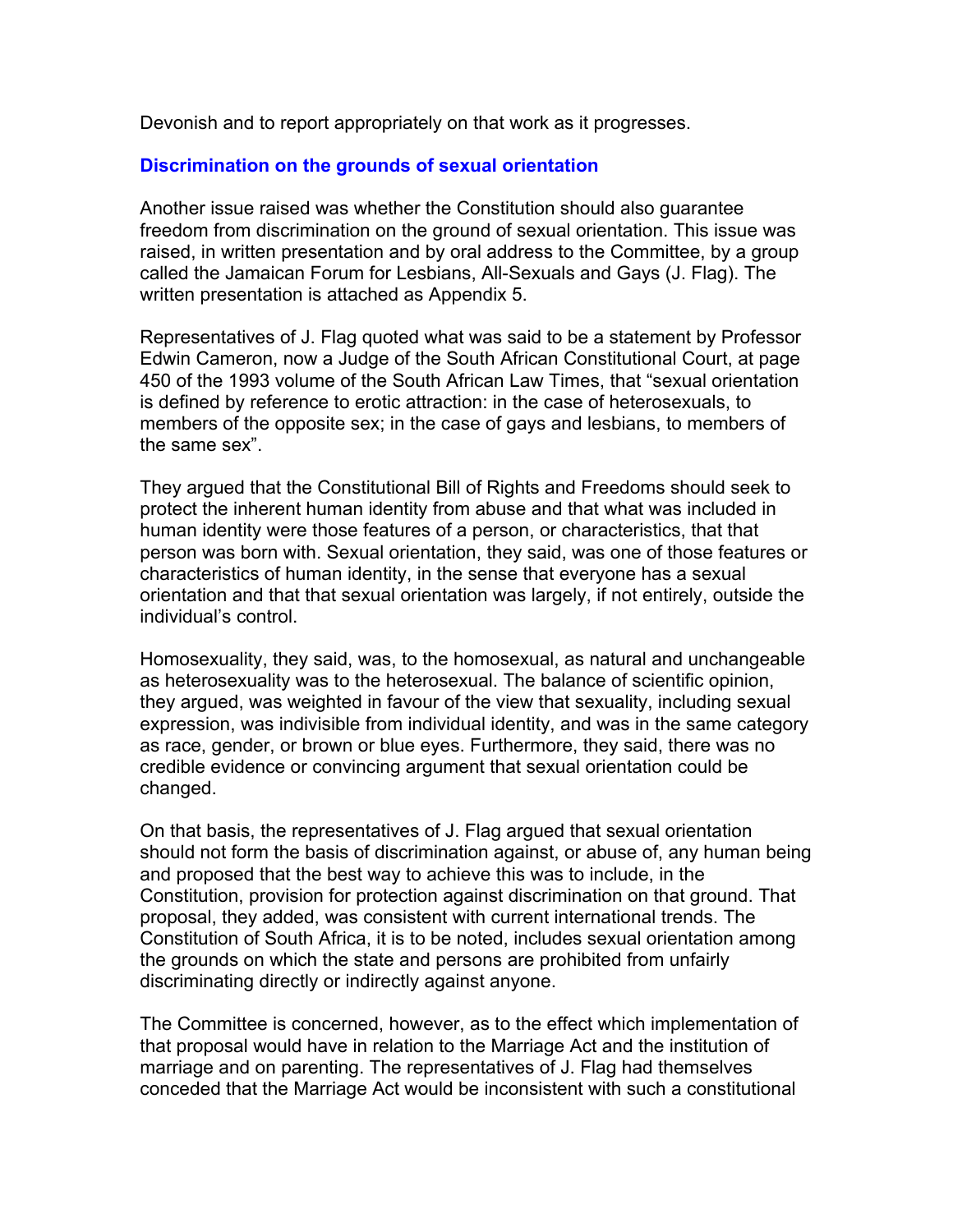Devonish and to report appropriately on that work as it progresses.

## Discrimination on the grounds of sexual orientation

Another issue raised was whether the Constitution should also guarantee freedom from discrimination on the ground of sexual orientation. This issue was raised, in written presentation and by oral address to the Committee, by a group called the Jamaican Forum for Lesbians, All-Sexuals and Gays (J. Flag). The written presentation is attached as Appendix 5.

Representatives of J. Flag quoted what was said to be a statement by Professor Edwin Cameron, now a Judge of the South African Constitutional Court, at page 450 of the 1993 volume of the South African Law Times, that "sexual orientation is defined by reference to erotic attraction: in the case of heterosexuals, to members of the opposite sex; in the case of gays and lesbians, to members of the same sex".

They argued that the Constitutional Bill of Rights and Freedoms should seek to protect the inherent human identity from abuse and that what was included in human identity were those features of a person, or characteristics, that that person was born with. Sexual orientation, they said, was one of those features or characteristics of human identity, in the sense that everyone has a sexual orientation and that that sexual orientation was largely, if not entirely, outside the individual's control.

Homosexuality, they said, was, to the homosexual, as natural and unchangeable as heterosexuality was to the heterosexual. The balance of scientific opinion, they argued, was weighted in favour of the view that sexuality, including sexual expression, was indivisible from individual identity, and was in the same category as race, gender, or brown or blue eyes. Furthermore, they said, there was no credible evidence or convincing argument that sexual orientation could be changed.

On that basis, the representatives of J. Flag argued that sexual orientation should not form the basis of discrimination against, or abuse of, any human being and proposed that the best way to achieve this was to include, in the Constitution, provision for protection against discrimination on that ground. That proposal, they added, was consistent with current international trends. The Constitution of South Africa, it is to be noted, includes sexual orientation among the grounds on which the state and persons are prohibited from unfairly discriminating directly or indirectly against anyone.

The Committee is concerned, however, as to the effect which implementation of that proposal would have in relation to the Marriage Act and the institution of marriage and on parenting. The representatives of J. Flag had themselves conceded that the Marriage Act would be inconsistent with such a constitutional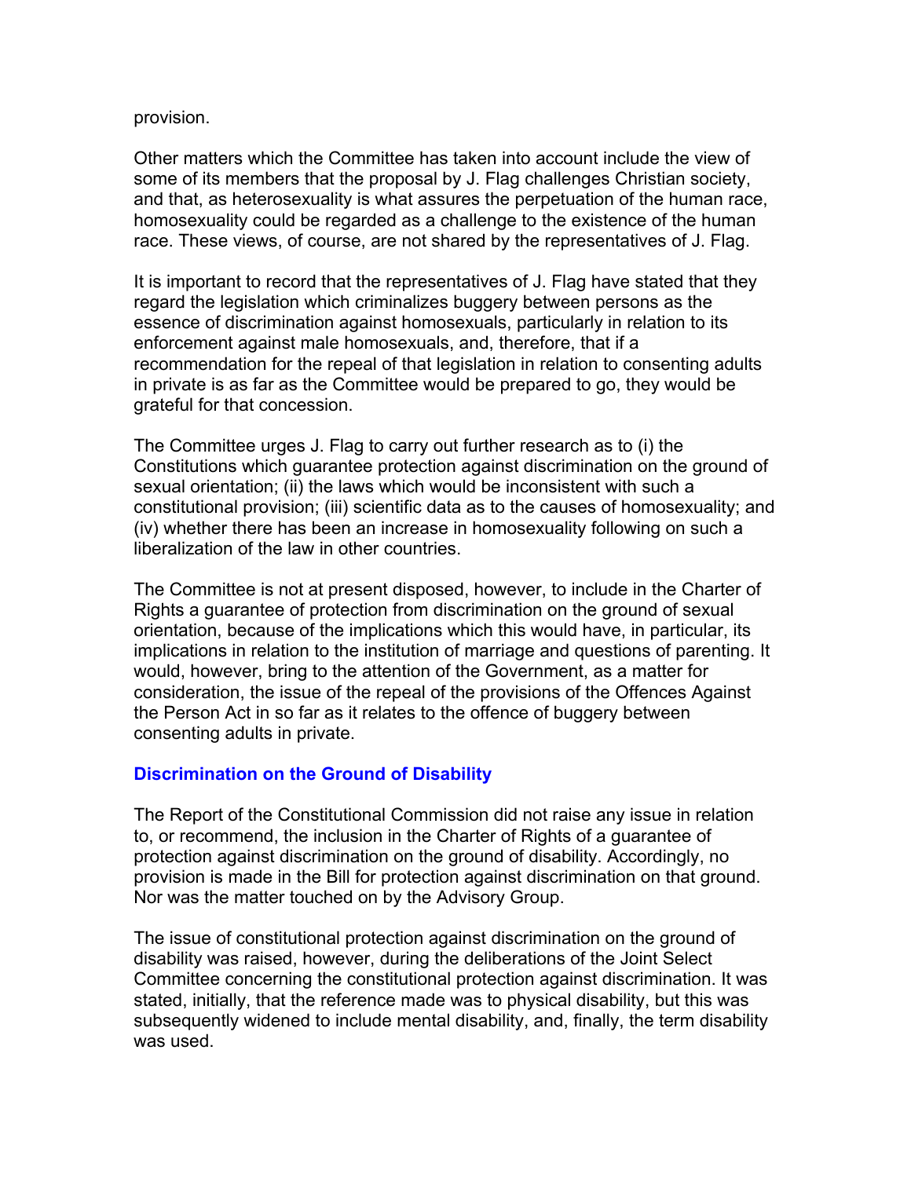provision.

Other matters which the Committee has taken into account include the view of some of its members that the proposal by J. Flag challenges Christian society, and that, as heterosexuality is what assures the perpetuation of the human race, homosexuality could be regarded as a challenge to the existence of the human race. These views, of course, are not shared by the representatives of J. Flag.

It is important to record that the representatives of J. Flag have stated that they regard the legislation which criminalizes buggery between persons as the essence of discrimination against homosexuals, particularly in relation to its enforcement against male homosexuals, and, therefore, that if a recommendation for the repeal of that legislation in relation to consenting adults in private is as far as the Committee would be prepared to go, they would be grateful for that concession.

The Committee urges J. Flag to carry out further research as to (i) the Constitutions which guarantee protection against discrimination on the ground of sexual orientation; (ii) the laws which would be inconsistent with such a constitutional provision; (iii) scientific data as to the causes of homosexuality; and (iv) whether there has been an increase in homosexuality following on such a liberalization of the law in other countries.

The Committee is not at present disposed, however, to include in the Charter of Rights a guarantee of protection from discrimination on the ground of sexual orientation, because of the implications which this would have, in particular, its implications in relation to the institution of marriage and questions of parenting. It would, however, bring to the attention of the Government, as a matter for consideration, the issue of the repeal of the provisions of the Offences Against the Person Act in so far as it relates to the offence of buggery between consenting adults in private.

### Discrimination on the Ground of Disability

The Report of the Constitutional Commission did not raise any issue in relation to, or recommend, the inclusion in the Charter of Rights of a guarantee of protection against discrimination on the ground of disability. Accordingly, no provision is made in the Bill for protection against discrimination on that ground. Nor was the matter touched on by the Advisory Group.

The issue of constitutional protection against discrimination on the ground of disability was raised, however, during the deliberations of the Joint Select Committee concerning the constitutional protection against discrimination. It was stated, initially, that the reference made was to physical disability, but this was subsequently widened to include mental disability, and, finally, the term disability was used.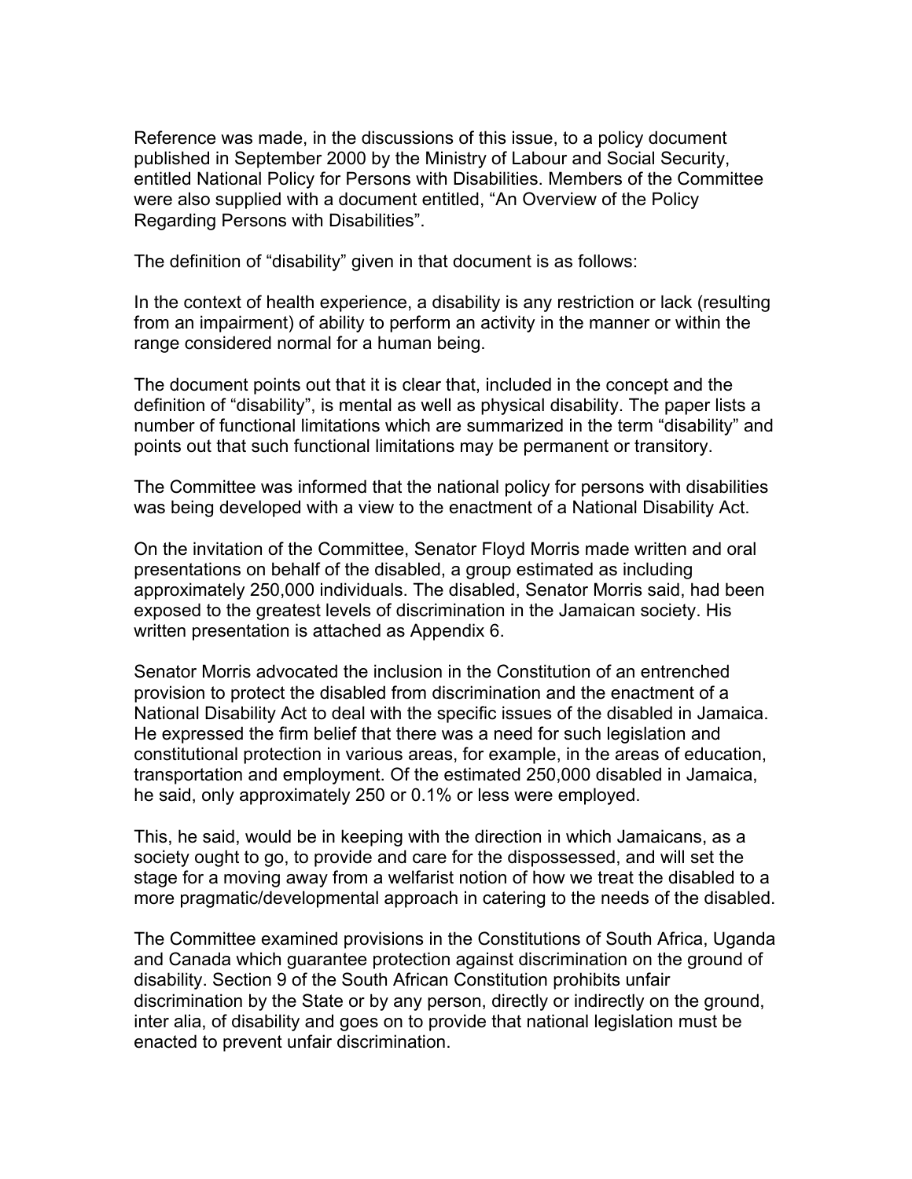Reference was made, in the discussions of this issue, to a policy document published in September 2000 by the Ministry of Labour and Social Security, entitled National Policy for Persons with Disabilities. Members of the Committee were also supplied with a document entitled, "An Overview of the Policy Regarding Persons with Disabilities".

The definition of "disability" given in that document is as follows:

In the context of health experience, a disability is any restriction or lack (resulting from an impairment) of ability to perform an activity in the manner or within the range considered normal for a human being.

The document points out that it is clear that, included in the concept and the definition of "disability", is mental as well as physical disability. The paper lists a number of functional limitations which are summarized in the term "disability" and points out that such functional limitations may be permanent or transitory.

The Committee was informed that the national policy for persons with disabilities was being developed with a view to the enactment of a National Disability Act.

On the invitation of the Committee, Senator Floyd Morris made written and oral presentations on behalf of the disabled, a group estimated as including approximately 250,000 individuals. The disabled, Senator Morris said, had been exposed to the greatest levels of discrimination in the Jamaican society. His written presentation is attached as Appendix 6.

Senator Morris advocated the inclusion in the Constitution of an entrenched provision to protect the disabled from discrimination and the enactment of a National Disability Act to deal with the specific issues of the disabled in Jamaica. He expressed the firm belief that there was a need for such legislation and constitutional protection in various areas, for example, in the areas of education, transportation and employment. Of the estimated 250,000 disabled in Jamaica, he said, only approximately 250 or 0.1% or less were employed.

This, he said, would be in keeping with the direction in which Jamaicans, as a society ought to go, to provide and care for the dispossessed, and will set the stage for a moving away from a welfarist notion of how we treat the disabled to a more pragmatic/developmental approach in catering to the needs of the disabled.

The Committee examined provisions in the Constitutions of South Africa, Uganda and Canada which guarantee protection against discrimination on the ground of disability. Section 9 of the South African Constitution prohibits unfair discrimination by the State or by any person, directly or indirectly on the ground, inter alia, of disability and goes on to provide that national legislation must be enacted to prevent unfair discrimination.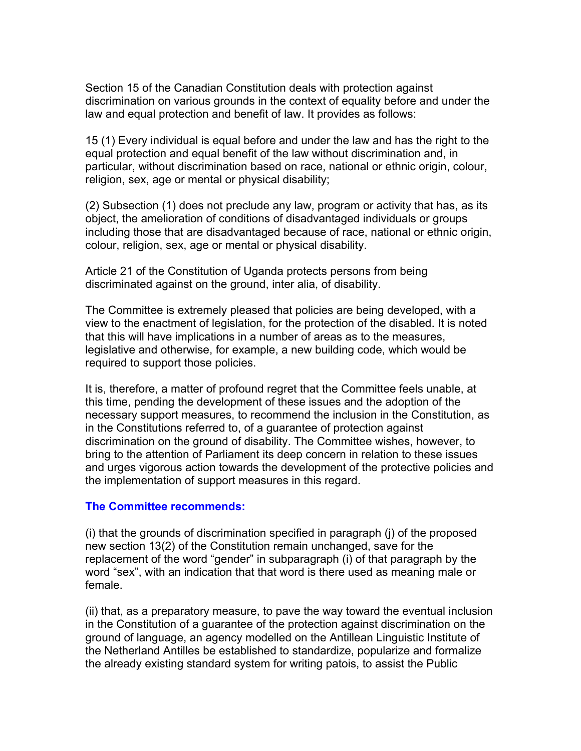Section 15 of the Canadian Constitution deals with protection against discrimination on various grounds in the context of equality before and under the law and equal protection and benefit of law. It provides as follows:

15 (1) Every individual is equal before and under the law and has the right to the equal protection and equal benefit of the law without discrimination and, in particular, without discrimination based on race, national or ethnic origin, colour, religion, sex, age or mental or physical disability;

(2) Subsection (1) does not preclude any law, program or activity that has, as its object, the amelioration of conditions of disadvantaged individuals or groups including those that are disadvantaged because of race, national or ethnic origin, colour, religion, sex, age or mental or physical disability.

Article 21 of the Constitution of Uganda protects persons from being discriminated against on the ground, inter alia, of disability.

The Committee is extremely pleased that policies are being developed, with a view to the enactment of legislation, for the protection of the disabled. It is noted that this will have implications in a number of areas as to the measures, legislative and otherwise, for example, a new building code, which would be required to support those policies.

It is, therefore, a matter of profound regret that the Committee feels unable, at this time, pending the development of these issues and the adoption of the necessary support measures, to recommend the inclusion in the Constitution, as in the Constitutions referred to, of a guarantee of protection against discrimination on the ground of disability. The Committee wishes, however, to bring to the attention of Parliament its deep concern in relation to these issues and urges vigorous action towards the development of the protective policies and the implementation of support measures in this regard.

**The Committee recommends:**

(i) that the grounds of discrimination specified in paragraph (j) of the proposed new section 13(2) of the Constitution remain unchanged, save for the replacement of the word "gender" in subparagraph (i) of that paragraph by the word "sex", with an indication that that word is there used as meaning male or female.

(ii) that, as a preparatory measure, to pave the way toward the eventual inclusion in the Constitution of a guarantee of the protection against discrimination on the ground of language, an agency modelled on the Antillean Linguistic Institute of the Netherland Antilles be established to standardize, popularize and formalize the already existing standard system for writing patois, to assist the Public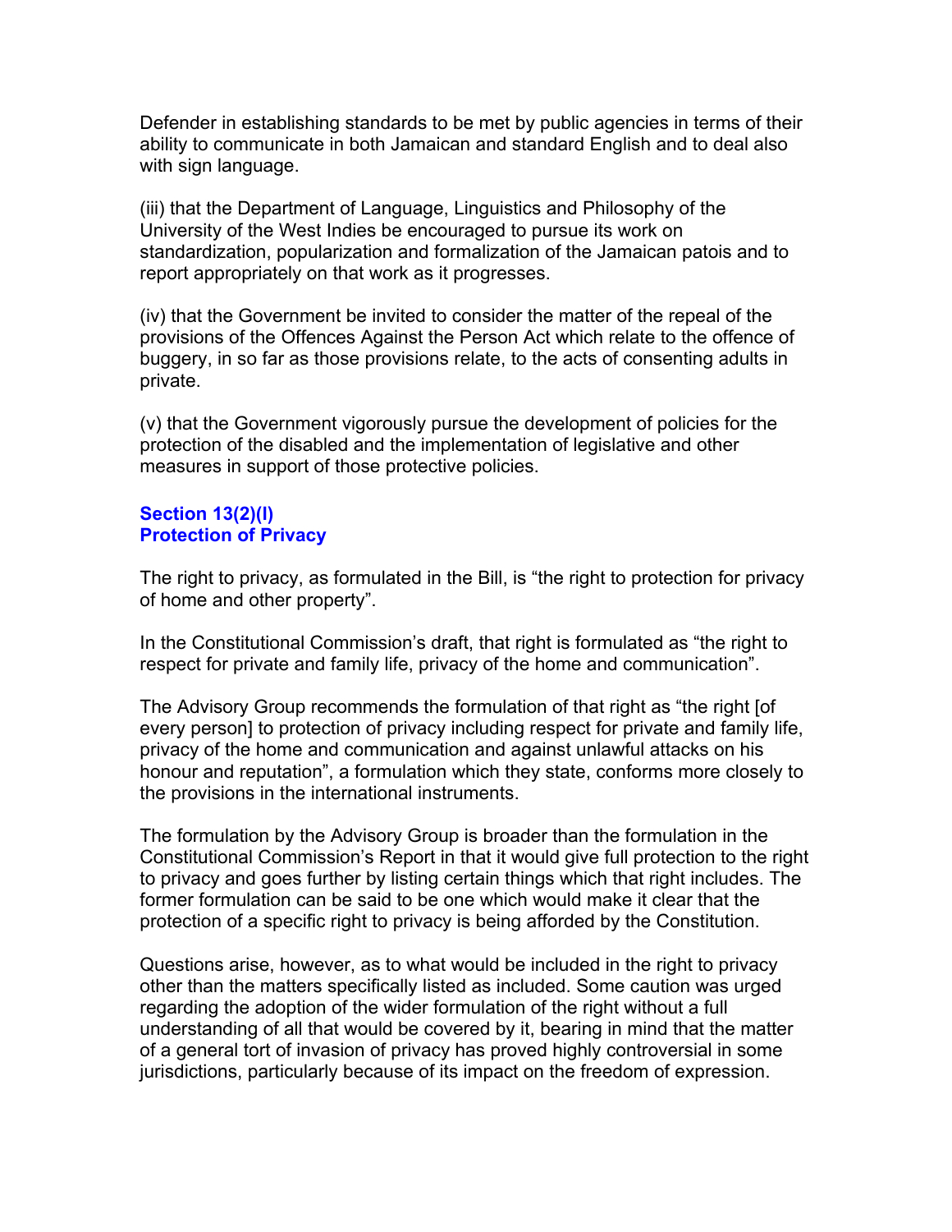Defender in establishing standards to be met by public agencies in terms of their ability to communicate in both Jamaican and standard English and to deal also with sign language.

(iii) that the Department of Language, Linguistics and Philosophy of the University of the West Indies be encouraged to pursue its work on standardization, popularization and formalization of the Jamaican patois and to report appropriately on that work as it progresses.

(iv) that the Government be invited to consider the matter of the repeal of the provisions of the Offences Against the Person Act which relate to the offence of buggery, in so far as those provisions relate, to the acts of consenting adults in private.

(v) that the Government vigorously pursue the development of policies for the protection of the disabled and the implementation of legislative and other measures in support of those protective policies.

### Section 13(2)(l)
### Protection of Privacy

The right to privacy, as formulated in the Bill, is "the right to protection for privacy of home and other property".

In the Constitutional Commission's draft, that right is formulated as "the right to respect for private and family life, privacy of the home and communication".

The Advisory Group recommends the formulation of that right as "the right [of every person] to protection of privacy including respect for private and family life, privacy of the home and communication and against unlawful attacks on his honour and reputation", a formulation which they state, conforms more closely to the provisions in the international instruments.

The formulation by the Advisory Group is broader than the formulation in the Constitutional Commission's Report in that it would give full protection to the right to privacy and goes further by listing certain things which that right includes. The former formulation can be said to be one which would make it clear that the protection of a specific right to privacy is being afforded by the Constitution.

Questions arise, however, as to what would be included in the right to privacy other than the matters specifically listed as included. Some caution was urged regarding the adoption of the wider formulation of the right without a full understanding of all that would be covered by it, bearing in mind that the matter of a general tort of invasion of privacy has proved highly controversial in some jurisdictions, particularly because of its impact on the freedom of expression.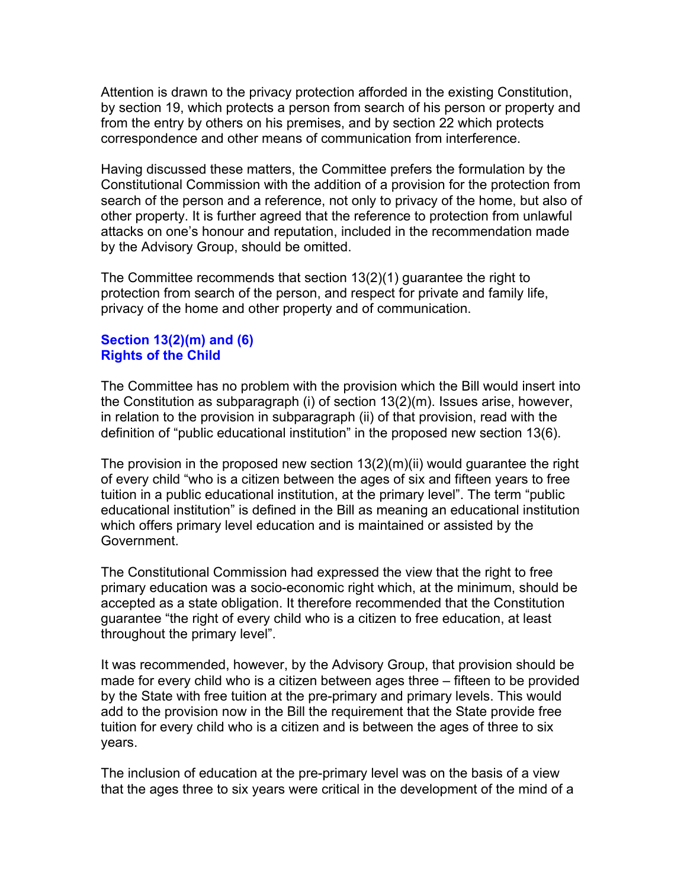Attention is drawn to the privacy protection afforded in the existing Constitution, by section 19, which protects a person from search of his person or property and from the entry by others on his premises, and by section 22 which protects correspondence and other means of communication from interference.

Having discussed these matters, the Committee prefers the formulation by the Constitutional Commission with the addition of a provision for the protection from search of the person and a reference, not only to privacy of the home, but also of other property. It is further agreed that the reference to protection from unlawful attacks on one's honour and reputation, included in the recommendation made by the Advisory Group, should be omitted.

The Committee recommends that section 13(2)(1) guarantee the right to protection from search of the person, and respect for private and family life, privacy of the home and other property and of communication.

### Section 13(2)(m) and (6)
### Rights of the Child

The Committee has no problem with the provision which the Bill would insert into the Constitution as subparagraph (i) of section 13(2)(m). Issues arise, however, in relation to the provision in subparagraph (ii) of that provision, read with the definition of "public educational institution" in the proposed new section 13(6).

The provision in the proposed new section 13(2)(m)(ii) would guarantee the right of every child "who is a citizen between the ages of six and fifteen years to free tuition in a public educational institution, at the primary level". The term "public educational institution" is defined in the Bill as meaning an educational institution which offers primary level education and is maintained or assisted by the Government.

The Constitutional Commission had expressed the view that the right to free primary education was a socio-economic right which, at the minimum, should be accepted as a state obligation. It therefore recommended that the Constitution guarantee "the right of every child who is a citizen to free education, at least throughout the primary level".

It was recommended, however, by the Advisory Group, that provision should be made for every child who is a citizen between ages three – fifteen to be provided by the State with free tuition at the pre-primary and primary levels. This would add to the provision now in the Bill the requirement that the State provide free tuition for every child who is a citizen and is between the ages of three to six years.

The inclusion of education at the pre-primary level was on the basis of a view that the ages three to six years were critical in the development of the mind of a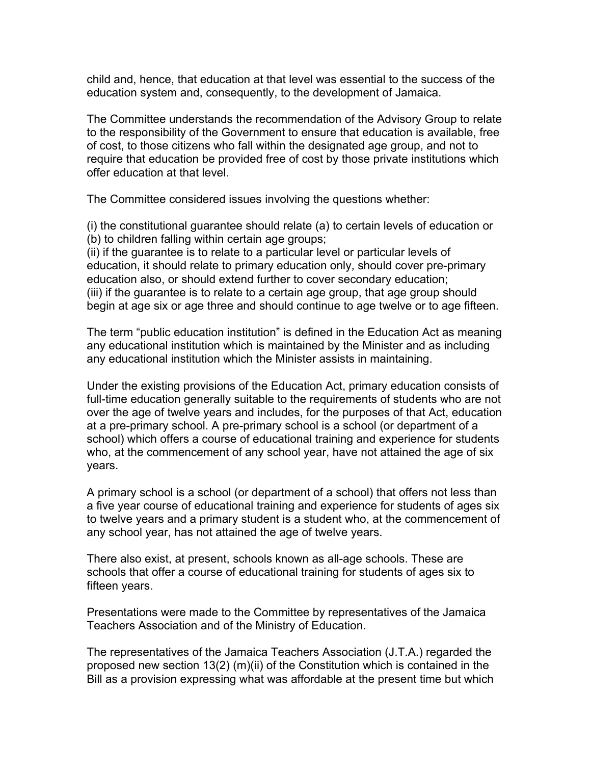child and, hence, that education at that level was essential to the success of the education system and, consequently, to the development of Jamaica.

The Committee understands the recommendation of the Advisory Group to relate to the responsibility of the Government to ensure that education is available, free of cost, to those citizens who fall within the designated age group, and not to require that education be provided free of cost by those private institutions which offer education at that level.

The Committee considered issues involving the questions whether:

(i) the constitutional guarantee should relate (a) to certain levels of education or (b) to children falling within certain age groups;
(ii) if the guarantee is to relate to a particular level or particular levels of education, it should relate to primary education only, should cover pre-primary education also, or should extend further to cover secondary education;
(iii) if the guarantee is to relate to a certain age group, that age group should begin at age six or age three and should continue to age twelve or to age fifteen.

The term "public education institution" is defined in the Education Act as meaning any educational institution which is maintained by the Minister and as including any educational institution which the Minister assists in maintaining.

Under the existing provisions of the Education Act, primary education consists of full-time education generally suitable to the requirements of students who are not over the age of twelve years and includes, for the purposes of that Act, education at a pre-primary school. A pre-primary school is a school (or department of a school) which offers a course of educational training and experience for students who, at the commencement of any school year, have not attained the age of six years.

A primary school is a school (or department of a school) that offers not less than a five year course of educational training and experience for students of ages six to twelve years and a primary student is a student who, at the commencement of any school year, has not attained the age of twelve years.

There also exist, at present, schools known as all-age schools. These are schools that offer a course of educational training for students of ages six to fifteen years.

Presentations were made to the Committee by representatives of the Jamaica Teachers Association and of the Ministry of Education.

The representatives of the Jamaica Teachers Association (J.T.A.) regarded the proposed new section 13(2) (m)(ii) of the Constitution which is contained in the Bill as a provision expressing what was affordable at the present time but which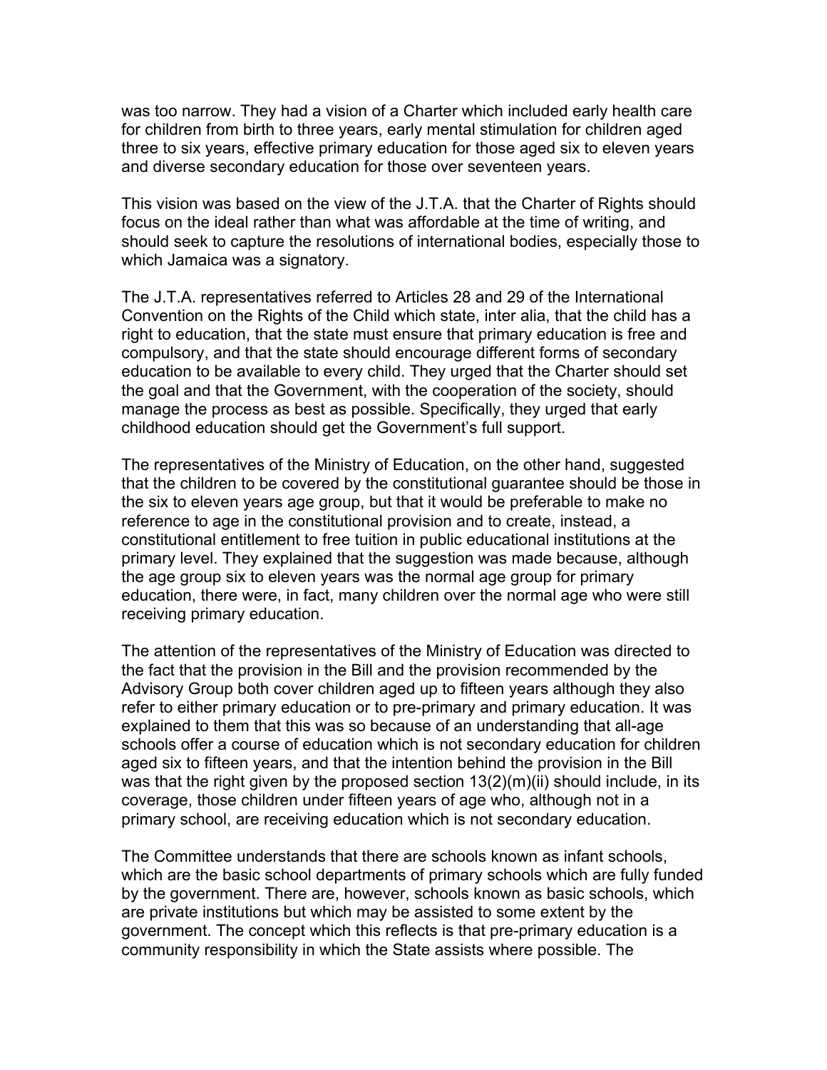was too narrow. They had a vision of a Charter which included early health care for children from birth to three years, early mental stimulation for children aged three to six years, effective primary education for those aged six to eleven years and diverse secondary education for those over seventeen years.

This vision was based on the view of the J.T.A. that the Charter of Rights should focus on the ideal rather than what was affordable at the time of writing, and should seek to capture the resolutions of international bodies, especially those to which Jamaica was a signatory.

The J.T.A. representatives referred to Articles 28 and 29 of the International Convention on the Rights of the Child which state, inter alia, that the child has a right to education, that the state must ensure that primary education is free and compulsory, and that the state should encourage different forms of secondary education to be available to every child. They urged that the Charter should set the goal and that the Government, with the cooperation of the society, should manage the process as best as possible. Specifically, they urged that early childhood education should get the Government's full support.

The representatives of the Ministry of Education, on the other hand, suggested that the children to be covered by the constitutional guarantee should be those in the six to eleven years age group, but that it would be preferable to make no reference to age in the constitutional provision and to create, instead, a constitutional entitlement to free tuition in public educational institutions at the primary level. They explained that the suggestion was made because, although the age group six to eleven years was the normal age group for primary education, there were, in fact, many children over the normal age who were still receiving primary education.

The attention of the representatives of the Ministry of Education was directed to the fact that the provision in the Bill and the provision recommended by the Advisory Group both cover children aged up to fifteen years although they also refer to either primary education or to pre-primary and primary education. It was explained to them that this was so because of an understanding that all-age schools offer a course of education which is not secondary education for children aged six to fifteen years, and that the intention behind the provision in the Bill was that the right given by the proposed section 13(2)(m)(ii) should include, in its coverage, those children under fifteen years of age who, although not in a primary school, are receiving education which is not secondary education.

The Committee understands that there are schools known as infant schools, which are the basic school departments of primary schools which are fully funded by the government. There are, however, schools known as basic schools, which are private institutions but which may be assisted to some extent by the government. The concept which this reflects is that pre-primary education is a community responsibility in which the State assists where possible. The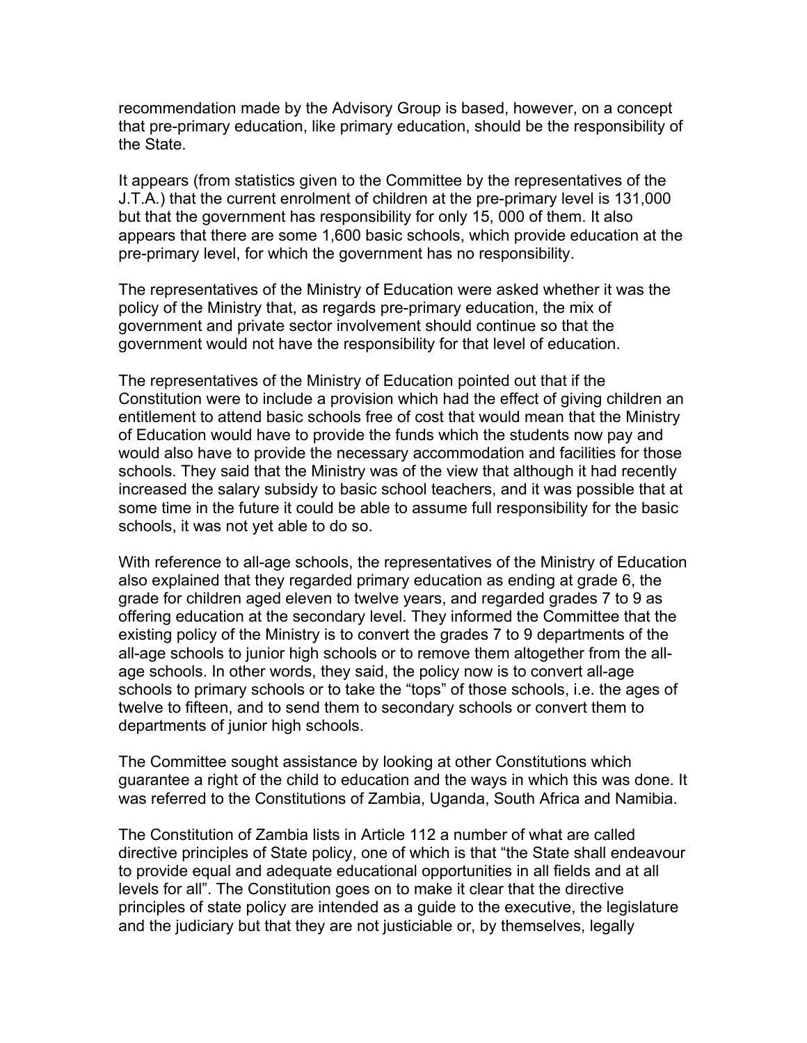recommendation made by the Advisory Group is based, however, on a concept that pre-primary education, like primary education, should be the responsibility of the State.

It appears (from statistics given to the Committee by the representatives of the J.T.A.) that the current enrolment of children at the pre-primary level is 131,000 but that the government has responsibility for only 15, 000 of them. It also appears that there are some 1,600 basic schools, which provide education at the pre-primary level, for which the government has no responsibility.

The representatives of the Ministry of Education were asked whether it was the policy of the Ministry that, as regards pre-primary education, the mix of government and private sector involvement should continue so that the government would not have the responsibility for that level of education.

The representatives of the Ministry of Education pointed out that if the Constitution were to include a provision which had the effect of giving children an entitlement to attend basic schools free of cost that would mean that the Ministry of Education would have to provide the funds which the students now pay and would also have to provide the necessary accommodation and facilities for those schools. They said that the Ministry was of the view that although it had recently increased the salary subsidy to basic school teachers, and it was possible that at some time in the future it could be able to assume full responsibility for the basic schools, it was not yet able to do so.

With reference to all-age schools, the representatives of the Ministry of Education also explained that they regarded primary education as ending at grade 6, the grade for children aged eleven to twelve years, and regarded grades 7 to 9 as offering education at the secondary level. They informed the Committee that the existing policy of the Ministry is to convert the grades 7 to 9 departments of the all-age schools to junior high schools or to remove them altogether from the all-age schools. In other words, they said, the policy now is to convert all-age schools to primary schools or to take the "tops" of those schools, i.e. the ages of twelve to fifteen, and to send them to secondary schools or convert them to departments of junior high schools.

The Committee sought assistance by looking at other Constitutions which guarantee a right of the child to education and the ways in which this was done. It was referred to the Constitutions of Zambia, Uganda, South Africa and Namibia.

The Constitution of Zambia lists in Article 112 a number of what are called directive principles of State policy, one of which is that "the State shall endeavour to provide equal and adequate educational opportunities in all fields and at all levels for all". The Constitution goes on to make it clear that the directive principles of state policy are intended as a guide to the executive, the legislature and the judiciary but that they are not justiciable or, by themselves, legally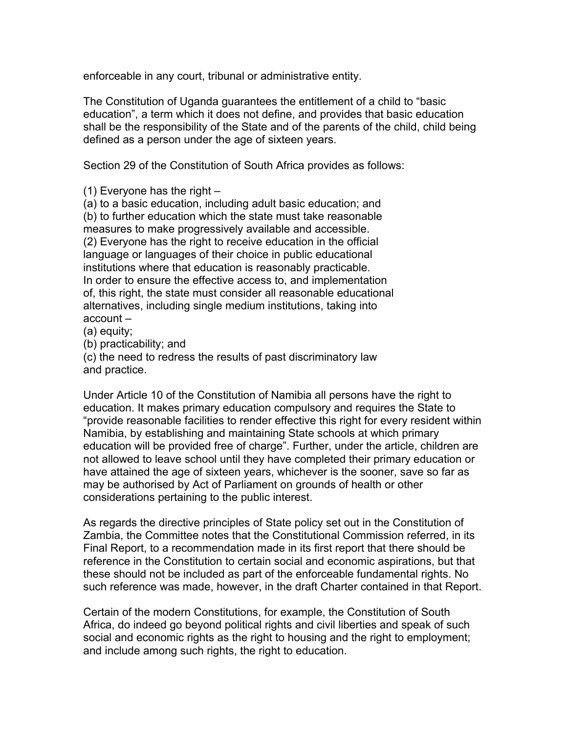enforceable in any court, tribunal or administrative entity.

The Constitution of Uganda guarantees the entitlement of a child to "basic education", a term which it does not define, and provides that basic education shall be the responsibility of the State and of the parents of the child, child being defined as a person under the age of sixteen years.

Section 29 of the Constitution of South Africa provides as follows:

(1) Everyone has the right –
(a) to a basic education, including adult basic education; and
(b) to further education which the state must take reasonable measures to make progressively available and accessible.
(2) Everyone has the right to receive education in the official language or languages of their choice in public educational institutions where that education is reasonably practicable. In order to ensure the effective access to, and implementation of, this right, the state must consider all reasonable educational alternatives, including single medium institutions, taking into account –
(a) equity;
(b) practicability; and
(c) the need to redress the results of past discriminatory law and practice.

Under Article 10 of the Constitution of Namibia all persons have the right to education. It makes primary education compulsory and requires the State to "provide reasonable facilities to render effective this right for every resident within Namibia, by establishing and maintaining State schools at which primary education will be provided free of charge". Further, under the article, children are not allowed to leave school until they have completed their primary education or have attained the age of sixteen years, whichever is the sooner, save so far as may be authorised by Act of Parliament on grounds of health or other considerations pertaining to the public interest.

As regards the directive principles of State policy set out in the Constitution of Zambia, the Committee notes that the Constitutional Commission referred, in its Final Report, to a recommendation made in its first report that there should be reference in the Constitution to certain social and economic aspirations, but that these should not be included as part of the enforceable fundamental rights. No such reference was made, however, in the draft Charter contained in that Report.

Certain of the modern Constitutions, for example, the Constitution of South Africa, do indeed go beyond political rights and civil liberties and speak of such social and economic rights as the right to housing and the right to employment; and include among such rights, the right to education.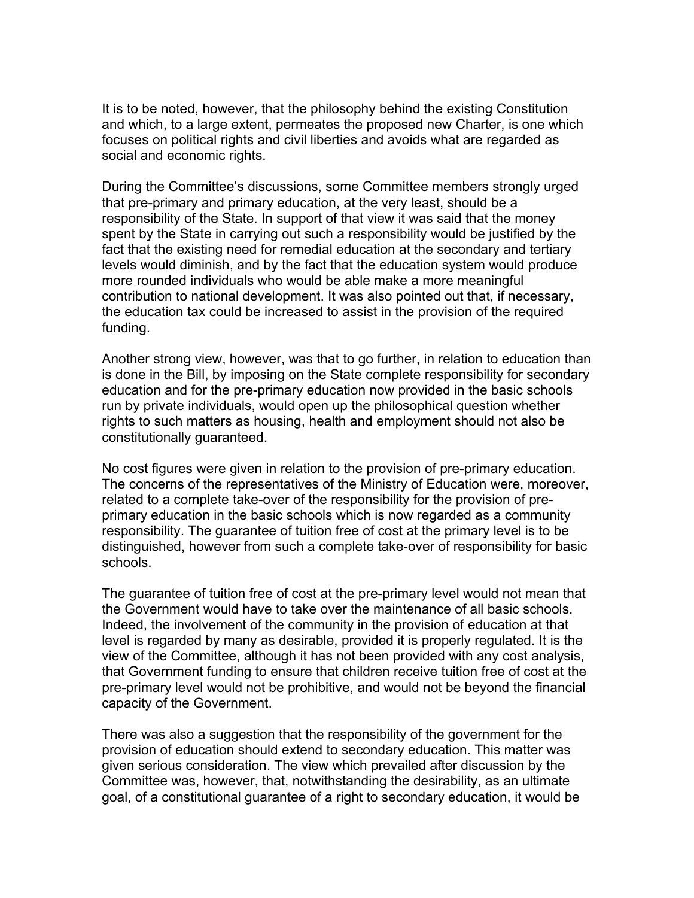It is to be noted, however, that the philosophy behind the existing Constitution and which, to a large extent, permeates the proposed new Charter, is one which focuses on political rights and civil liberties and avoids what are regarded as social and economic rights.

During the Committee's discussions, some Committee members strongly urged that pre-primary and primary education, at the very least, should be a responsibility of the State. In support of that view it was said that the money spent by the State in carrying out such a responsibility would be justified by the fact that the existing need for remedial education at the secondary and tertiary levels would diminish, and by the fact that the education system would produce more rounded individuals who would be able make a more meaningful contribution to national development. It was also pointed out that, if necessary, the education tax could be increased to assist in the provision of the required funding.

Another strong view, however, was that to go further, in relation to education than is done in the Bill, by imposing on the State complete responsibility for secondary education and for the pre-primary education now provided in the basic schools run by private individuals, would open up the philosophical question whether rights to such matters as housing, health and employment should not also be constitutionally guaranteed.

No cost figures were given in relation to the provision of pre-primary education. The concerns of the representatives of the Ministry of Education were, moreover, related to a complete take-over of the responsibility for the provision of pre-primary education in the basic schools which is now regarded as a community responsibility. The guarantee of tuition free of cost at the primary level is to be distinguished, however from such a complete take-over of responsibility for basic schools.

The guarantee of tuition free of cost at the pre-primary level would not mean that the Government would have to take over the maintenance of all basic schools. Indeed, the involvement of the community in the provision of education at that level is regarded by many as desirable, provided it is properly regulated. It is the view of the Committee, although it has not been provided with any cost analysis, that Government funding to ensure that children receive tuition free of cost at the pre-primary level would not be prohibitive, and would not be beyond the financial capacity of the Government.

There was also a suggestion that the responsibility of the government for the provision of education should extend to secondary education. This matter was given serious consideration. The view which prevailed after discussion by the Committee was, however, that, notwithstanding the desirability, as an ultimate goal, of a constitutional guarantee of a right to secondary education, it would be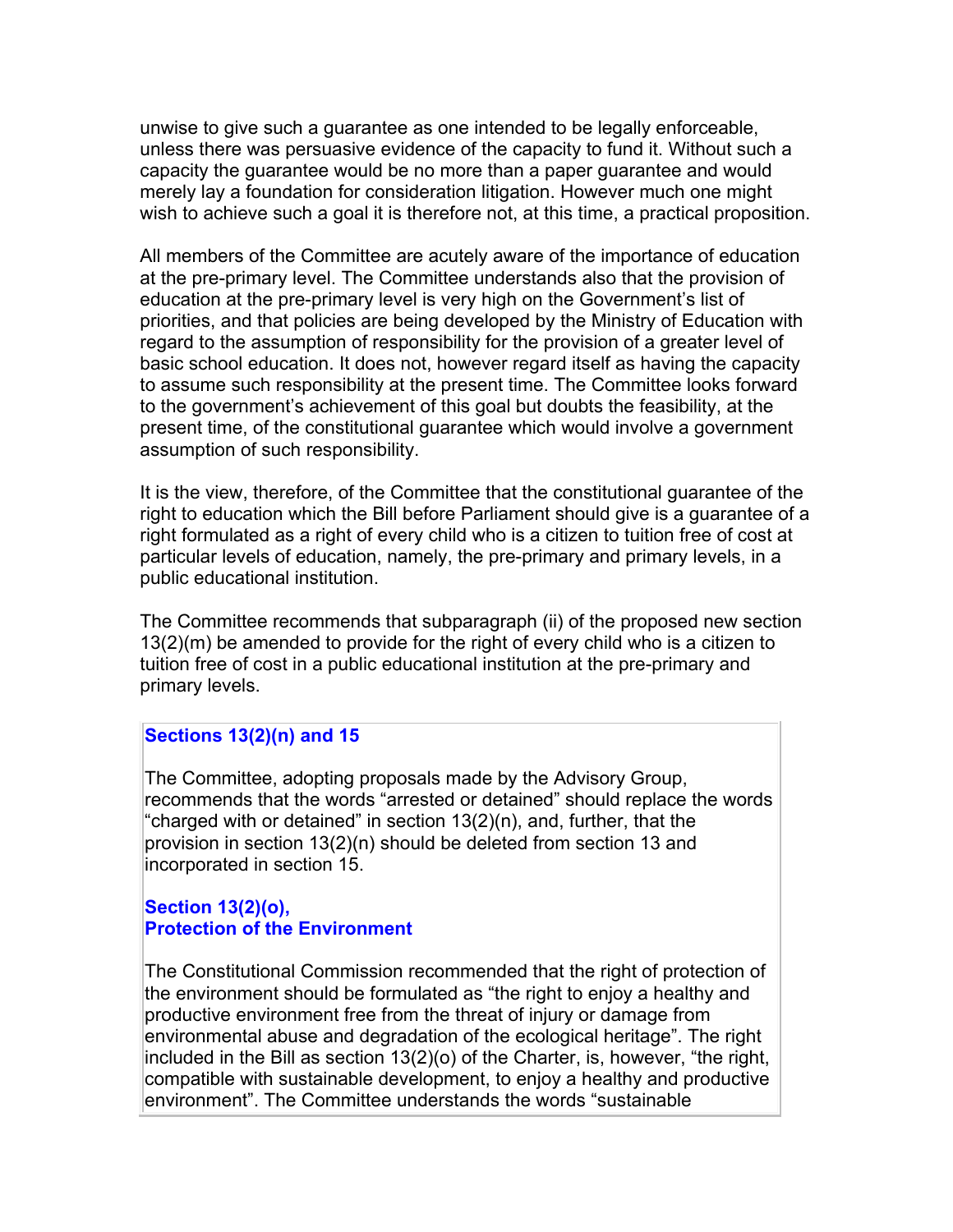unwise to give such a guarantee as one intended to be legally enforceable, unless there was persuasive evidence of the capacity to fund it. Without such a capacity the guarantee would be no more than a paper guarantee and would merely lay a foundation for consideration litigation. However much one might wish to achieve such a goal it is therefore not, at this time, a practical proposition.

All members of the Committee are acutely aware of the importance of education at the pre-primary level. The Committee understands also that the provision of education at the pre-primary level is very high on the Government's list of priorities, and that policies are being developed by the Ministry of Education with regard to the assumption of responsibility for the provision of a greater level of basic school education. It does not, however regard itself as having the capacity to assume such responsibility at the present time. The Committee looks forward to the government's achievement of this goal but doubts the feasibility, at the present time, of the constitutional guarantee which would involve a government assumption of such responsibility.

It is the view, therefore, of the Committee that the constitutional guarantee of the right to education which the Bill before Parliament should give is a guarantee of a right formulated as a right of every child who is a citizen to tuition free of cost at particular levels of education, namely, the pre-primary and primary levels, in a public educational institution.

The Committee recommends that subparagraph (ii) of the proposed new section 13(2)(m) be amended to provide for the right of every child who is a citizen to tuition free of cost in a public educational institution at the pre-primary and primary levels.

### Sections 13(2)(n) and 15

The Committee, adopting proposals made by the Advisory Group, recommends that the words "arrested or detained" should replace the words "charged with or detained" in section 13(2)(n), and, further, that the provision in section 13(2)(n) should be deleted from section 13 and incorporated in section 15.

### Section 13(2)(o), Protection of the Environment

The Constitutional Commission recommended that the right of protection of the environment should be formulated as "the right to enjoy a healthy and productive environment free from the threat of injury or damage from environmental abuse and degradation of the ecological heritage". The right included in the Bill as section 13(2)(o) of the Charter, is, however, "the right, compatible with sustainable development, to enjoy a healthy and productive environment". The Committee understands the words "sustainable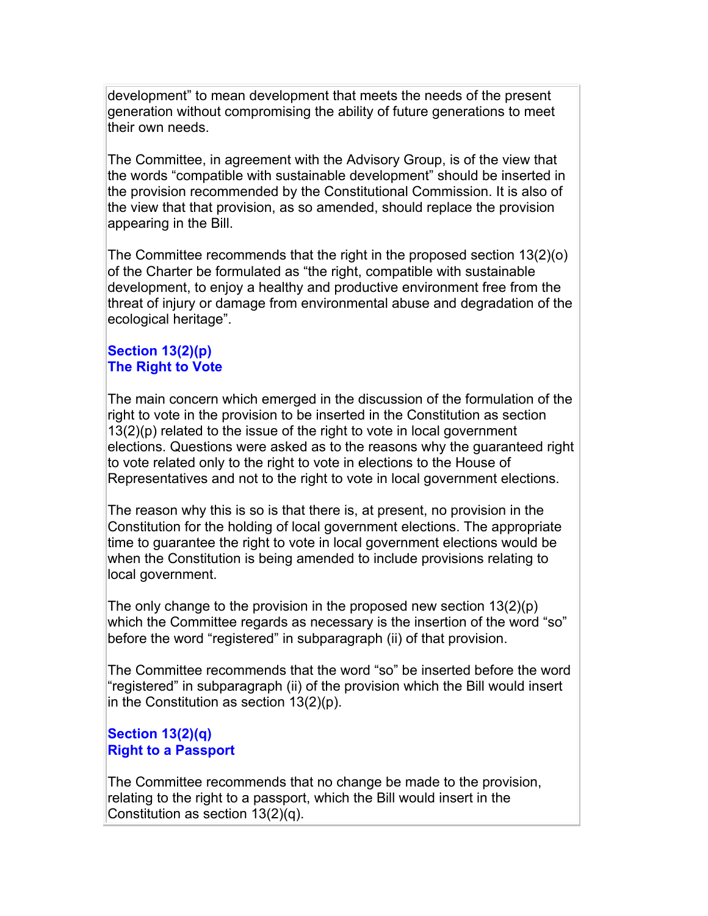development” to mean development that meets the needs of the present generation without compromising the ability of future generations to meet their own needs.

The Committee, in agreement with the Advisory Group, is of the view that the words “compatible with sustainable development” should be inserted in the provision recommended by the Constitutional Commission. It is also of the view that that provision, as so amended, should replace the provision appearing in the Bill.

The Committee recommends that the right in the proposed section 13(2)(o) of the Charter be formulated as “the right, compatible with sustainable development, to enjoy a healthy and productive environment free from the threat of injury or damage from environmental abuse and degradation of the ecological heritage”.

### Section 13(2)(p)
### The Right to Vote

The main concern which emerged in the discussion of the formulation of the right to vote in the provision to be inserted in the Constitution as section 13(2)(p) related to the issue of the right to vote in local government elections. Questions were asked as to the reasons why the guaranteed right to vote related only to the right to vote in elections to the House of Representatives and not to the right to vote in local government elections.

The reason why this is so is that there is, at present, no provision in the Constitution for the holding of local government elections. The appropriate time to guarantee the right to vote in local government elections would be when the Constitution is being amended to include provisions relating to local government.

The only change to the provision in the proposed new section 13(2)(p) which the Committee regards as necessary is the insertion of the word “so” before the word “registered” in subparagraph (ii) of that provision.

The Committee recommends that the word “so” be inserted before the word “registered” in subparagraph (ii) of the provision which the Bill would insert in the Constitution as section 13(2)(p).

### Section 13(2)(q)
### Right to a Passport

The Committee recommends that no change be made to the provision, relating to the right to a passport, which the Bill would insert in the Constitution as section 13(2)(q).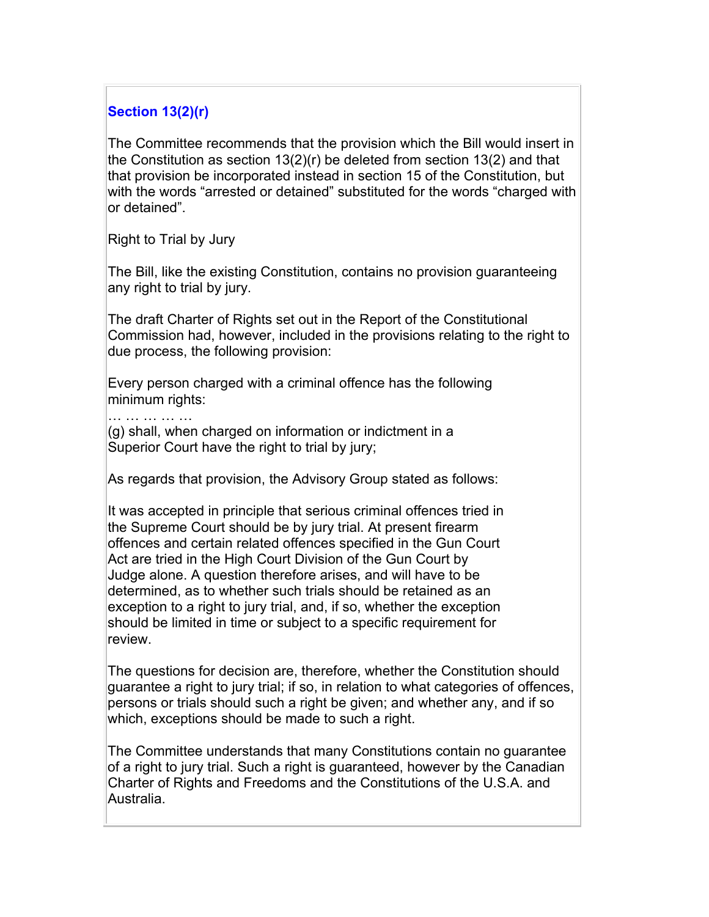### Section 13(2)(r)

The Committee recommends that the provision which the Bill would insert in the Constitution as section 13(2)(r) be deleted from section 13(2) and that that provision be incorporated instead in section 15 of the Constitution, but with the words "arrested or detained" substituted for the words "charged with or detained".

Right to Trial by Jury

The Bill, like the existing Constitution, contains no provision guaranteeing any right to trial by jury.

The draft Charter of Rights set out in the Report of the Constitutional Commission had, however, included in the provisions relating to the right to due process, the following provision:

> Every person charged with a criminal offence has the following minimum rights:
>
> … … … … …
>
> (g) shall, when charged on information or indictment in a Superior Court have the right to trial by jury;

As regards that provision, the Advisory Group stated as follows:

> It was accepted in principle that serious criminal offences tried in the Supreme Court should be by jury trial. At present firearm offences and certain related offences specified in the Gun Court Act are tried in the High Court Division of the Gun Court by Judge alone. A question therefore arises, and will have to be determined, as to whether such trials should be retained as an exception to a right to jury trial, and, if so, whether the exception should be limited in time or subject to a specific requirement for review.

The questions for decision are, therefore, whether the Constitution should guarantee a right to jury trial; if so, in relation to what categories of offences, persons or trials should such a right be given; and whether any, and if so which, exceptions should be made to such a right.

The Committee understands that many Constitutions contain no guarantee of a right to jury trial. Such a right is guaranteed, however by the Canadian Charter of Rights and Freedoms and the Constitutions of the U.S.A. and Australia.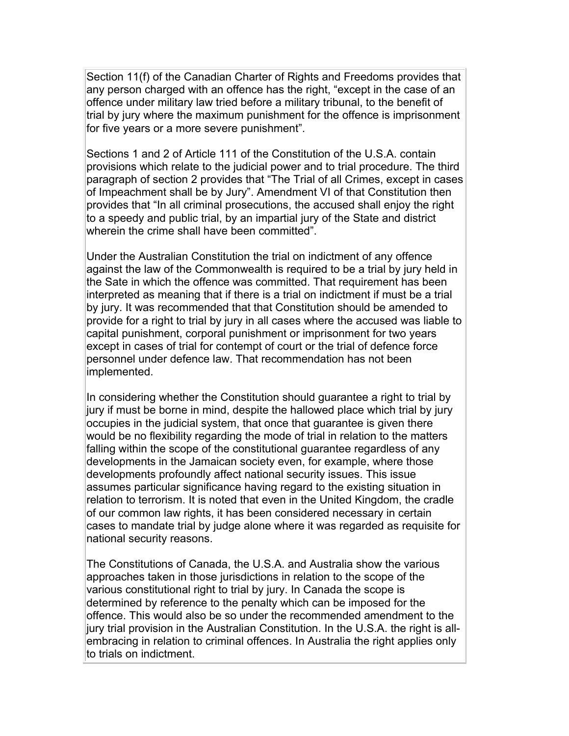Section 11(f) of the Canadian Charter of Rights and Freedoms provides that any person charged with an offence has the right, “except in the case of an offence under military law tried before a military tribunal, to the benefit of trial by jury where the maximum punishment for the offence is imprisonment for five years or a more severe punishment”.

Sections 1 and 2 of Article 111 of the Constitution of the U.S.A. contain provisions which relate to the judicial power and to trial procedure. The third paragraph of section 2 provides that “The Trial of all Crimes, except in cases of Impeachment shall be by Jury”. Amendment VI of that Constitution then provides that “In all criminal prosecutions, the accused shall enjoy the right to a speedy and public trial, by an impartial jury of the State and district wherein the crime shall have been committed”.

Under the Australian Constitution the trial on indictment of any offence against the law of the Commonwealth is required to be a trial by jury held in the Sate in which the offence was committed. That requirement has been interpreted as meaning that if there is a trial on indictment if must be a trial by jury. It was recommended that that Constitution should be amended to provide for a right to trial by jury in all cases where the accused was liable to capital punishment, corporal punishment or imprisonment for two years except in cases of trial for contempt of court or the trial of defence force personnel under defence law. That recommendation has not been implemented.

In considering whether the Constitution should guarantee a right to trial by jury if must be borne in mind, despite the hallowed place which trial by jury occupies in the judicial system, that once that guarantee is given there would be no flexibility regarding the mode of trial in relation to the matters falling within the scope of the constitutional guarantee regardless of any developments in the Jamaican society even, for example, where those developments profoundly affect national security issues. This issue assumes particular significance having regard to the existing situation in relation to terrorism. It is noted that even in the United Kingdom, the cradle of our common law rights, it has been considered necessary in certain cases to mandate trial by judge alone where it was regarded as requisite for national security reasons.

The Constitutions of Canada, the U.S.A. and Australia show the various approaches taken in those jurisdictions in relation to the scope of the various constitutional right to trial by jury. In Canada the scope is determined by reference to the penalty which can be imposed for the offence. This would also be so under the recommended amendment to the jury trial provision in the Australian Constitution. In the U.S.A. the right is all-embracing in relation to criminal offences. In Australia the right applies only to trials on indictment.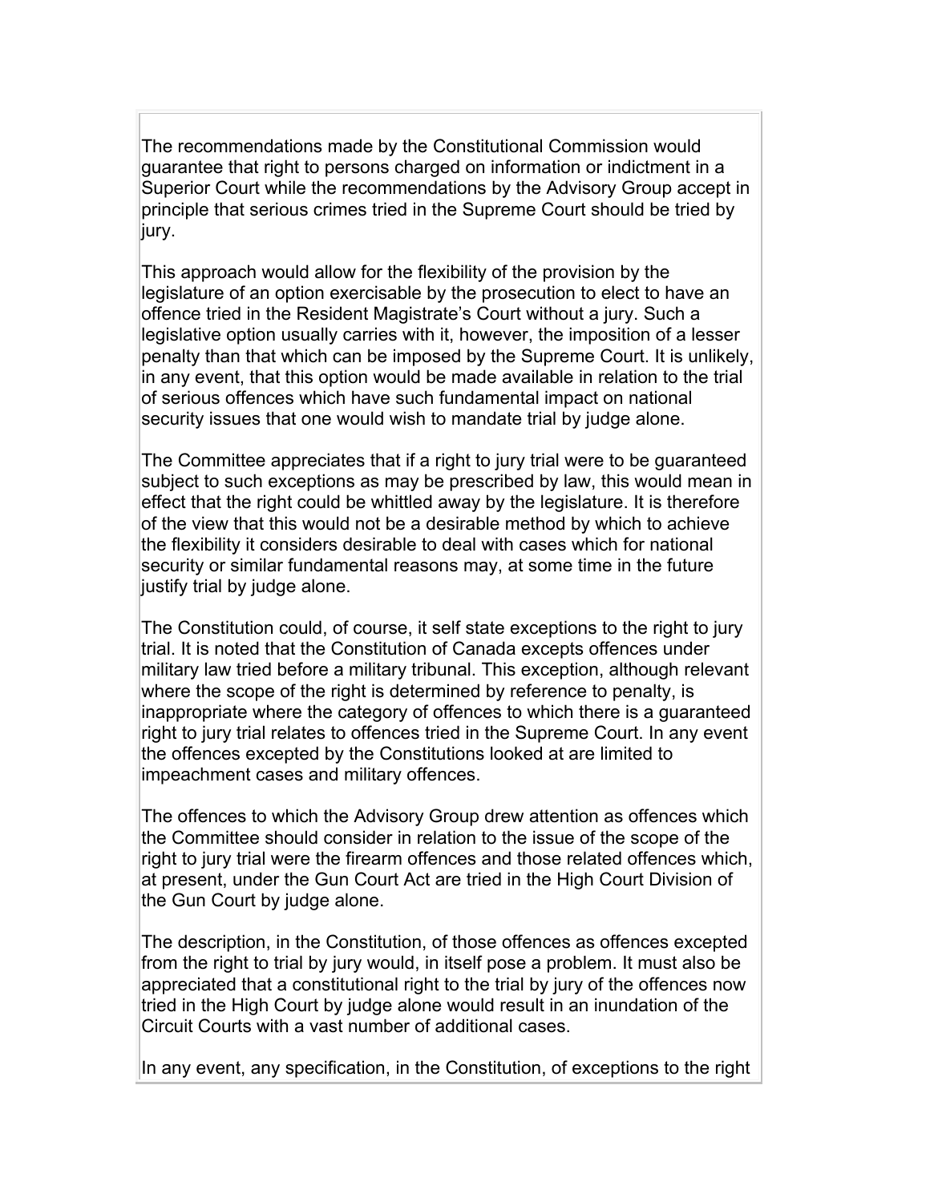The recommendations made by the Constitutional Commission would guarantee that right to persons charged on information or indictment in a Superior Court while the recommendations by the Advisory Group accept in principle that serious crimes tried in the Supreme Court should be tried by jury.

This approach would allow for the flexibility of the provision by the legislature of an option exercisable by the prosecution to elect to have an offence tried in the Resident Magistrate's Court without a jury. Such a legislative option usually carries with it, however, the imposition of a lesser penalty than that which can be imposed by the Supreme Court. It is unlikely, in any event, that this option would be made available in relation to the trial of serious offences which have such fundamental impact on national security issues that one would wish to mandate trial by judge alone.

The Committee appreciates that if a right to jury trial were to be guaranteed subject to such exceptions as may be prescribed by law, this would mean in effect that the right could be whittled away by the legislature. It is therefore of the view that this would not be a desirable method by which to achieve the flexibility it considers desirable to deal with cases which for national security or similar fundamental reasons may, at some time in the future justify trial by judge alone.

The Constitution could, of course, it self state exceptions to the right to jury trial. It is noted that the Constitution of Canada excepts offences under military law tried before a military tribunal. This exception, although relevant where the scope of the right is determined by reference to penalty, is inappropriate where the category of offences to which there is a guaranteed right to jury trial relates to offences tried in the Supreme Court. In any event the offences excepted by the Constitutions looked at are limited to impeachment cases and military offences.

The offences to which the Advisory Group drew attention as offences which the Committee should consider in relation to the issue of the scope of the right to jury trial were the firearm offences and those related offences which, at present, under the Gun Court Act are tried in the High Court Division of the Gun Court by judge alone.

The description, in the Constitution, of those offences as offences excepted from the right to trial by jury would, in itself pose a problem. It must also be appreciated that a constitutional right to the trial by jury of the offences now tried in the High Court by judge alone would result in an inundation of the Circuit Courts with a vast number of additional cases.

In any event, any specification, in the Constitution, of exceptions to the right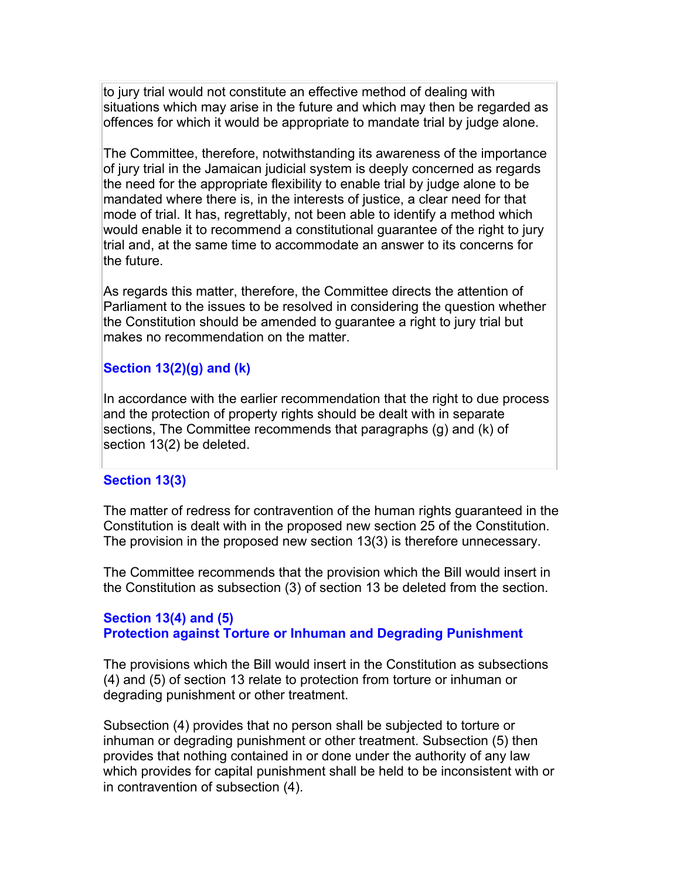to jury trial would not constitute an effective method of dealing with situations which may arise in the future and which may then be regarded as offences for which it would be appropriate to mandate trial by judge alone.

The Committee, therefore, notwithstanding its awareness of the importance of jury trial in the Jamaican judicial system is deeply concerned as regards the need for the appropriate flexibility to enable trial by judge alone to be mandated where there is, in the interests of justice, a clear need for that mode of trial. It has, regrettably, not been able to identify a method which would enable it to recommend a constitutional guarantee of the right to jury trial and, at the same time to accommodate an answer to its concerns for the future.

As regards this matter, therefore, the Committee directs the attention of Parliament to the issues to be resolved in considering the question whether the Constitution should be amended to guarantee a right to jury trial but makes no recommendation on the matter.

### Section 13(2)(g) and (k)

In accordance with the earlier recommendation that the right to due process and the protection of property rights should be dealt with in separate sections, The Committee recommends that paragraphs (g) and (k) of section 13(2) be deleted.

### Section 13(3)

The matter of redress for contravention of the human rights guaranteed in the Constitution is dealt with in the proposed new section 25 of the Constitution. The provision in the proposed new section 13(3) is therefore unnecessary.

The Committee recommends that the provision which the Bill would insert in the Constitution as subsection (3) of section 13 be deleted from the section.

### Section 13(4) and (5)
### Protection against Torture or Inhuman and Degrading Punishment

The provisions which the Bill would insert in the Constitution as subsections (4) and (5) of section 13 relate to protection from torture or inhuman or degrading punishment or other treatment.

Subsection (4) provides that no person shall be subjected to torture or inhuman or degrading punishment or other treatment. Subsection (5) then provides that nothing contained in or done under the authority of any law which provides for capital punishment shall be held to be inconsistent with or in contravention of subsection (4).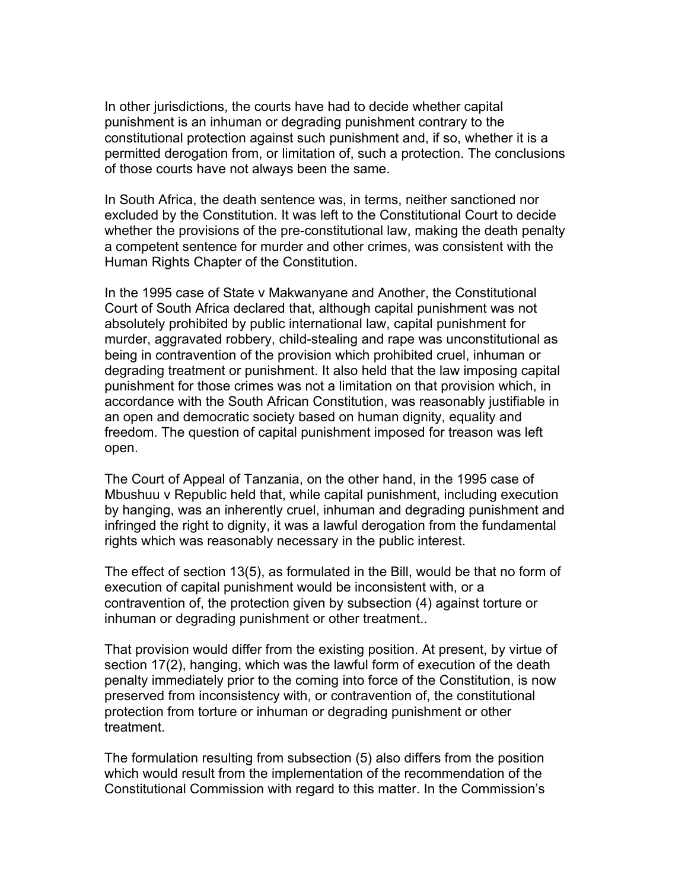In other jurisdictions, the courts have had to decide whether capital punishment is an inhuman or degrading punishment contrary to the constitutional protection against such punishment and, if so, whether it is a permitted derogation from, or limitation of, such a protection. The conclusions of those courts have not always been the same.

In South Africa, the death sentence was, in terms, neither sanctioned nor excluded by the Constitution. It was left to the Constitutional Court to decide whether the provisions of the pre-constitutional law, making the death penalty a competent sentence for murder and other crimes, was consistent with the Human Rights Chapter of the Constitution.

In the 1995 case of State v Makwanyane and Another, the Constitutional Court of South Africa declared that, although capital punishment was not absolutely prohibited by public international law, capital punishment for murder, aggravated robbery, child-stealing and rape was unconstitutional as being in contravention of the provision which prohibited cruel, inhuman or degrading treatment or punishment. It also held that the law imposing capital punishment for those crimes was not a limitation on that provision which, in accordance with the South African Constitution, was reasonably justifiable in an open and democratic society based on human dignity, equality and freedom. The question of capital punishment imposed for treason was left open.

The Court of Appeal of Tanzania, on the other hand, in the 1995 case of Mbushuu v Republic held that, while capital punishment, including execution by hanging, was an inherently cruel, inhuman and degrading punishment and infringed the right to dignity, it was a lawful derogation from the fundamental rights which was reasonably necessary in the public interest.

The effect of section 13(5), as formulated in the Bill, would be that no form of execution of capital punishment would be inconsistent with, or a contravention of, the protection given by subsection (4) against torture or inhuman or degrading punishment or other treatment..

That provision would differ from the existing position. At present, by virtue of section 17(2), hanging, which was the lawful form of execution of the death penalty immediately prior to the coming into force of the Constitution, is now preserved from inconsistency with, or contravention of, the constitutional protection from torture or inhuman or degrading punishment or other treatment.

The formulation resulting from subsection (5) also differs from the position which would result from the implementation of the recommendation of the Constitutional Commission with regard to this matter. In the Commission's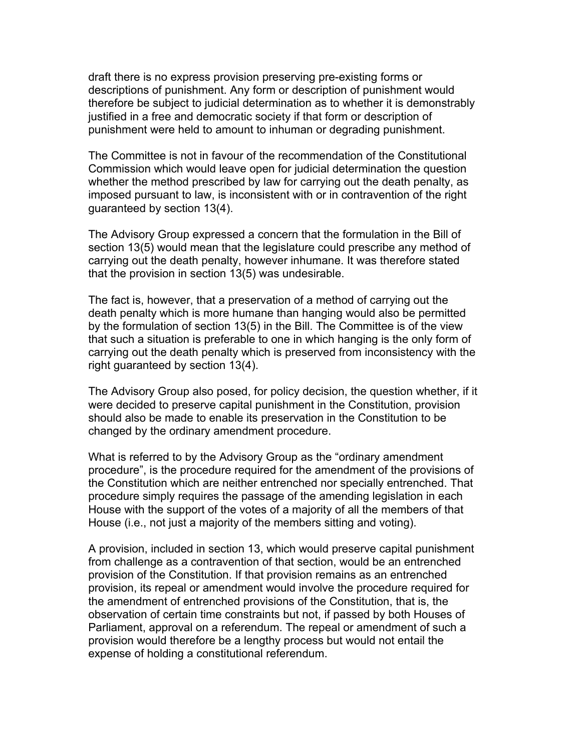draft there is no express provision preserving pre-existing forms or descriptions of punishment. Any form or description of punishment would therefore be subject to judicial determination as to whether it is demonstrably justified in a free and democratic society if that form or description of punishment were held to amount to inhuman or degrading punishment.

The Committee is not in favour of the recommendation of the Constitutional Commission which would leave open for judicial determination the question whether the method prescribed by law for carrying out the death penalty, as imposed pursuant to law, is inconsistent with or in contravention of the right guaranteed by section 13(4).

The Advisory Group expressed a concern that the formulation in the Bill of section 13(5) would mean that the legislature could prescribe any method of carrying out the death penalty, however inhumane. It was therefore stated that the provision in section 13(5) was undesirable.

The fact is, however, that a preservation of a method of carrying out the death penalty which is more humane than hanging would also be permitted by the formulation of section 13(5) in the Bill. The Committee is of the view that such a situation is preferable to one in which hanging is the only form of carrying out the death penalty which is preserved from inconsistency with the right guaranteed by section 13(4).

The Advisory Group also posed, for policy decision, the question whether, if it were decided to preserve capital punishment in the Constitution, provision should also be made to enable its preservation in the Constitution to be changed by the ordinary amendment procedure.

What is referred to by the Advisory Group as the "ordinary amendment procedure", is the procedure required for the amendment of the provisions of the Constitution which are neither entrenched nor specially entrenched. That procedure simply requires the passage of the amending legislation in each House with the support of the votes of a majority of all the members of that House (i.e., not just a majority of the members sitting and voting).

A provision, included in section 13, which would preserve capital punishment from challenge as a contravention of that section, would be an entrenched provision of the Constitution. If that provision remains as an entrenched provision, its repeal or amendment would involve the procedure required for the amendment of entrenched provisions of the Constitution, that is, the observation of certain time constraints but not, if passed by both Houses of Parliament, approval on a referendum. The repeal or amendment of such a provision would therefore be a lengthy process but would not entail the expense of holding a constitutional referendum.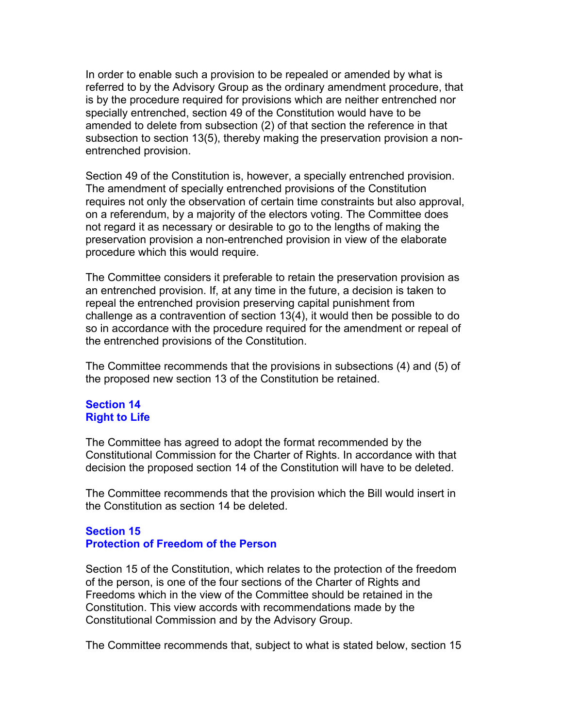In order to enable such a provision to be repealed or amended by what is referred to by the Advisory Group as the ordinary amendment procedure, that is by the procedure required for provisions which are neither entrenched nor specially entrenched, section 49 of the Constitution would have to be amended to delete from subsection (2) of that section the reference in that subsection to section 13(5), thereby making the preservation provision a non-entrenched provision.

Section 49 of the Constitution is, however, a specially entrenched provision. The amendment of specially entrenched provisions of the Constitution requires not only the observation of certain time constraints but also approval, on a referendum, by a majority of the electors voting. The Committee does not regard it as necessary or desirable to go to the lengths of making the preservation provision a non-entrenched provision in view of the elaborate procedure which this would require.

The Committee considers it preferable to retain the preservation provision as an entrenched provision. If, at any time in the future, a decision is taken to repeal the entrenched provision preserving capital punishment from challenge as a contravention of section 13(4), it would then be possible to do so in accordance with the procedure required for the amendment or repeal of the entrenched provisions of the Constitution.

The Committee recommends that the provisions in subsections (4) and (5) of the proposed new section 13 of the Constitution be retained.

### Section 14
### Right to Life

The Committee has agreed to adopt the format recommended by the Constitutional Commission for the Charter of Rights. In accordance with that decision the proposed section 14 of the Constitution will have to be deleted.

The Committee recommends that the provision which the Bill would insert in the Constitution as section 14 be deleted.

### Section 15
### Protection of Freedom of the Person

Section 15 of the Constitution, which relates to the protection of the freedom of the person, is one of the four sections of the Charter of Rights and Freedoms which in the view of the Committee should be retained in the Constitution. This view accords with recommendations made by the Constitutional Commission and by the Advisory Group.

The Committee recommends that, subject to what is stated below, section 15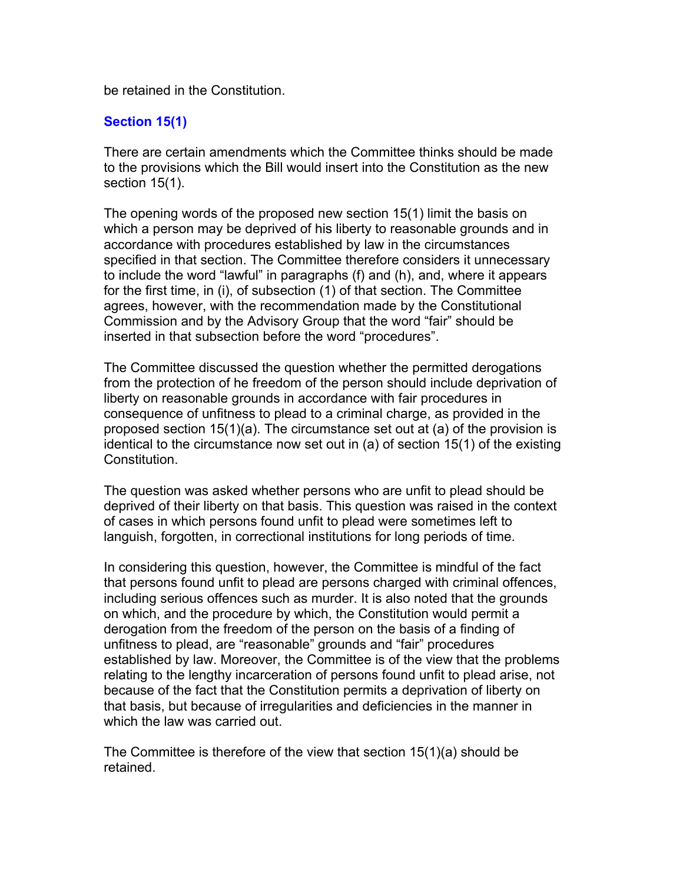be retained in the Constitution.

### Section 15(1)

There are certain amendments which the Committee thinks should be made to the provisions which the Bill would insert into the Constitution as the new section 15(1).

The opening words of the proposed new section 15(1) limit the basis on which a person may be deprived of his liberty to reasonable grounds and in accordance with procedures established by law in the circumstances specified in that section. The Committee therefore considers it unnecessary to include the word "lawful" in paragraphs (f) and (h), and, where it appears for the first time, in (i), of subsection (1) of that section. The Committee agrees, however, with the recommendation made by the Constitutional Commission and by the Advisory Group that the word "fair" should be inserted in that subsection before the word "procedures".

The Committee discussed the question whether the permitted derogations from the protection of he freedom of the person should include deprivation of liberty on reasonable grounds in accordance with fair procedures in consequence of unfitness to plead to a criminal charge, as provided in the proposed section 15(1)(a). The circumstance set out at (a) of the provision is identical to the circumstance now set out in (a) of section 15(1) of the existing Constitution.

The question was asked whether persons who are unfit to plead should be deprived of their liberty on that basis. This question was raised in the context of cases in which persons found unfit to plead were sometimes left to languish, forgotten, in correctional institutions for long periods of time.

In considering this question, however, the Committee is mindful of the fact that persons found unfit to plead are persons charged with criminal offences, including serious offences such as murder. It is also noted that the grounds on which, and the procedure by which, the Constitution would permit a derogation from the freedom of the person on the basis of a finding of unfitness to plead, are "reasonable" grounds and "fair" procedures established by law. Moreover, the Committee is of the view that the problems relating to the lengthy incarceration of persons found unfit to plead arise, not because of the fact that the Constitution permits a deprivation of liberty on that basis, but because of irregularities and deficiencies in the manner in which the law was carried out.

The Committee is therefore of the view that section 15(1)(a) should be retained.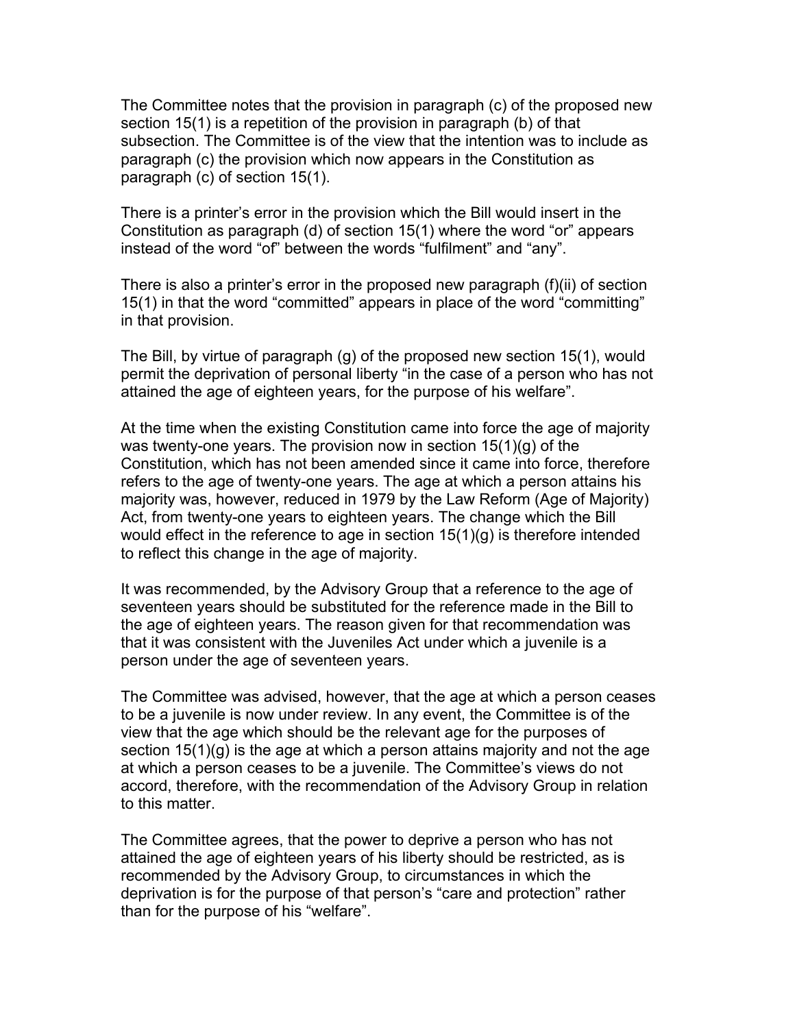The Committee notes that the provision in paragraph (c) of the proposed new section 15(1) is a repetition of the provision in paragraph (b) of that subsection. The Committee is of the view that the intention was to include as paragraph (c) the provision which now appears in the Constitution as paragraph (c) of section 15(1).

There is a printer's error in the provision which the Bill would insert in the Constitution as paragraph (d) of section 15(1) where the word "or" appears instead of the word "of" between the words "fulfilment" and "any".

There is also a printer's error in the proposed new paragraph (f)(ii) of section 15(1) in that the word "committed" appears in place of the word "committing" in that provision.

The Bill, by virtue of paragraph (g) of the proposed new section 15(1), would permit the deprivation of personal liberty "in the case of a person who has not attained the age of eighteen years, for the purpose of his welfare".

At the time when the existing Constitution came into force the age of majority was twenty-one years. The provision now in section 15(1)(g) of the Constitution, which has not been amended since it came into force, therefore refers to the age of twenty-one years. The age at which a person attains his majority was, however, reduced in 1979 by the Law Reform (Age of Majority) Act, from twenty-one years to eighteen years. The change which the Bill would effect in the reference to age in section 15(1)(g) is therefore intended to reflect this change in the age of majority.

It was recommended, by the Advisory Group that a reference to the age of seventeen years should be substituted for the reference made in the Bill to the age of eighteen years. The reason given for that recommendation was that it was consistent with the Juveniles Act under which a juvenile is a person under the age of seventeen years.

The Committee was advised, however, that the age at which a person ceases to be a juvenile is now under review. In any event, the Committee is of the view that the age which should be the relevant age for the purposes of section 15(1)(g) is the age at which a person attains majority and not the age at which a person ceases to be a juvenile. The Committee's views do not accord, therefore, with the recommendation of the Advisory Group in relation to this matter.

The Committee agrees, that the power to deprive a person who has not attained the age of eighteen years of his liberty should be restricted, as is recommended by the Advisory Group, to circumstances in which the deprivation is for the purpose of that person's "care and protection" rather than for the purpose of his "welfare".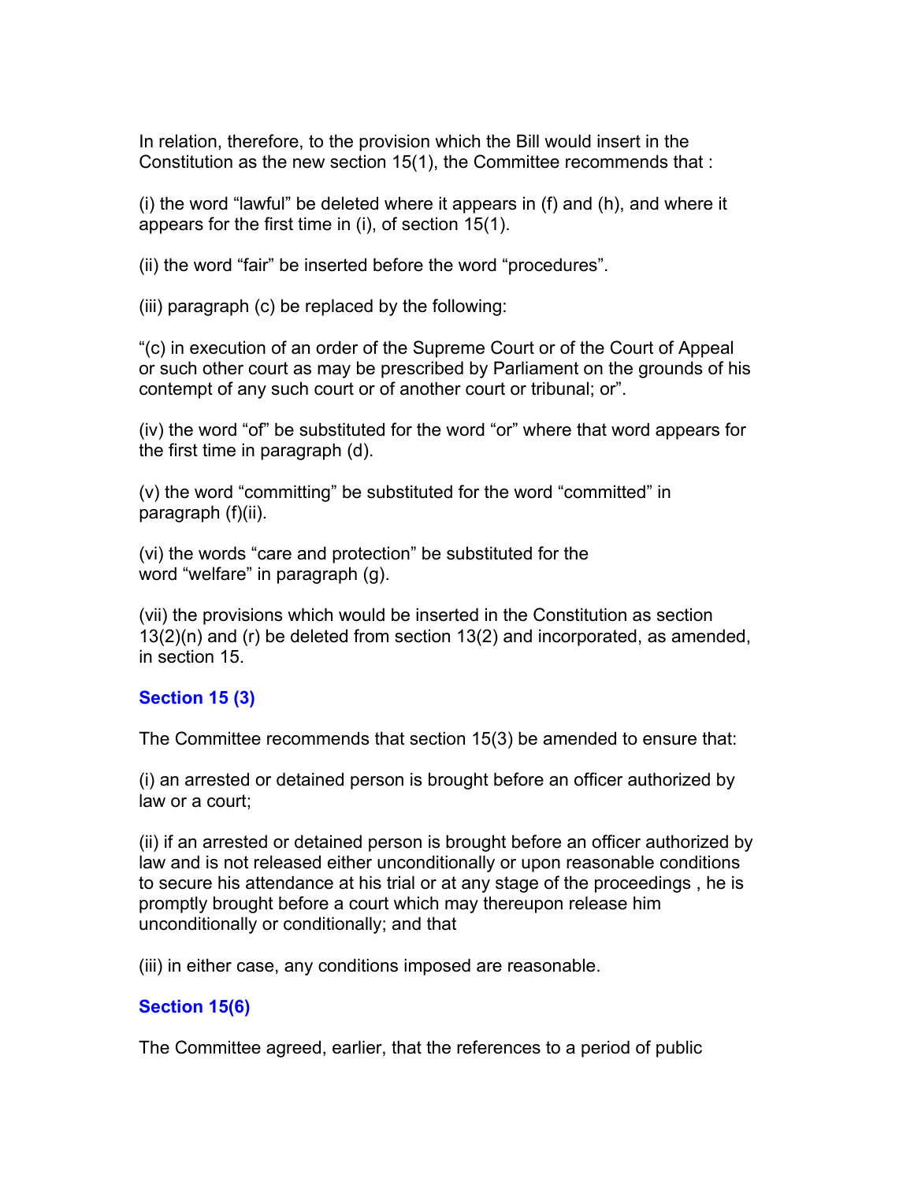In relation, therefore, to the provision which the Bill would insert in the Constitution as the new section 15(1), the Committee recommends that :

(i) the word "lawful" be deleted where it appears in (f) and (h), and where it appears for the first time in (i), of section 15(1).

(ii) the word "fair" be inserted before the word "procedures".

(iii) paragraph (c) be replaced by the following:

"(c) in execution of an order of the Supreme Court or of the Court of Appeal or such other court as may be prescribed by Parliament on the grounds of his contempt of any such court or of another court or tribunal; or".

(iv) the word "of" be substituted for the word "or" where that word appears for the first time in paragraph (d).

(v) the word "committing" be substituted for the word "committed" in paragraph (f)(ii).

(vi) the words "care and protection" be substituted for the word "welfare" in paragraph (g).

(vii) the provisions which would be inserted in the Constitution as section 13(2)(n) and (r) be deleted from section 13(2) and incorporated, as amended, in section 15.

### Section 15 (3)

The Committee recommends that section 15(3) be amended to ensure that:

(i) an arrested or detained person is brought before an officer authorized by law or a court;

(ii) if an arrested or detained person is brought before an officer authorized by law and is not released either unconditionally or upon reasonable conditions to secure his attendance at his trial or at any stage of the proceedings , he is promptly brought before a court which may thereupon release him unconditionally or conditionally; and that

(iii) in either case, any conditions imposed are reasonable.

### Section 15(6)

The Committee agreed, earlier, that the references to a period of public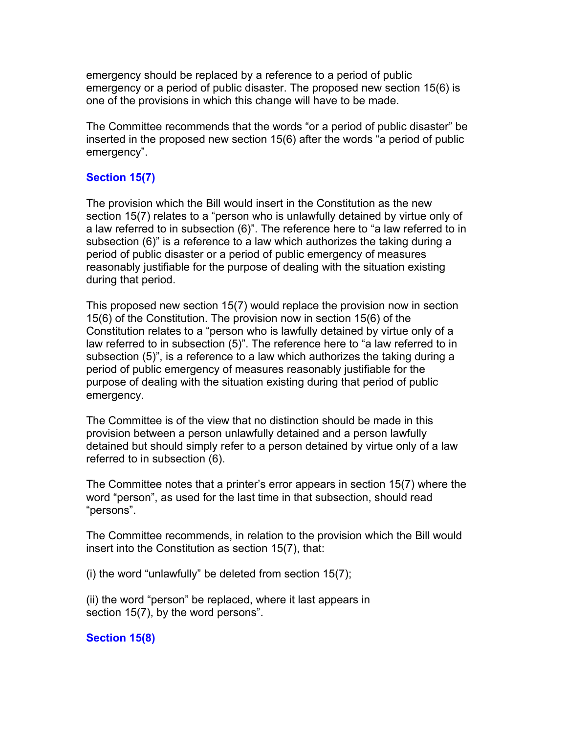emergency should be replaced by a reference to a period of public emergency or a period of public disaster. The proposed new section 15(6) is one of the provisions in which this change will have to be made.

The Committee recommends that the words "or a period of public disaster" be inserted in the proposed new section 15(6) after the words "a period of public emergency".

### Section 15(7)

The provision which the Bill would insert in the Constitution as the new section 15(7) relates to a "person who is unlawfully detained by virtue only of a law referred to in subsection (6)". The reference here to "a law referred to in subsection (6)" is a reference to a law which authorizes the taking during a period of public disaster or a period of public emergency of measures reasonably justifiable for the purpose of dealing with the situation existing during that period.

This proposed new section 15(7) would replace the provision now in section 15(6) of the Constitution. The provision now in section 15(6) of the Constitution relates to a "person who is lawfully detained by virtue only of a law referred to in subsection (5)". The reference here to "a law referred to in subsection (5)", is a reference to a law which authorizes the taking during a period of public emergency of measures reasonably justifiable for the purpose of dealing with the situation existing during that period of public emergency.

The Committee is of the view that no distinction should be made in this provision between a person unlawfully detained and a person lawfully detained but should simply refer to a person detained by virtue only of a law referred to in subsection (6).

The Committee notes that a printer's error appears in section 15(7) where the word "person", as used for the last time in that subsection, should read "persons".

The Committee recommends, in relation to the provision which the Bill would insert into the Constitution as section 15(7), that:

(i) the word "unlawfully" be deleted from section 15(7);

(ii) the word "person" be replaced, where it last appears in section 15(7), by the word persons".

### Section 15(8)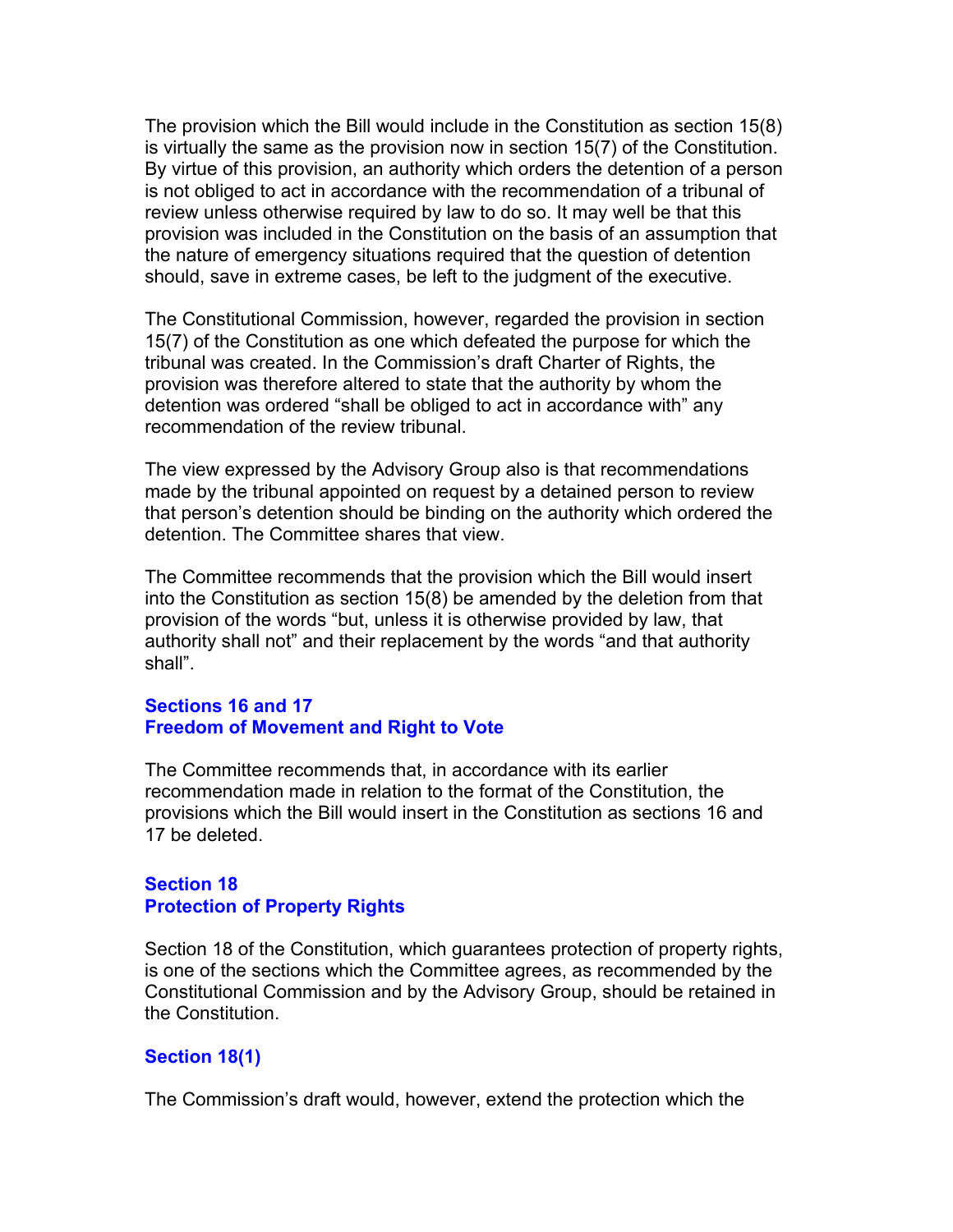The provision which the Bill would include in the Constitution as section 15(8) is virtually the same as the provision now in section 15(7) of the Constitution. By virtue of this provision, an authority which orders the detention of a person is not obliged to act in accordance with the recommendation of a tribunal of review unless otherwise required by law to do so. It may well be that this provision was included in the Constitution on the basis of an assumption that the nature of emergency situations required that the question of detention should, save in extreme cases, be left to the judgment of the executive.

The Constitutional Commission, however, regarded the provision in section 15(7) of the Constitution as one which defeated the purpose for which the tribunal was created. In the Commission's draft Charter of Rights, the provision was therefore altered to state that the authority by whom the detention was ordered "shall be obliged to act in accordance with" any recommendation of the review tribunal.

The view expressed by the Advisory Group also is that recommendations made by the tribunal appointed on request by a detained person to review that person's detention should be binding on the authority which ordered the detention. The Committee shares that view.

The Committee recommends that the provision which the Bill would insert into the Constitution as section 15(8) be amended by the deletion from that provision of the words "but, unless it is otherwise provided by law, that authority shall not" and their replacement by the words "and that authority shall".

### Sections 16 and 17
### Freedom of Movement and Right to Vote

The Committee recommends that, in accordance with its earlier recommendation made in relation to the format of the Constitution, the provisions which the Bill would insert in the Constitution as sections 16 and 17 be deleted.

### Section 18
### Protection of Property Rights

Section 18 of the Constitution, which guarantees protection of property rights, is one of the sections which the Committee agrees, as recommended by the Constitutional Commission and by the Advisory Group, should be retained in the Constitution.

### Section 18(1)

The Commission's draft would, however, extend the protection which the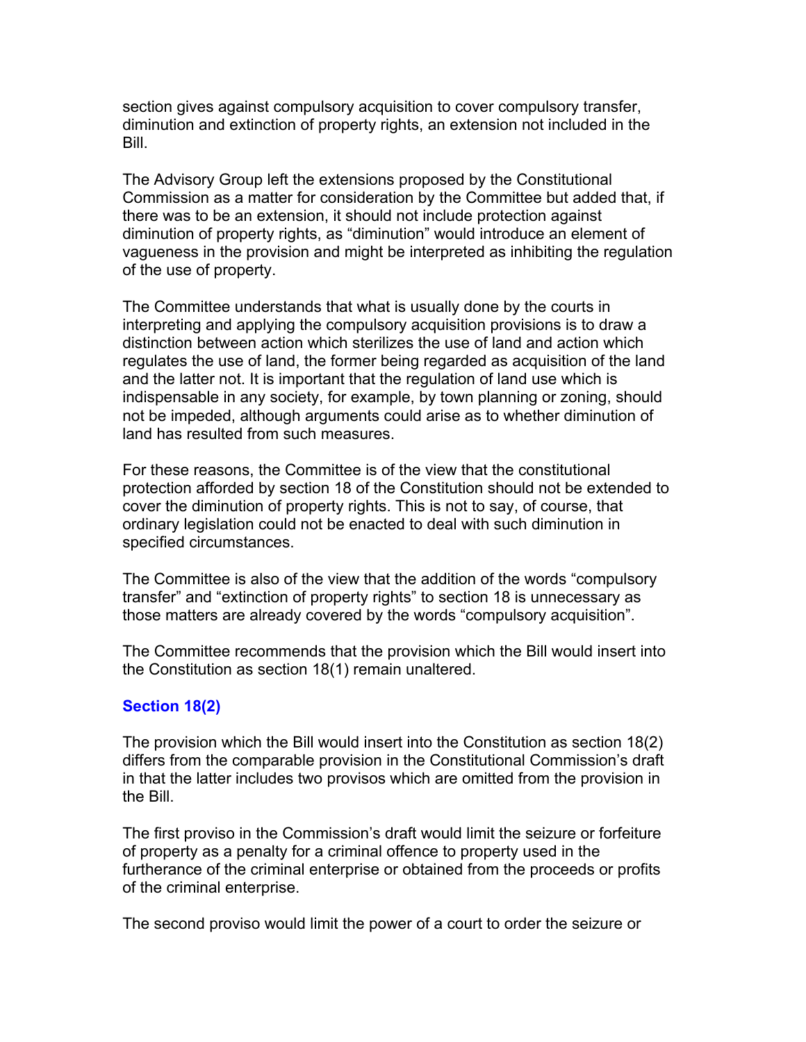section gives against compulsory acquisition to cover compulsory transfer, diminution and extinction of property rights, an extension not included in the Bill.

The Advisory Group left the extensions proposed by the Constitutional Commission as a matter for consideration by the Committee but added that, if there was to be an extension, it should not include protection against diminution of property rights, as "diminution" would introduce an element of vagueness in the provision and might be interpreted as inhibiting the regulation of the use of property.

The Committee understands that what is usually done by the courts in interpreting and applying the compulsory acquisition provisions is to draw a distinction between action which sterilizes the use of land and action which regulates the use of land, the former being regarded as acquisition of the land and the latter not. It is important that the regulation of land use which is indispensable in any society, for example, by town planning or zoning, should not be impeded, although arguments could arise as to whether diminution of land has resulted from such measures.

For these reasons, the Committee is of the view that the constitutional protection afforded by section 18 of the Constitution should not be extended to cover the diminution of property rights. This is not to say, of course, that ordinary legislation could not be enacted to deal with such diminution in specified circumstances.

The Committee is also of the view that the addition of the words "compulsory transfer" and "extinction of property rights" to section 18 is unnecessary as those matters are already covered by the words "compulsory acquisition".

The Committee recommends that the provision which the Bill would insert into the Constitution as section 18(1) remain unaltered.

### Section 18(2)

The provision which the Bill would insert into the Constitution as section 18(2) differs from the comparable provision in the Constitutional Commission's draft in that the latter includes two provisos which are omitted from the provision in the Bill.

The first proviso in the Commission's draft would limit the seizure or forfeiture of property as a penalty for a criminal offence to property used in the furtherance of the criminal enterprise or obtained from the proceeds or profits of the criminal enterprise.

The second proviso would limit the power of a court to order the seizure or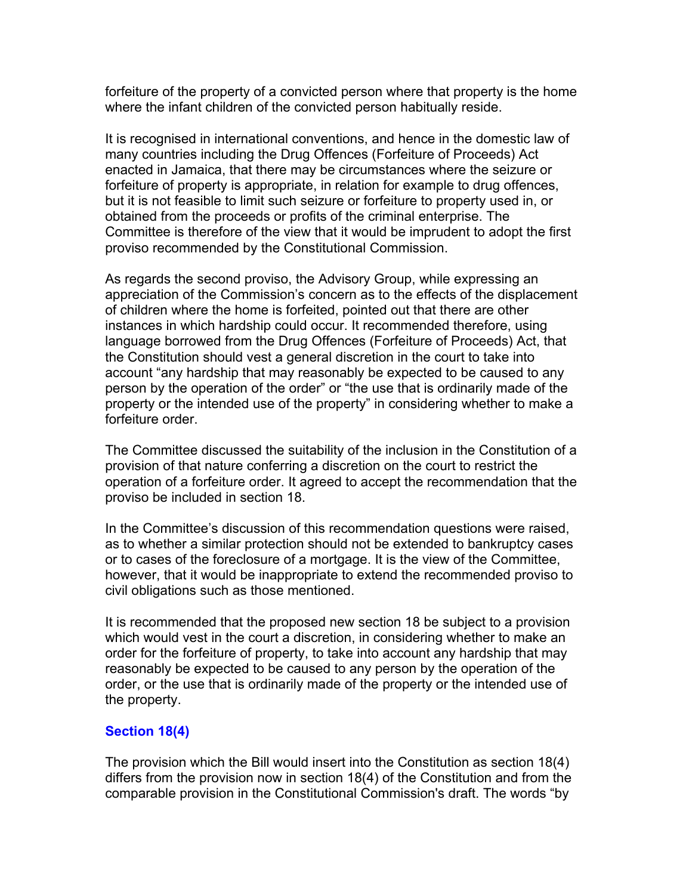forfeiture of the property of a convicted person where that property is the home where the infant children of the convicted person habitually reside.

It is recognised in international conventions, and hence in the domestic law of many countries including the Drug Offences (Forfeiture of Proceeds) Act enacted in Jamaica, that there may be circumstances where the seizure or forfeiture of property is appropriate, in relation for example to drug offences, but it is not feasible to limit such seizure or forfeiture to property used in, or obtained from the proceeds or profits of the criminal enterprise. The Committee is therefore of the view that it would be imprudent to adopt the first proviso recommended by the Constitutional Commission.

As regards the second proviso, the Advisory Group, while expressing an appreciation of the Commission's concern as to the effects of the displacement of children where the home is forfeited, pointed out that there are other instances in which hardship could occur. It recommended therefore, using language borrowed from the Drug Offences (Forfeiture of Proceeds) Act, that the Constitution should vest a general discretion in the court to take into account "any hardship that may reasonably be expected to be caused to any person by the operation of the order" or "the use that is ordinarily made of the property or the intended use of the property" in considering whether to make a forfeiture order.

The Committee discussed the suitability of the inclusion in the Constitution of a provision of that nature conferring a discretion on the court to restrict the operation of a forfeiture order. It agreed to accept the recommendation that the proviso be included in section 18.

In the Committee's discussion of this recommendation questions were raised, as to whether a similar protection should not be extended to bankruptcy cases or to cases of the foreclosure of a mortgage. It is the view of the Committee, however, that it would be inappropriate to extend the recommended proviso to civil obligations such as those mentioned.

It is recommended that the proposed new section 18 be subject to a provision which would vest in the court a discretion, in considering whether to make an order for the forfeiture of property, to take into account any hardship that may reasonably be expected to be caused to any person by the operation of the order, or the use that is ordinarily made of the property or the intended use of the property.

### Section 18(4)

The provision which the Bill would insert into the Constitution as section 18(4) differs from the provision now in section 18(4) of the Constitution and from the comparable provision in the Constitutional Commission's draft. The words "by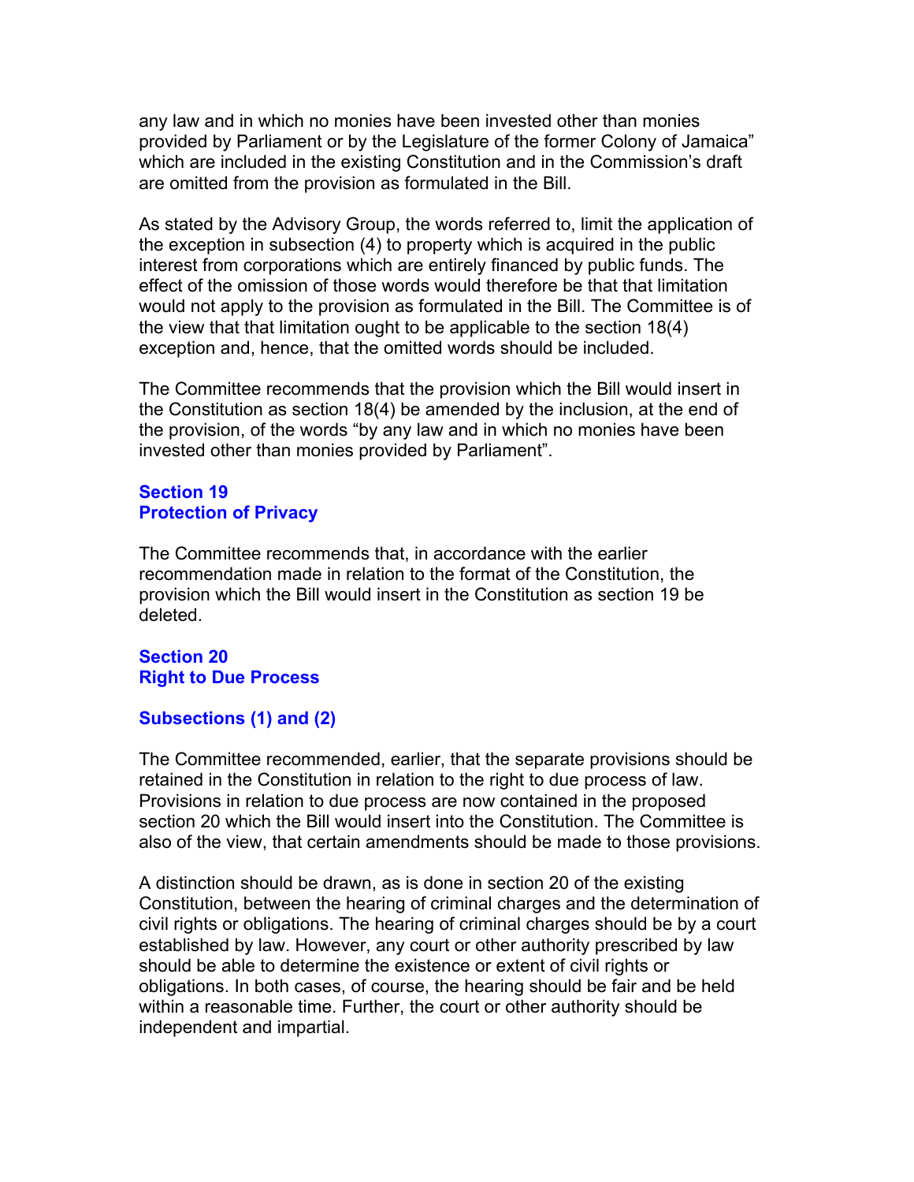any law and in which no monies have been invested other than monies provided by Parliament or by the Legislature of the former Colony of Jamaica" which are included in the existing Constitution and in the Commission's draft are omitted from the provision as formulated in the Bill.

As stated by the Advisory Group, the words referred to, limit the application of the exception in subsection (4) to property which is acquired in the public interest from corporations which are entirely financed by public funds. The effect of the omission of those words would therefore be that that limitation would not apply to the provision as formulated in the Bill. The Committee is of the view that that limitation ought to be applicable to the section 18(4) exception and, hence, that the omitted words should be included.

The Committee recommends that the provision which the Bill would insert in the Constitution as section 18(4) be amended by the inclusion, at the end of the provision, of the words "by any law and in which no monies have been invested other than monies provided by Parliament".

### Section 19
### Protection of Privacy

The Committee recommends that, in accordance with the earlier recommendation made in relation to the format of the Constitution, the provision which the Bill would insert in the Constitution as section 19 be deleted.

### Section 20
### Right to Due Process

#### Subsections (1) and (2)

The Committee recommended, earlier, that the separate provisions should be retained in the Constitution in relation to the right to due process of law. Provisions in relation to due process are now contained in the proposed section 20 which the Bill would insert into the Constitution. The Committee is also of the view, that certain amendments should be made to those provisions.

A distinction should be drawn, as is done in section 20 of the existing Constitution, between the hearing of criminal charges and the determination of civil rights or obligations. The hearing of criminal charges should be by a court established by law. However, any court or other authority prescribed by law should be able to determine the existence or extent of civil rights or obligations. In both cases, of course, the hearing should be fair and be held within a reasonable time. Further, the court or other authority should be independent and impartial.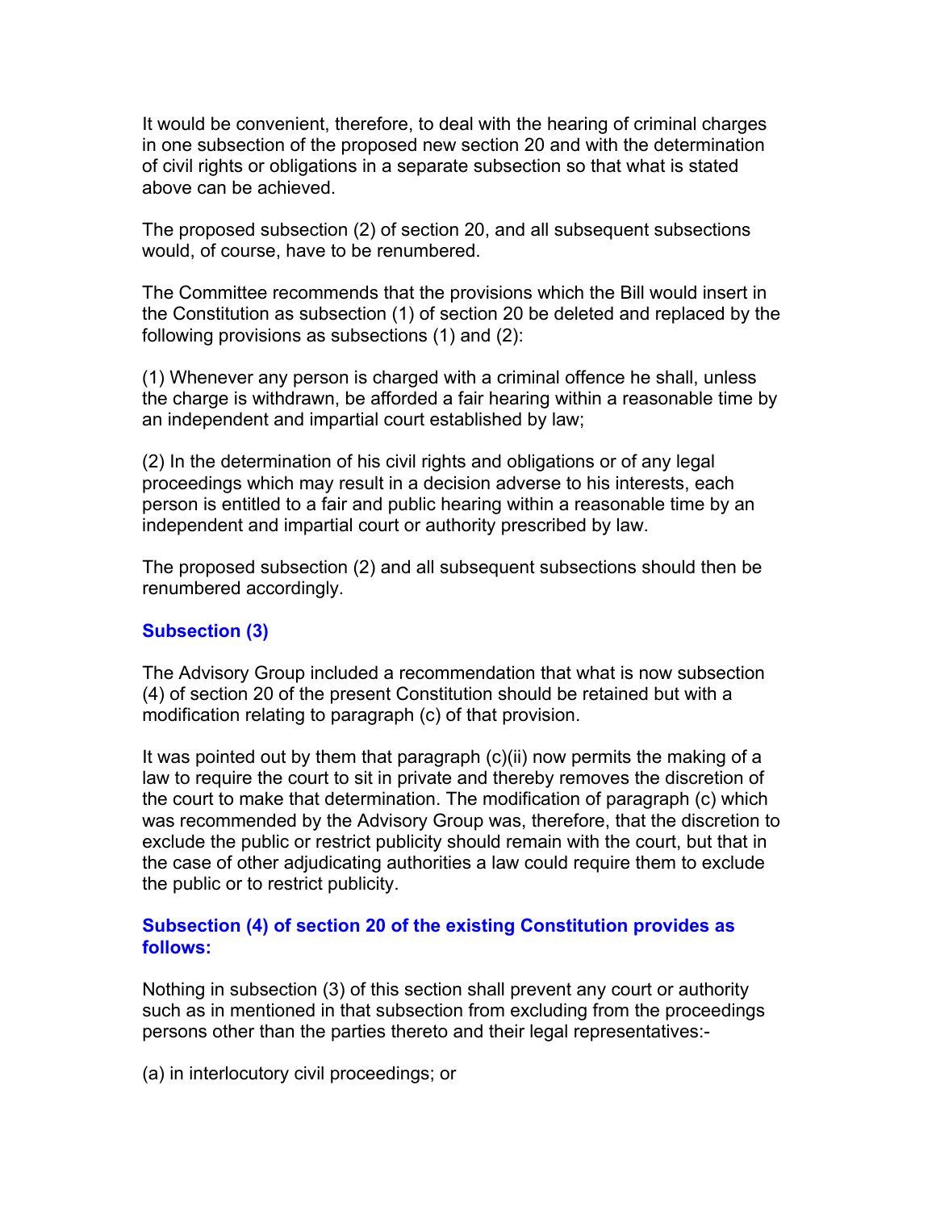It would be convenient, therefore, to deal with the hearing of criminal charges in one subsection of the proposed new section 20 and with the determination of civil rights or obligations in a separate subsection so that what is stated above can be achieved.

The proposed subsection (2) of section 20, and all subsequent subsections would, of course, have to be renumbered.

The Committee recommends that the provisions which the Bill would insert in the Constitution as subsection (1) of section 20 be deleted and replaced by the following provisions as subsections (1) and (2):

(1) Whenever any person is charged with a criminal offence he shall, unless the charge is withdrawn, be afforded a fair hearing within a reasonable time by an independent and impartial court established by law;

(2) In the determination of his civil rights and obligations or of any legal proceedings which may result in a decision adverse to his interests, each person is entitled to a fair and public hearing within a reasonable time by an independent and impartial court or authority prescribed by law.

The proposed subsection (2) and all subsequent subsections should then be renumbered accordingly.

### Subsection (3)

The Advisory Group included a recommendation that what is now subsection (4) of section 20 of the present Constitution should be retained but with a modification relating to paragraph (c) of that provision.

It was pointed out by them that paragraph (c)(ii) now permits the making of a law to require the court to sit in private and thereby removes the discretion of the court to make that determination. The modification of paragraph (c) which was recommended by the Advisory Group was, therefore, that the discretion to exclude the public or restrict publicity should remain with the court, but that in the case of other adjudicating authorities a law could require them to exclude the public or to restrict publicity.

### Subsection (4) of section 20 of the existing Constitution provides as follows:

Nothing in subsection (3) of this section shall prevent any court or authority such as in mentioned in that subsection from excluding from the proceedings persons other than the parties thereto and their legal representatives:-

(a) in interlocutory civil proceedings; or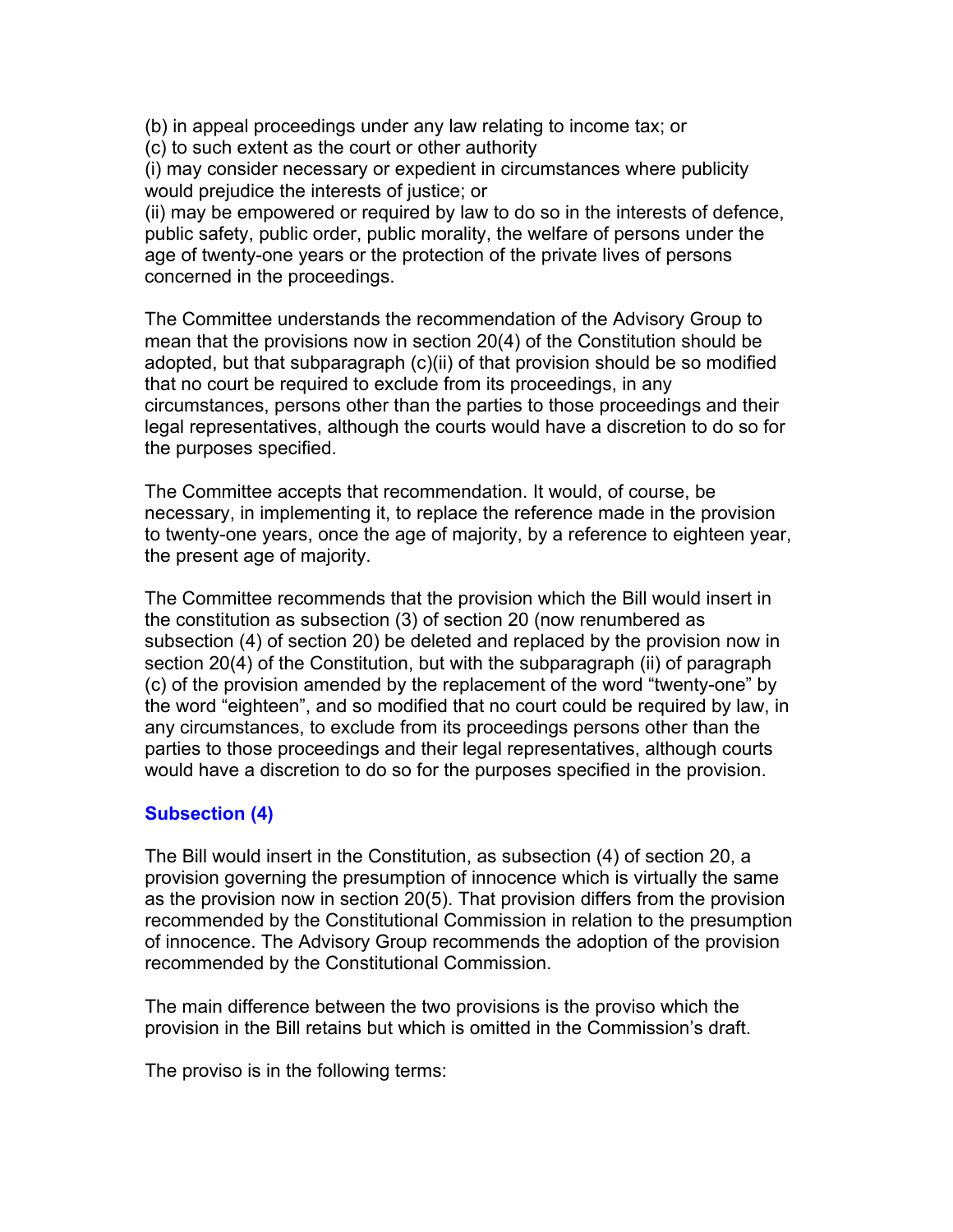(b) in appeal proceedings under any law relating to income tax; or
(c) to such extent as the court or other authority
(i) may consider necessary or expedient in circumstances where publicity would prejudice the interests of justice; or
(ii) may be empowered or required by law to do so in the interests of defence, public safety, public order, public morality, the welfare of persons under the age of twenty-one years or the protection of the private lives of persons concerned in the proceedings.

The Committee understands the recommendation of the Advisory Group to mean that the provisions now in section 20(4) of the Constitution should be adopted, but that subparagraph (c)(ii) of that provision should be so modified that no court be required to exclude from its proceedings, in any circumstances, persons other than the parties to those proceedings and their legal representatives, although the courts would have a discretion to do so for the purposes specified.

The Committee accepts that recommendation. It would, of course, be necessary, in implementing it, to replace the reference made in the provision to twenty-one years, once the age of majority, by a reference to eighteen year, the present age of majority.

The Committee recommends that the provision which the Bill would insert in the constitution as subsection (3) of section 20 (now renumbered as subsection (4) of section 20) be deleted and replaced by the provision now in section 20(4) of the Constitution, but with the subparagraph (ii) of paragraph (c) of the provision amended by the replacement of the word "twenty-one" by the word "eighteen", and so modified that no court could be required by law, in any circumstances, to exclude from its proceedings persons other than the parties to those proceedings and their legal representatives, although courts would have a discretion to do so for the purposes specified in the provision.

### Subsection (4)

The Bill would insert in the Constitution, as subsection (4) of section 20, a provision governing the presumption of innocence which is virtually the same as the provision now in section 20(5). That provision differs from the provision recommended by the Constitutional Commission in relation to the presumption of innocence. The Advisory Group recommends the adoption of the provision recommended by the Constitutional Commission.

The main difference between the two provisions is the proviso which the provision in the Bill retains but which is omitted in the Commission's draft.

The proviso is in the following terms: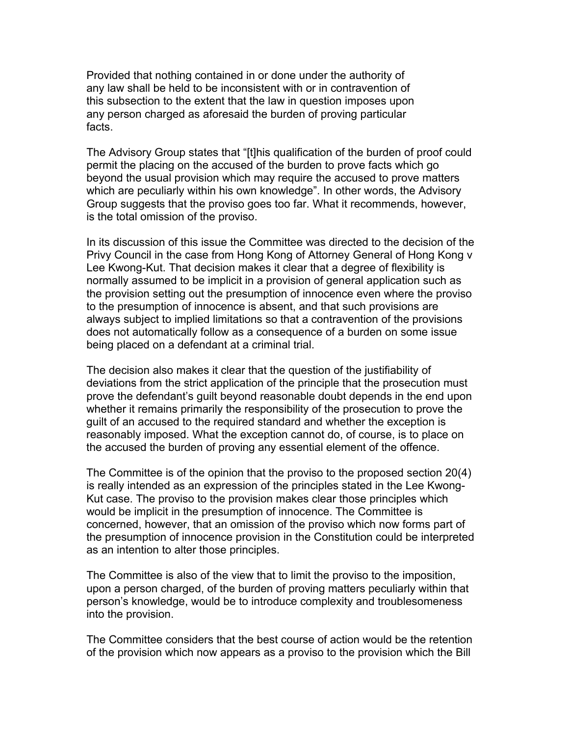Provided that nothing contained in or done under the authority of any law shall be held to be inconsistent with or in contravention of this subsection to the extent that the law in question imposes upon any person charged as aforesaid the burden of proving particular facts.

The Advisory Group states that "[t]his qualification of the burden of proof could permit the placing on the accused of the burden to prove facts which go beyond the usual provision which may require the accused to prove matters which are peculiarly within his own knowledge". In other words, the Advisory Group suggests that the proviso goes too far. What it recommends, however, is the total omission of the proviso.

In its discussion of this issue the Committee was directed to the decision of the Privy Council in the case from Hong Kong of Attorney General of Hong Kong v Lee Kwong-Kut. That decision makes it clear that a degree of flexibility is normally assumed to be implicit in a provision of general application such as the provision setting out the presumption of innocence even where the proviso to the presumption of innocence is absent, and that such provisions are always subject to implied limitations so that a contravention of the provisions does not automatically follow as a consequence of a burden on some issue being placed on a defendant at a criminal trial.

The decision also makes it clear that the question of the justifiability of deviations from the strict application of the principle that the prosecution must prove the defendant's guilt beyond reasonable doubt depends in the end upon whether it remains primarily the responsibility of the prosecution to prove the guilt of an accused to the required standard and whether the exception is reasonably imposed. What the exception cannot do, of course, is to place on the accused the burden of proving any essential element of the offence.

The Committee is of the opinion that the proviso to the proposed section 20(4) is really intended as an expression of the principles stated in the Lee Kwong-Kut case. The proviso to the provision makes clear those principles which would be implicit in the presumption of innocence. The Committee is concerned, however, that an omission of the proviso which now forms part of the presumption of innocence provision in the Constitution could be interpreted as an intention to alter those principles.

The Committee is also of the view that to limit the proviso to the imposition, upon a person charged, of the burden of proving matters peculiarly within that person's knowledge, would be to introduce complexity and troublesomeness into the provision.

The Committee considers that the best course of action would be the retention of the provision which now appears as a proviso to the provision which the Bill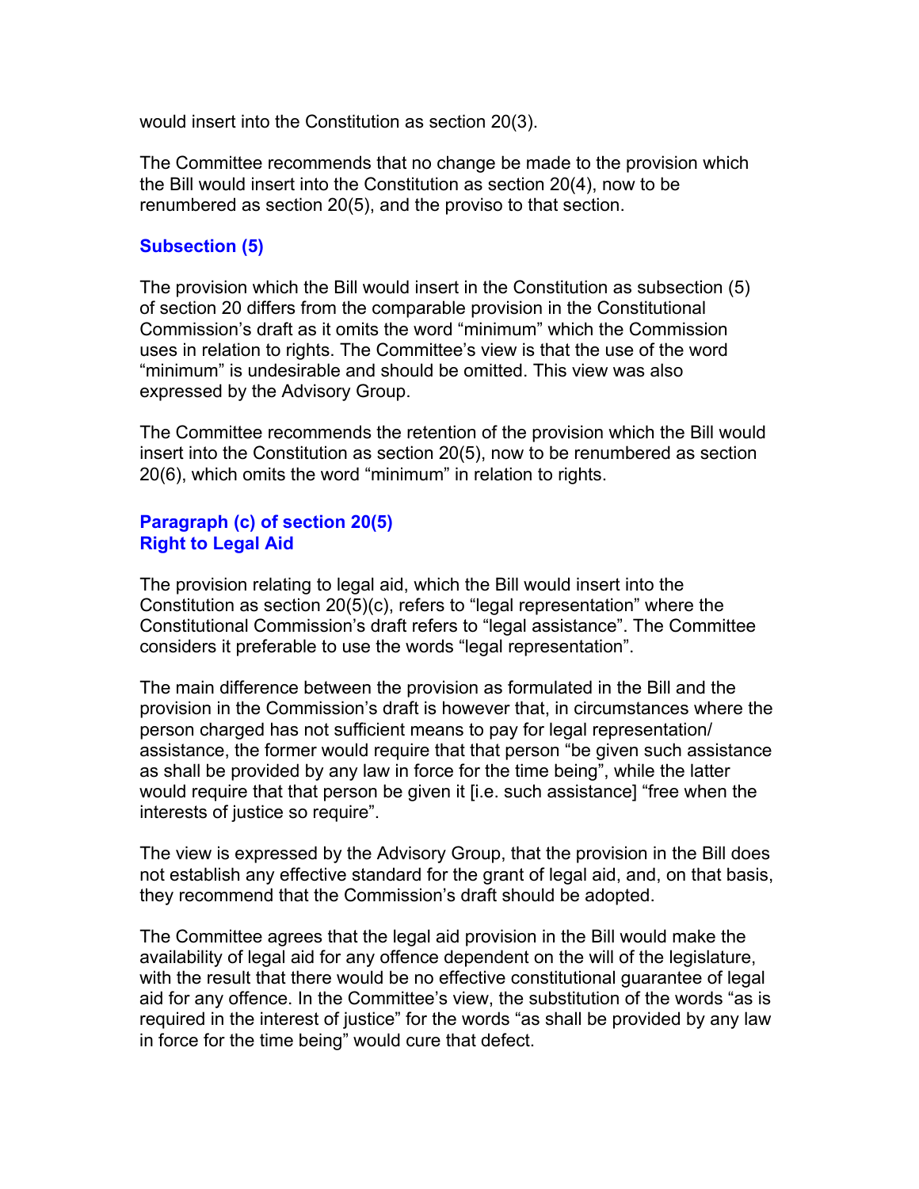would insert into the Constitution as section 20(3).

The Committee recommends that no change be made to the provision which the Bill would insert into the Constitution as section 20(4), now to be renumbered as section 20(5), and the proviso to that section.

### Subsection (5)

The provision which the Bill would insert in the Constitution as subsection (5) of section 20 differs from the comparable provision in the Constitutional Commission's draft as it omits the word "minimum" which the Commission uses in relation to rights. The Committee's view is that the use of the word "minimum" is undesirable and should be omitted. This view was also expressed by the Advisory Group.

The Committee recommends the retention of the provision which the Bill would insert into the Constitution as section 20(5), now to be renumbered as section 20(6), which omits the word "minimum" in relation to rights.

### Paragraph (c) of section 20(5)
### Right to Legal Aid

The provision relating to legal aid, which the Bill would insert into the Constitution as section 20(5)(c), refers to "legal representation" where the Constitutional Commission's draft refers to "legal assistance". The Committee considers it preferable to use the words "legal representation".

The main difference between the provision as formulated in the Bill and the provision in the Commission's draft is however that, in circumstances where the person charged has not sufficient means to pay for legal representation/ assistance, the former would require that that person "be given such assistance as shall be provided by any law in force for the time being", while the latter would require that that person be given it [i.e. such assistance] "free when the interests of justice so require".

The view is expressed by the Advisory Group, that the provision in the Bill does not establish any effective standard for the grant of legal aid, and, on that basis, they recommend that the Commission's draft should be adopted.

The Committee agrees that the legal aid provision in the Bill would make the availability of legal aid for any offence dependent on the will of the legislature, with the result that there would be no effective constitutional guarantee of legal aid for any offence. In the Committee's view, the substitution of the words "as is required in the interest of justice" for the words "as shall be provided by any law in force for the time being" would cure that defect.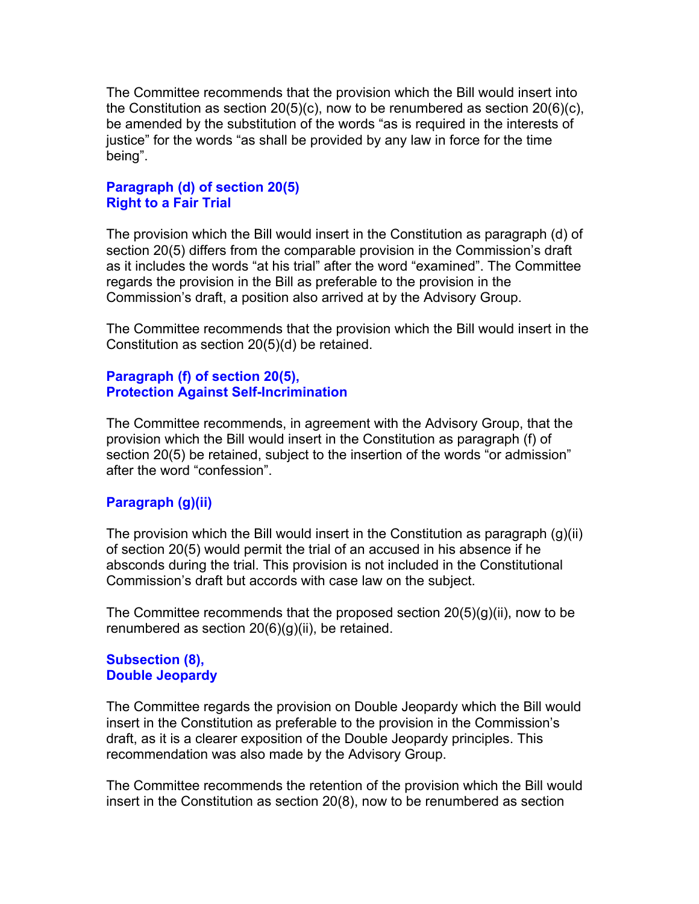The Committee recommends that the provision which the Bill would insert into the Constitution as section 20(5)(c), now to be renumbered as section 20(6)(c), be amended by the substitution of the words “as is required in the interests of justice” for the words “as shall be provided by any law in force for the time being”.

### Paragraph (d) of section 20(5) Right to a Fair Trial

The provision which the Bill would insert in the Constitution as paragraph (d) of section 20(5) differs from the comparable provision in the Commission’s draft as it includes the words “at his trial” after the word “examined”. The Committee regards the provision in the Bill as preferable to the provision in the Commission’s draft, a position also arrived at by the Advisory Group.

The Committee recommends that the provision which the Bill would insert in the Constitution as section 20(5)(d) be retained.

### Paragraph (f) of section 20(5), Protection Against Self-Incrimination

The Committee recommends, in agreement with the Advisory Group, that the provision which the Bill would insert in the Constitution as paragraph (f) of section 20(5) be retained, subject to the insertion of the words “or admission” after the word “confession”.

### Paragraph (g)(ii)

The provision which the Bill would insert in the Constitution as paragraph (g)(ii) of section 20(5) would permit the trial of an accused in his absence if he absconds during the trial. This provision is not included in the Constitutional Commission’s draft but accords with case law on the subject.

The Committee recommends that the proposed section 20(5)(g)(ii), now to be renumbered as section 20(6)(g)(ii), be retained.

### Subsection (8), Double Jeopardy

The Committee regards the provision on Double Jeopardy which the Bill would insert in the Constitution as preferable to the provision in the Commission’s draft, as it is a clearer exposition of the Double Jeopardy principles. This recommendation was also made by the Advisory Group.

The Committee recommends the retention of the provision which the Bill would insert in the Constitution as section 20(8), now to be renumbered as section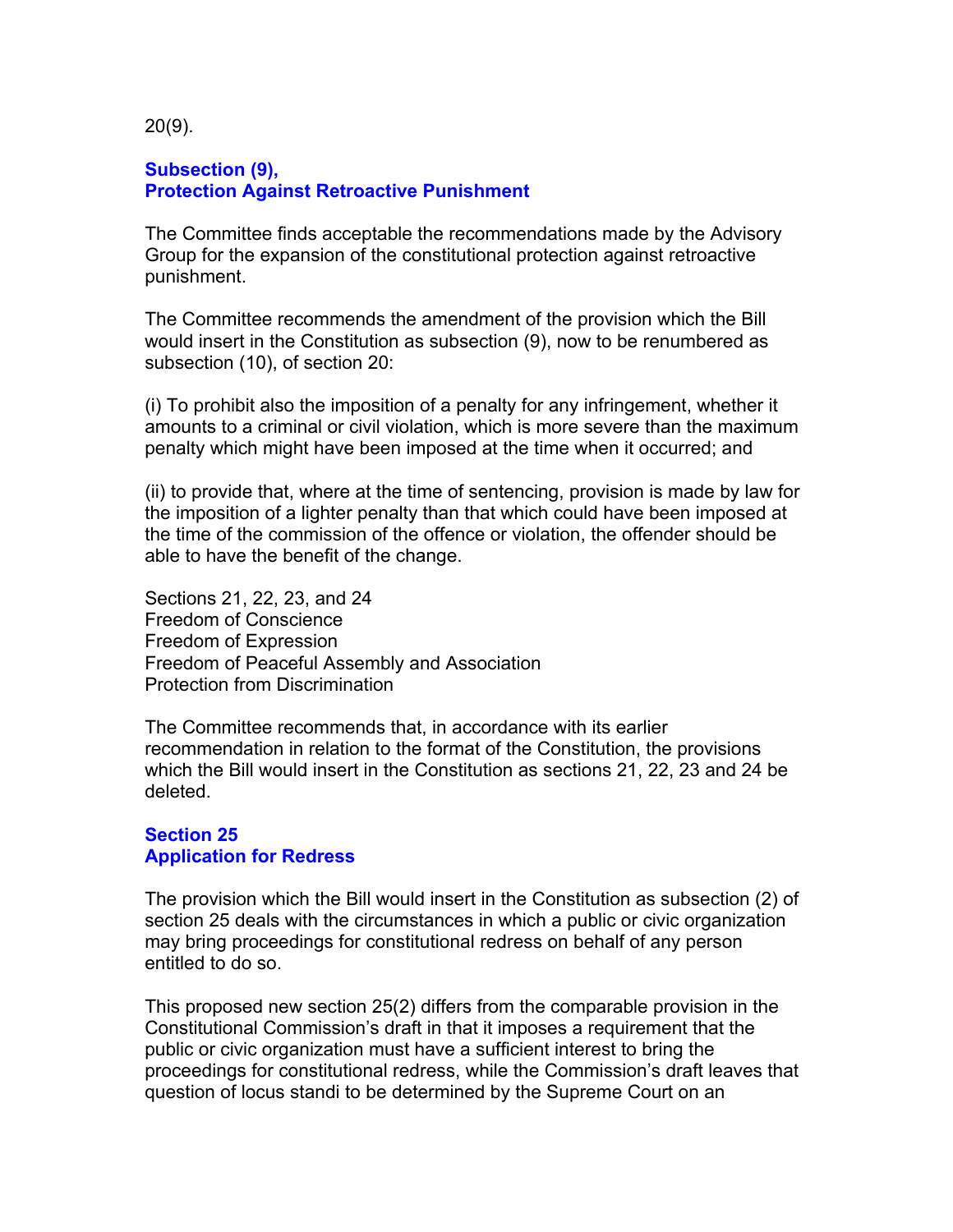20(9).

### Subsection (9), Protection Against Retroactive Punishment

The Committee finds acceptable the recommendations made by the Advisory Group for the expansion of the constitutional protection against retroactive punishment.

The Committee recommends the amendment of the provision which the Bill would insert in the Constitution as subsection (9), now to be renumbered as subsection (10), of section 20:

(i) To prohibit also the imposition of a penalty for any infringement, whether it amounts to a criminal or civil violation, which is more severe than the maximum penalty which might have been imposed at the time when it occurred; and

(ii) to provide that, where at the time of sentencing, provision is made by law for the imposition of a lighter penalty than that which could have been imposed at the time of the commission of the offence or violation, the offender should be able to have the benefit of the change.

Sections 21, 22, 23, and 24
Freedom of Conscience
Freedom of Expression
Freedom of Peaceful Assembly and Association
Protection from Discrimination

The Committee recommends that, in accordance with its earlier recommendation in relation to the format of the Constitution, the provisions which the Bill would insert in the Constitution as sections 21, 22, 23 and 24 be deleted.

### Section 25 Application for Redress

The provision which the Bill would insert in the Constitution as subsection (2) of section 25 deals with the circumstances in which a public or civic organization may bring proceedings for constitutional redress on behalf of any person entitled to do so.

This proposed new section 25(2) differs from the comparable provision in the Constitutional Commission's draft in that it imposes a requirement that the public or civic organization must have a sufficient interest to bring the proceedings for constitutional redress, while the Commission's draft leaves that question of locus standi to be determined by the Supreme Court on an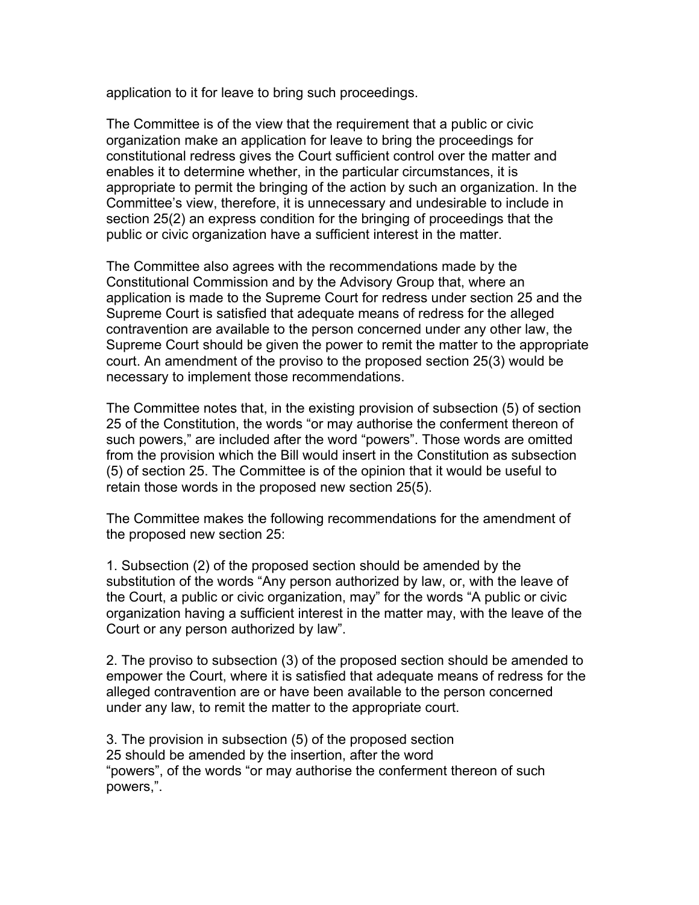application to it for leave to bring such proceedings.

The Committee is of the view that the requirement that a public or civic organization make an application for leave to bring the proceedings for constitutional redress gives the Court sufficient control over the matter and enables it to determine whether, in the particular circumstances, it is appropriate to permit the bringing of the action by such an organization. In the Committee's view, therefore, it is unnecessary and undesirable to include in section 25(2) an express condition for the bringing of proceedings that the public or civic organization have a sufficient interest in the matter.

The Committee also agrees with the recommendations made by the Constitutional Commission and by the Advisory Group that, where an application is made to the Supreme Court for redress under section 25 and the Supreme Court is satisfied that adequate means of redress for the alleged contravention are available to the person concerned under any other law, the Supreme Court should be given the power to remit the matter to the appropriate court. An amendment of the proviso to the proposed section 25(3) would be necessary to implement those recommendations.

The Committee notes that, in the existing provision of subsection (5) of section 25 of the Constitution, the words "or may authorise the conferment thereon of such powers," are included after the word "powers". Those words are omitted from the provision which the Bill would insert in the Constitution as subsection (5) of section 25. The Committee is of the opinion that it would be useful to retain those words in the proposed new section 25(5).

The Committee makes the following recommendations for the amendment of the proposed new section 25:

1. Subsection (2) of the proposed section should be amended by the substitution of the words "Any person authorized by law, or, with the leave of the Court, a public or civic organization, may" for the words "A public or civic organization having a sufficient interest in the matter may, with the leave of the Court or any person authorized by law".

2. The proviso to subsection (3) of the proposed section should be amended to empower the Court, where it is satisfied that adequate means of redress for the alleged contravention are or have been available to the person concerned under any law, to remit the matter to the appropriate court.

3. The provision in subsection (5) of the proposed section 25 should be amended by the insertion, after the word "powers", of the words "or may authorise the conferment thereon of such powers,".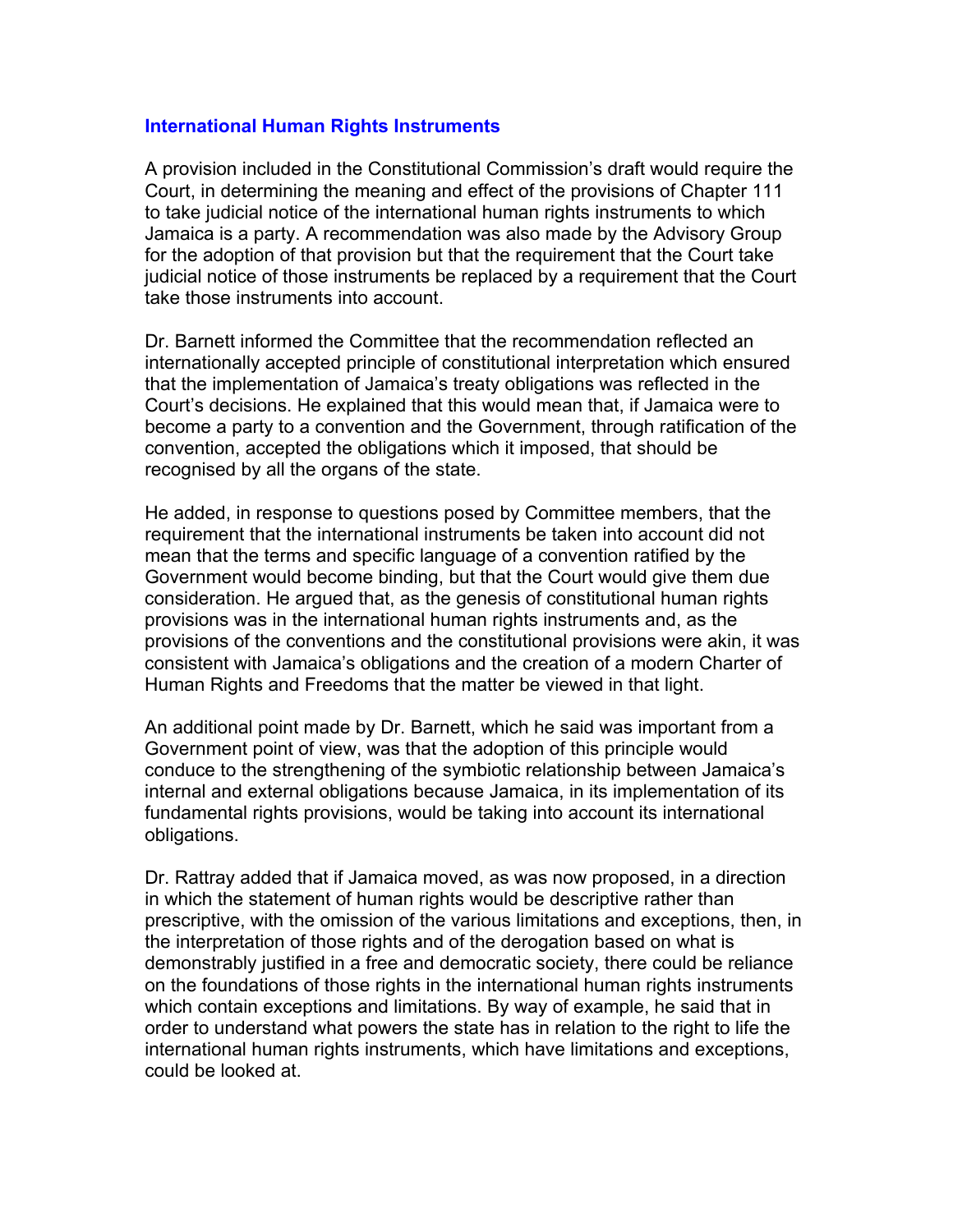## International Human Rights Instruments

A provision included in the Constitutional Commission's draft would require the Court, in determining the meaning and effect of the provisions of Chapter 111 to take judicial notice of the international human rights instruments to which Jamaica is a party. A recommendation was also made by the Advisory Group for the adoption of that provision but that the requirement that the Court take judicial notice of those instruments be replaced by a requirement that the Court take those instruments into account.

Dr. Barnett informed the Committee that the recommendation reflected an internationally accepted principle of constitutional interpretation which ensured that the implementation of Jamaica's treaty obligations was reflected in the Court's decisions. He explained that this would mean that, if Jamaica were to become a party to a convention and the Government, through ratification of the convention, accepted the obligations which it imposed, that should be recognised by all the organs of the state.

He added, in response to questions posed by Committee members, that the requirement that the international instruments be taken into account did not mean that the terms and specific language of a convention ratified by the Government would become binding, but that the Court would give them due consideration. He argued that, as the genesis of constitutional human rights provisions was in the international human rights instruments and, as the provisions of the conventions and the constitutional provisions were akin, it was consistent with Jamaica's obligations and the creation of a modern Charter of Human Rights and Freedoms that the matter be viewed in that light.

An additional point made by Dr. Barnett, which he said was important from a Government point of view, was that the adoption of this principle would conduce to the strengthening of the symbiotic relationship between Jamaica's internal and external obligations because Jamaica, in its implementation of its fundamental rights provisions, would be taking into account its international obligations.

Dr. Rattray added that if Jamaica moved, as was now proposed, in a direction in which the statement of human rights would be descriptive rather than prescriptive, with the omission of the various limitations and exceptions, then, in the interpretation of those rights and of the derogation based on what is demonstrably justified in a free and democratic society, there could be reliance on the foundations of those rights in the international human rights instruments which contain exceptions and limitations. By way of example, he said that in order to understand what powers the state has in relation to the right to life the international human rights instruments, which have limitations and exceptions, could be looked at.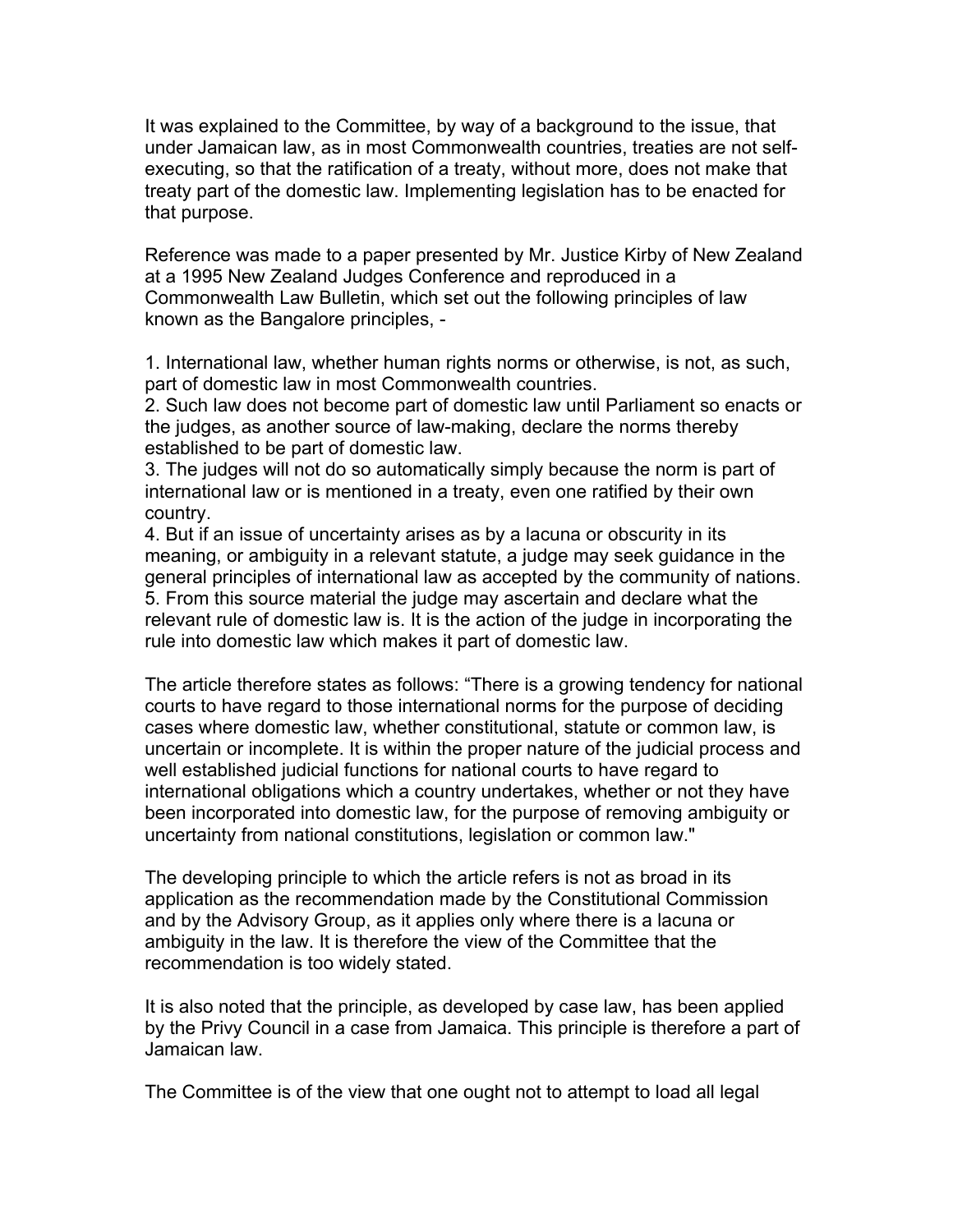It was explained to the Committee, by way of a background to the issue, that under Jamaican law, as in most Commonwealth countries, treaties are not self-executing, so that the ratification of a treaty, without more, does not make that treaty part of the domestic law. Implementing legislation has to be enacted for that purpose.

Reference was made to a paper presented by Mr. Justice Kirby of New Zealand at a 1995 New Zealand Judges Conference and reproduced in a Commonwealth Law Bulletin, which set out the following principles of law known as the Bangalore principles, -

1. International law, whether human rights norms or otherwise, is not, as such, part of domestic law in most Commonwealth countries.
2. Such law does not become part of domestic law until Parliament so enacts or the judges, as another source of law-making, declare the norms thereby established to be part of domestic law.
3. The judges will not do so automatically simply because the norm is part of international law or is mentioned in a treaty, even one ratified by their own country.
4. But if an issue of uncertainty arises as by a lacuna or obscurity in its meaning, or ambiguity in a relevant statute, a judge may seek guidance in the general principles of international law as accepted by the community of nations.
5. From this source material the judge may ascertain and declare what the relevant rule of domestic law is. It is the action of the judge in incorporating the rule into domestic law which makes it part of domestic law.

The article therefore states as follows: “There is a growing tendency for national courts to have regard to those international norms for the purpose of deciding cases where domestic law, whether constitutional, statute or common law, is uncertain or incomplete. It is within the proper nature of the judicial process and well established judicial functions for national courts to have regard to international obligations which a country undertakes, whether or not they have been incorporated into domestic law, for the purpose of removing ambiguity or uncertainty from national constitutions, legislation or common law."

The developing principle to which the article refers is not as broad in its application as the recommendation made by the Constitutional Commission and by the Advisory Group, as it applies only where there is a lacuna or ambiguity in the law. It is therefore the view of the Committee that the recommendation is too widely stated.

It is also noted that the principle, as developed by case law, has been applied by the Privy Council in a case from Jamaica. This principle is therefore a part of Jamaican law.

The Committee is of the view that one ought not to attempt to load all legal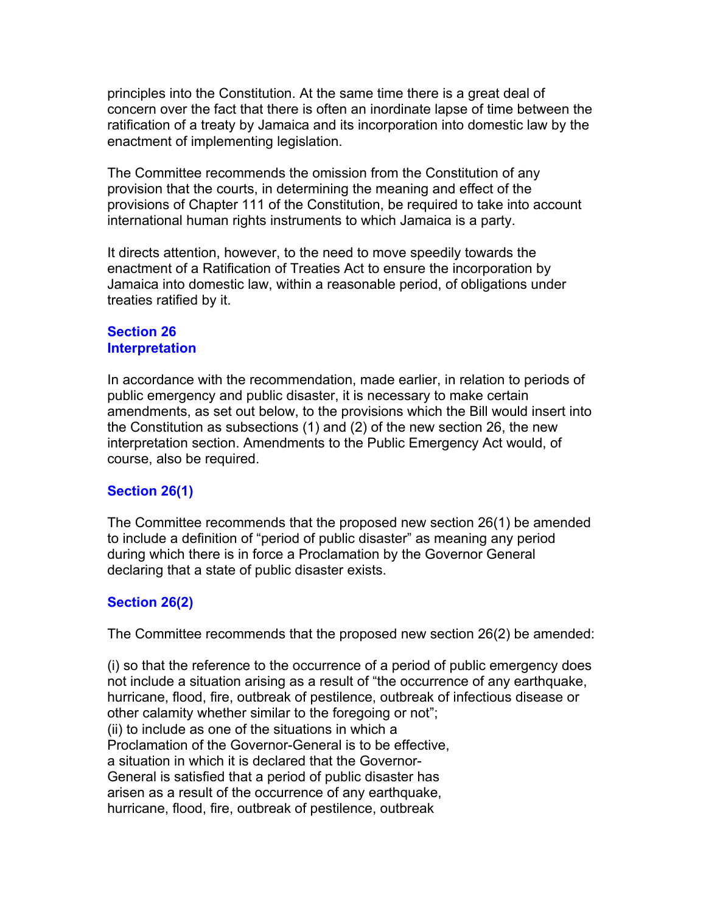principles into the Constitution. At the same time there is a great deal of concern over the fact that there is often an inordinate lapse of time between the ratification of a treaty by Jamaica and its incorporation into domestic law by the enactment of implementing legislation.

The Committee recommends the omission from the Constitution of any provision that the courts, in determining the meaning and effect of the provisions of Chapter 111 of the Constitution, be required to take into account international human rights instruments to which Jamaica is a party.

It directs attention, however, to the need to move speedily towards the enactment of a Ratification of Treaties Act to ensure the incorporation by Jamaica into domestic law, within a reasonable period, of obligations under treaties ratified by it.

### Section 26
### Interpretation

In accordance with the recommendation, made earlier, in relation to periods of public emergency and public disaster, it is necessary to make certain amendments, as set out below, to the provisions which the Bill would insert into the Constitution as subsections (1) and (2) of the new section 26, the new interpretation section. Amendments to the Public Emergency Act would, of course, also be required.

### Section 26(1)

The Committee recommends that the proposed new section 26(1) be amended to include a definition of "period of public disaster" as meaning any period during which there is in force a Proclamation by the Governor General declaring that a state of public disaster exists.

### Section 26(2)

The Committee recommends that the proposed new section 26(2) be amended:

(i) so that the reference to the occurrence of a period of public emergency does not include a situation arising as a result of "the occurrence of any earthquake, hurricane, flood, fire, outbreak of pestilence, outbreak of infectious disease or other calamity whether similar to the foregoing or not";
(ii) to include as one of the situations in which a Proclamation of the Governor-General is to be effective, a situation in which it is declared that the Governor-General is satisfied that a period of public disaster has arisen as a result of the occurrence of any earthquake, hurricane, flood, fire, outbreak of pestilence, outbreak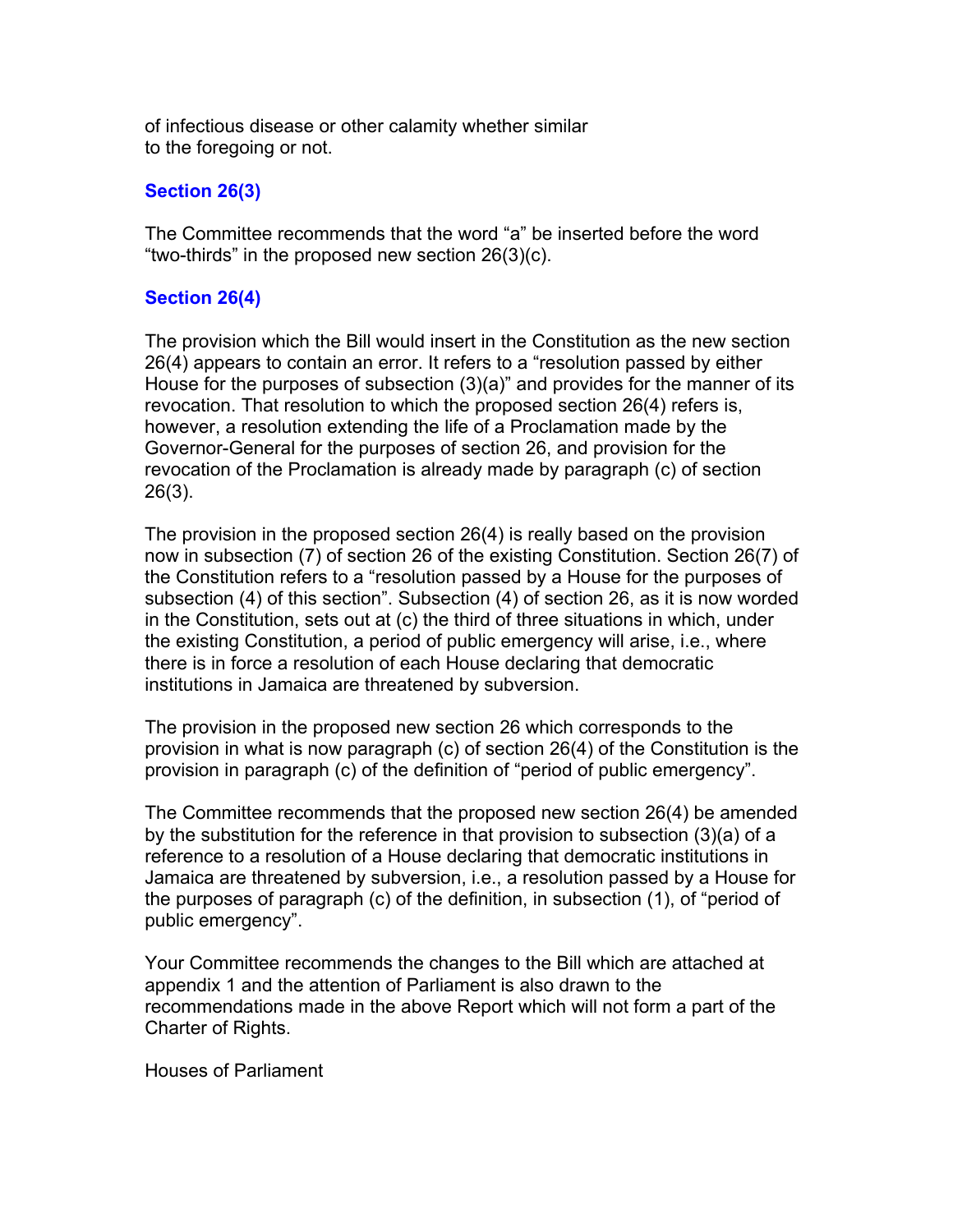of infectious disease or other calamity whether similar to the foregoing or not.

### Section 26(3)

The Committee recommends that the word "a" be inserted before the word "two-thirds" in the proposed new section 26(3)(c).

### Section 26(4)

The provision which the Bill would insert in the Constitution as the new section 26(4) appears to contain an error. It refers to a "resolution passed by either House for the purposes of subsection (3)(a)" and provides for the manner of its revocation. That resolution to which the proposed section 26(4) refers is, however, a resolution extending the life of a Proclamation made by the Governor-General for the purposes of section 26, and provision for the revocation of the Proclamation is already made by paragraph (c) of section 26(3).

The provision in the proposed section 26(4) is really based on the provision now in subsection (7) of section 26 of the existing Constitution. Section 26(7) of the Constitution refers to a "resolution passed by a House for the purposes of subsection (4) of this section". Subsection (4) of section 26, as it is now worded in the Constitution, sets out at (c) the third of three situations in which, under the existing Constitution, a period of public emergency will arise, i.e., where there is in force a resolution of each House declaring that democratic institutions in Jamaica are threatened by subversion.

The provision in the proposed new section 26 which corresponds to the provision in what is now paragraph (c) of section 26(4) of the Constitution is the provision in paragraph (c) of the definition of "period of public emergency".

The Committee recommends that the proposed new section 26(4) be amended by the substitution for the reference in that provision to subsection (3)(a) of a reference to a resolution of a House declaring that democratic institutions in Jamaica are threatened by subversion, i.e., a resolution passed by a House for the purposes of paragraph (c) of the definition, in subsection (1), of "period of public emergency".

Your Committee recommends the changes to the Bill which are attached at appendix 1 and the attention of Parliament is also drawn to the recommendations made in the above Report which will not form a part of the Charter of Rights.

Houses of Parliament